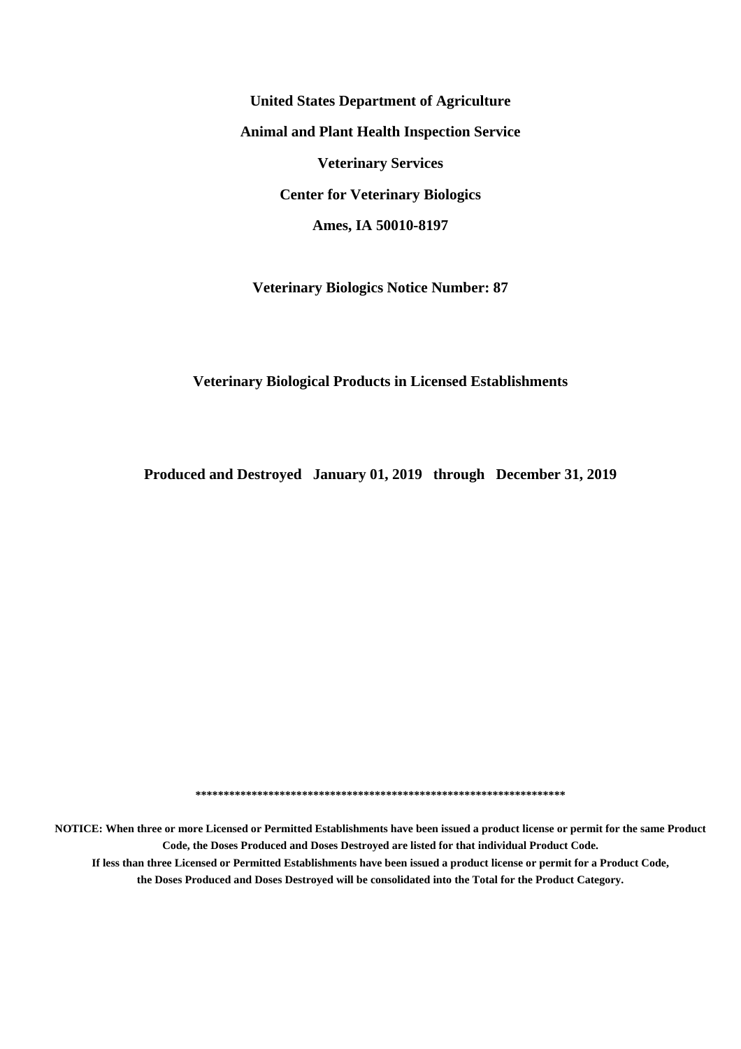**United States Department of Agriculture**

**Animal and Plant Health Inspection Service**

**Veterinary Services**

**Center for Veterinary Biologics**

**Ames, IA 50010-8197**

**Veterinary Biologics Notice Number: 87**

# Veterinary Biological Products in Licensed Establishments

**Produced and Destroyed January 01, 2019 through December 31, 2019**

**\*\*\*\*\*\*\*\*\*\*\*\*\*\*\*\*\*\*\*\*\*\*\*\*\*\*\*\*\*\*\*\*\*\*\*\*\*\*\*\*\*\*\*\*\*\*\*\*\*\*\*\*\*\*\*\*\*\*\*\*\*\*\*\*\*\***

**NOTICE: When three or more Licensed or Permitted Establishments have been issued a product license or permit for the same Product Code, the Doses Produced and Doses Destroyed are listed for that individual Product Code.**

**If less than three Licensed or Permitted Establishments have been issued a product license or permit for a Product Code, the Doses Produced and Doses Destroyed will be consolidated into the Total for the Product Category.**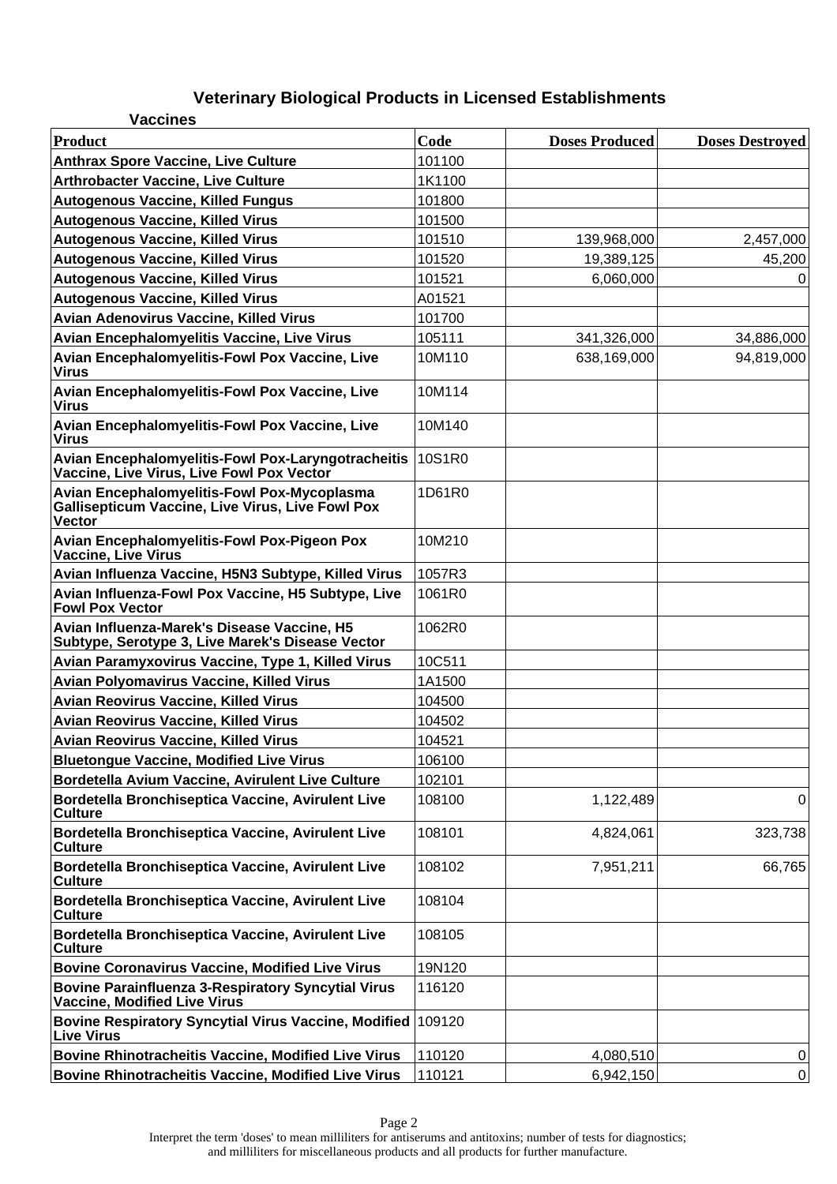## Veterinary Biological Products in Licensed Establishments

### Vaccines

| Product | Code | Doses Produced | Doses Destroyed |
|---|---|---|---|
| Anthrax Spore Vaccine, Live Culture | 101100 | | |
| Arthrobacter Vaccine, Live Culture | 1K1100 | | |
| Autogenous Vaccine, Killed Fungus | 101800 | | |
| Autogenous Vaccine, Killed Virus | 101500 | | |
| Autogenous Vaccine, Killed Virus | 101510 | 139,968,000 | 2,457,000 |
| Autogenous Vaccine, Killed Virus | 101520 | 19,389,125 | 45,200 |
| Autogenous Vaccine, Killed Virus | 101521 | 6,060,000 | 0 |
| Autogenous Vaccine, Killed Virus | A01521 | | |
| Avian Adenovirus Vaccine, Killed Virus | 101700 | | |
| Avian Encephalomyelitis Vaccine, Live Virus | 105111 | 341,326,000 | 34,886,000 |
| Avian Encephalomyelitis-Fowl Pox Vaccine, Live Virus | 10M110 | 638,169,000 | 94,819,000 |
| Avian Encephalomyelitis-Fowl Pox Vaccine, Live Virus | 10M114 | | |
| Avian Encephalomyelitis-Fowl Pox Vaccine, Live Virus | 10M140 | | |
| Avian Encephalomyelitis-Fowl Pox-Laryngotracheitis Vaccine, Live Virus, Live Fowl Pox Vector | 10S1R0 | | |
| Avian Encephalomyelitis-Fowl Pox-Mycoplasma Gallisepticum Vaccine, Live Virus, Live Fowl Pox Vector | 1D61R0 | | |
| Avian Encephalomyelitis-Fowl Pox-Pigeon Pox Vaccine, Live Virus | 10M210 | | |
| Avian Influenza Vaccine, H5N3 Subtype, Killed Virus | 1057R3 | | |
| Avian Influenza-Fowl Pox Vaccine, H5 Subtype, Live Fowl Pox Vector | 1061R0 | | |
| Avian Influenza-Marek's Disease Vaccine, H5 Subtype, Serotype 3, Live Marek's Disease Vector | 1062R0 | | |
| Avian Paramyxovirus Vaccine, Type 1, Killed Virus | 10C511 | | |
| Avian Polyomavirus Vaccine, Killed Virus | 1A1500 | | |
| Avian Reovirus Vaccine, Killed Virus | 104500 | | |
| Avian Reovirus Vaccine, Killed Virus | 104502 | | |
| Avian Reovirus Vaccine, Killed Virus | 104521 | | |
| Bluetongue Vaccine, Modified Live Virus | 106100 | | |
| Bordetella Avium Vaccine, Avirulent Live Culture | 102101 | | |
| Bordetella Bronchiseptica Vaccine, Avirulent Live Culture | 108100 | 1,122,489 | 0 |
| Bordetella Bronchiseptica Vaccine, Avirulent Live Culture | 108101 | 4,824,061 | 323,738 |
| Bordetella Bronchiseptica Vaccine, Avirulent Live Culture | 108102 | 7,951,211 | 66,765 |
| Bordetella Bronchiseptica Vaccine, Avirulent Live Culture | 108104 | | |
| Bordetella Bronchiseptica Vaccine, Avirulent Live Culture | 108105 | | |
| Bovine Coronavirus Vaccine, Modified Live Virus | 19N120 | | |
| Bovine Parainfluenza 3-Respiratory Syncytial Virus Vaccine, Modified Live Virus | 116120 | | |
| Bovine Respiratory Syncytial Virus Vaccine, Modified Live Virus | 109120 | | |
| Bovine Rhinotracheitis Vaccine, Modified Live Virus | 110120 | 4,080,510 | 0 |
| Bovine Rhinotracheitis Vaccine, Modified Live Virus | 110121 | 6,942,150 | 0 |

Interpret the term 'doses' to mean milliliters for antiserums and antitoxins; number of tests for diagnostics; and milliliters for miscellaneous products and all products for further manufacture.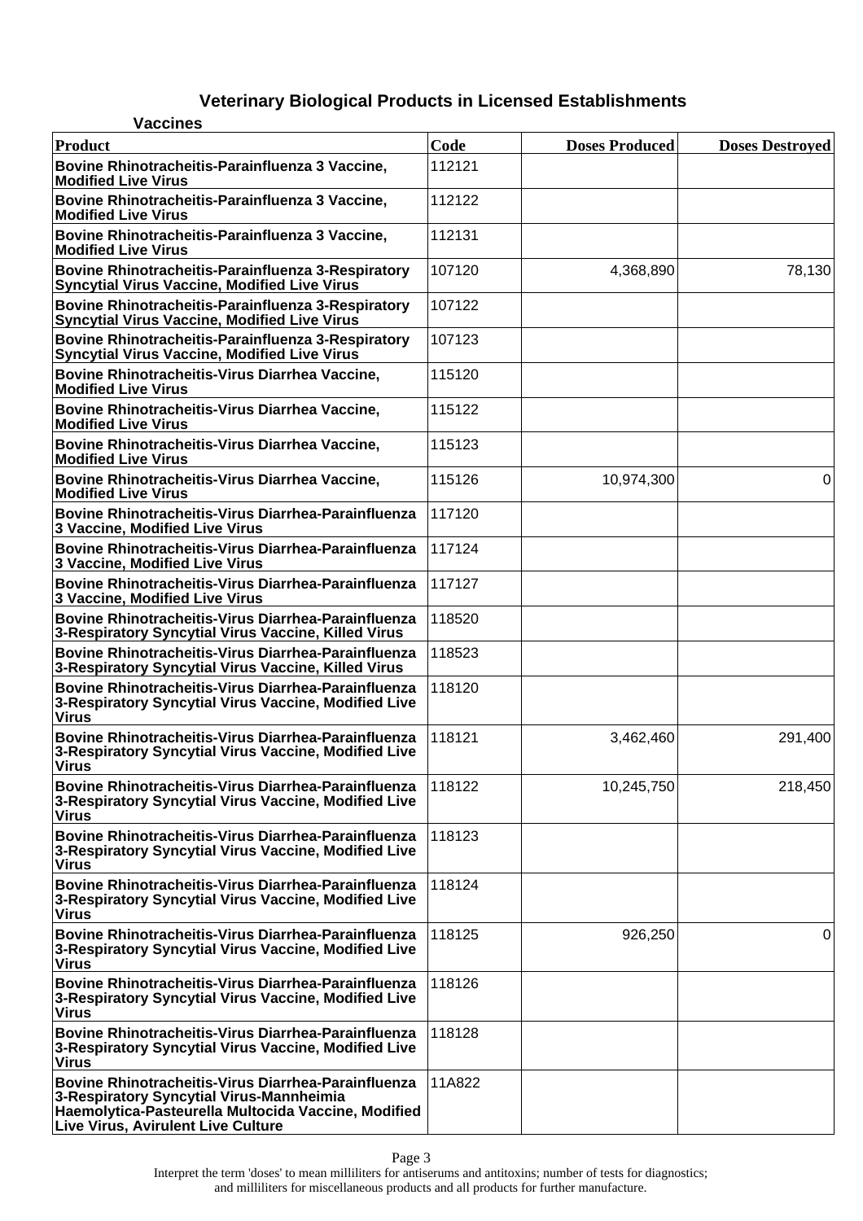# Veterinary Biological Products in Licensed Establishments

## Vaccines

| Product | Code | Doses Produced | Doses Destroyed |
|---|---|---|---|
| Bovine Rhinotracheitis-Parainfluenza 3 Vaccine, Modified Live Virus | 112121 | | |
| Bovine Rhinotracheitis-Parainfluenza 3 Vaccine, Modified Live Virus | 112122 | | |
| Bovine Rhinotracheitis-Parainfluenza 3 Vaccine, Modified Live Virus | 112131 | | |
| Bovine Rhinotracheitis-Parainfluenza 3-Respiratory Syncytial Virus Vaccine, Modified Live Virus | 107120 | 4,368,890 | 78,130 |
| Bovine Rhinotracheitis-Parainfluenza 3-Respiratory Syncytial Virus Vaccine, Modified Live Virus | 107122 | | |
| Bovine Rhinotracheitis-Parainfluenza 3-Respiratory Syncytial Virus Vaccine, Modified Live Virus | 107123 | | |
| Bovine Rhinotracheitis-Virus Diarrhea Vaccine, Modified Live Virus | 115120 | | |
| Bovine Rhinotracheitis-Virus Diarrhea Vaccine, Modified Live Virus | 115122 | | |
| Bovine Rhinotracheitis-Virus Diarrhea Vaccine, Modified Live Virus | 115123 | | |
| Bovine Rhinotracheitis-Virus Diarrhea Vaccine, Modified Live Virus | 115126 | 10,974,300 | 0 |
| Bovine Rhinotracheitis-Virus Diarrhea-Parainfluenza 3 Vaccine, Modified Live Virus | 117120 | | |
| Bovine Rhinotracheitis-Virus Diarrhea-Parainfluenza 3 Vaccine, Modified Live Virus | 117124 | | |
| Bovine Rhinotracheitis-Virus Diarrhea-Parainfluenza 3 Vaccine, Modified Live Virus | 117127 | | |
| Bovine Rhinotracheitis-Virus Diarrhea-Parainfluenza 3-Respiratory Syncytial Virus Vaccine, Killed Virus | 118520 | | |
| Bovine Rhinotracheitis-Virus Diarrhea-Parainfluenza 3-Respiratory Syncytial Virus Vaccine, Killed Virus | 118523 | | |
| Bovine Rhinotracheitis-Virus Diarrhea-Parainfluenza 3-Respiratory Syncytial Virus Vaccine, Modified Live Virus | 118120 | | |
| Bovine Rhinotracheitis-Virus Diarrhea-Parainfluenza 3-Respiratory Syncytial Virus Vaccine, Modified Live Virus | 118121 | 3,462,460 | 291,400 |
| Bovine Rhinotracheitis-Virus Diarrhea-Parainfluenza 3-Respiratory Syncytial Virus Vaccine, Modified Live Virus | 118122 | 10,245,750 | 218,450 |
| Bovine Rhinotracheitis-Virus Diarrhea-Parainfluenza 3-Respiratory Syncytial Virus Vaccine, Modified Live Virus | 118123 | | |
| Bovine Rhinotracheitis-Virus Diarrhea-Parainfluenza 3-Respiratory Syncytial Virus Vaccine, Modified Live Virus | 118124 | | |
| Bovine Rhinotracheitis-Virus Diarrhea-Parainfluenza 3-Respiratory Syncytial Virus Vaccine, Modified Live Virus | 118125 | 926,250 | 0 |
| Bovine Rhinotracheitis-Virus Diarrhea-Parainfluenza 3-Respiratory Syncytial Virus Vaccine, Modified Live Virus | 118126 | | |
| Bovine Rhinotracheitis-Virus Diarrhea-Parainfluenza 3-Respiratory Syncytial Virus Vaccine, Modified Live Virus | 118128 | | |
| Bovine Rhinotracheitis-Virus Diarrhea-Parainfluenza 3-Respiratory Syncytial Virus-Mannheimia Haemolytica-Pasteurella Multocida Vaccine, Modified Live Virus, Avirulent Live Culture | 11A822 | | |

Interpret the term 'doses' to mean milliliters for antiserums and antitoxins; number of tests for diagnostics; and milliliters for miscellaneous products and all products for further manufacture.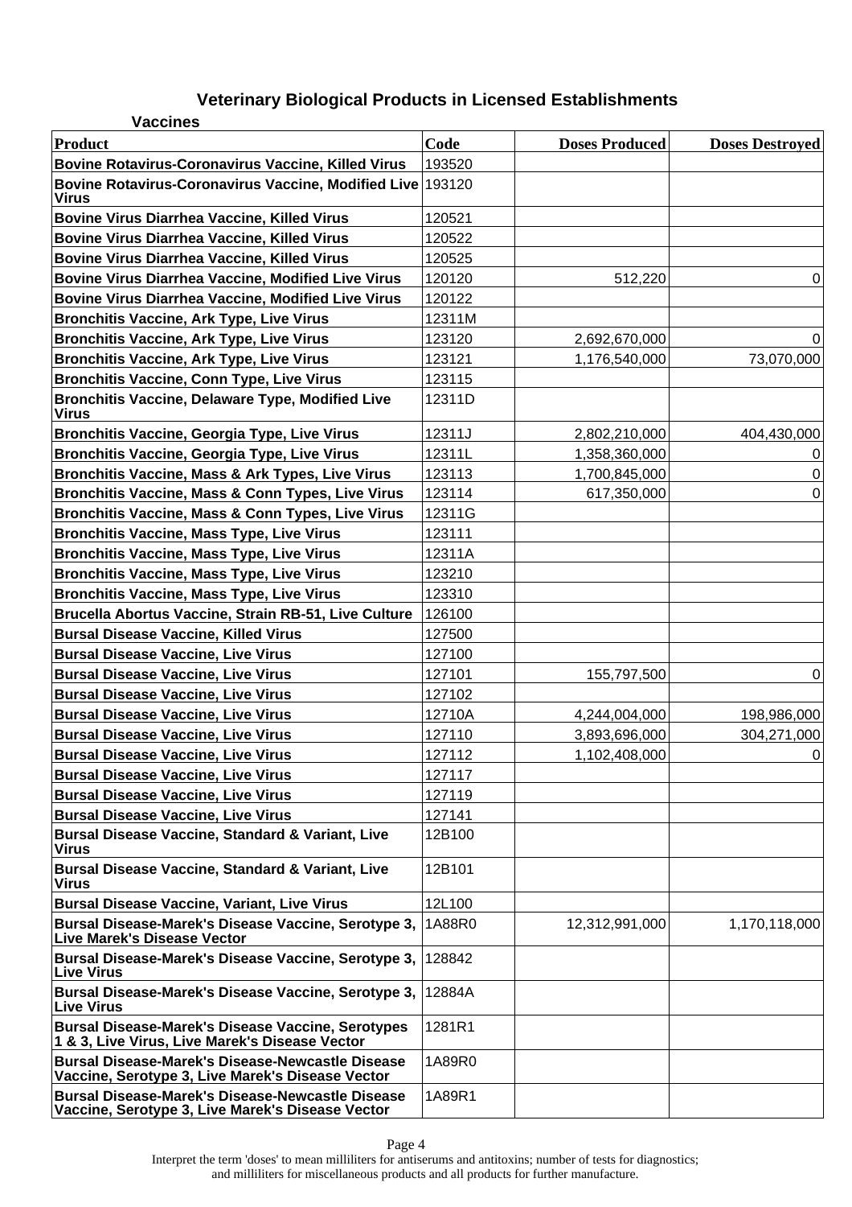# Veterinary Biological Products in Licensed Establishments

## Vaccines

| Product | Code | Doses Produced | Doses Destroyed |
|---|---|---|---|
| Bovine Rotavirus-Coronavirus Vaccine, Killed Virus | 193520 | | |
| Bovine Rotavirus-Coronavirus Vaccine, Modified Live Virus | 193120 | | |
| Bovine Virus Diarrhea Vaccine, Killed Virus | 120521 | | |
| Bovine Virus Diarrhea Vaccine, Killed Virus | 120522 | | |
| Bovine Virus Diarrhea Vaccine, Killed Virus | 120525 | | |
| Bovine Virus Diarrhea Vaccine, Modified Live Virus | 120120 | 512,220 | 0 |
| Bovine Virus Diarrhea Vaccine, Modified Live Virus | 120122 | | |
| Bronchitis Vaccine, Ark Type, Live Virus | 12311M | | |
| Bronchitis Vaccine, Ark Type, Live Virus | 123120 | 2,692,670,000 | 0 |
| Bronchitis Vaccine, Ark Type, Live Virus | 123121 | 1,176,540,000 | 73,070,000 |
| Bronchitis Vaccine, Conn Type, Live Virus | 123115 | | |
| Bronchitis Vaccine, Delaware Type, Modified Live Virus | 12311D | | |
| Bronchitis Vaccine, Georgia Type, Live Virus | 12311J | 2,802,210,000 | 404,430,000 |
| Bronchitis Vaccine, Georgia Type, Live Virus | 12311L | 1,358,360,000 | 0 |
| Bronchitis Vaccine, Mass & Ark Types, Live Virus | 123113 | 1,700,845,000 | 0 |
| Bronchitis Vaccine, Mass & Conn Types, Live Virus | 123114 | 617,350,000 | 0 |
| Bronchitis Vaccine, Mass & Conn Types, Live Virus | 12311G | | |
| Bronchitis Vaccine, Mass Type, Live Virus | 123111 | | |
| Bronchitis Vaccine, Mass Type, Live Virus | 12311A | | |
| Bronchitis Vaccine, Mass Type, Live Virus | 123210 | | |
| Bronchitis Vaccine, Mass Type, Live Virus | 123310 | | |
| Brucella Abortus Vaccine, Strain RB-51, Live Culture | 126100 | | |
| Bursal Disease Vaccine, Killed Virus | 127500 | | |
| Bursal Disease Vaccine, Live Virus | 127100 | | |
| Bursal Disease Vaccine, Live Virus | 127101 | 155,797,500 | 0 |
| Bursal Disease Vaccine, Live Virus | 127102 | | |
| Bursal Disease Vaccine, Live Virus | 12710A | 4,244,004,000 | 198,986,000 |
| Bursal Disease Vaccine, Live Virus | 127110 | 3,893,696,000 | 304,271,000 |
| Bursal Disease Vaccine, Live Virus | 127112 | 1,102,408,000 | 0 |
| Bursal Disease Vaccine, Live Virus | 127117 | | |
| Bursal Disease Vaccine, Live Virus | 127119 | | |
| Bursal Disease Vaccine, Live Virus | 127141 | | |
| Bursal Disease Vaccine, Standard & Variant, Live Virus | 12B100 | | |
| Bursal Disease Vaccine, Standard & Variant, Live Virus | 12B101 | | |
| Bursal Disease Vaccine, Variant, Live Virus | 12L100 | | |
| Bursal Disease-Marek's Disease Vaccine, Serotype 3, Live Marek's Disease Vector | 1A88R0 | 12,312,991,000 | 1,170,118,000 |
| Bursal Disease-Marek's Disease Vaccine, Serotype 3, Live Virus | 128842 | | |
| Bursal Disease-Marek's Disease Vaccine, Serotype 3, Live Virus | 12884A | | |
| Bursal Disease-Marek's Disease Vaccine, Serotypes 1 & 3, Live Virus, Live Marek's Disease Vector | 1281R1 | | |
| Bursal Disease-Marek's Disease-Newcastle Disease Vaccine, Serotype 3, Live Marek's Disease Vector | 1A89R0 | | |
| Bursal Disease-Marek's Disease-Newcastle Disease Vaccine, Serotype 3, Live Marek's Disease Vector | 1A89R1 | | |

Interpret the term 'doses' to mean milliliters for antiserums and antitoxins; number of tests for diagnostics; and milliliters for miscellaneous products and all products for further manufacture.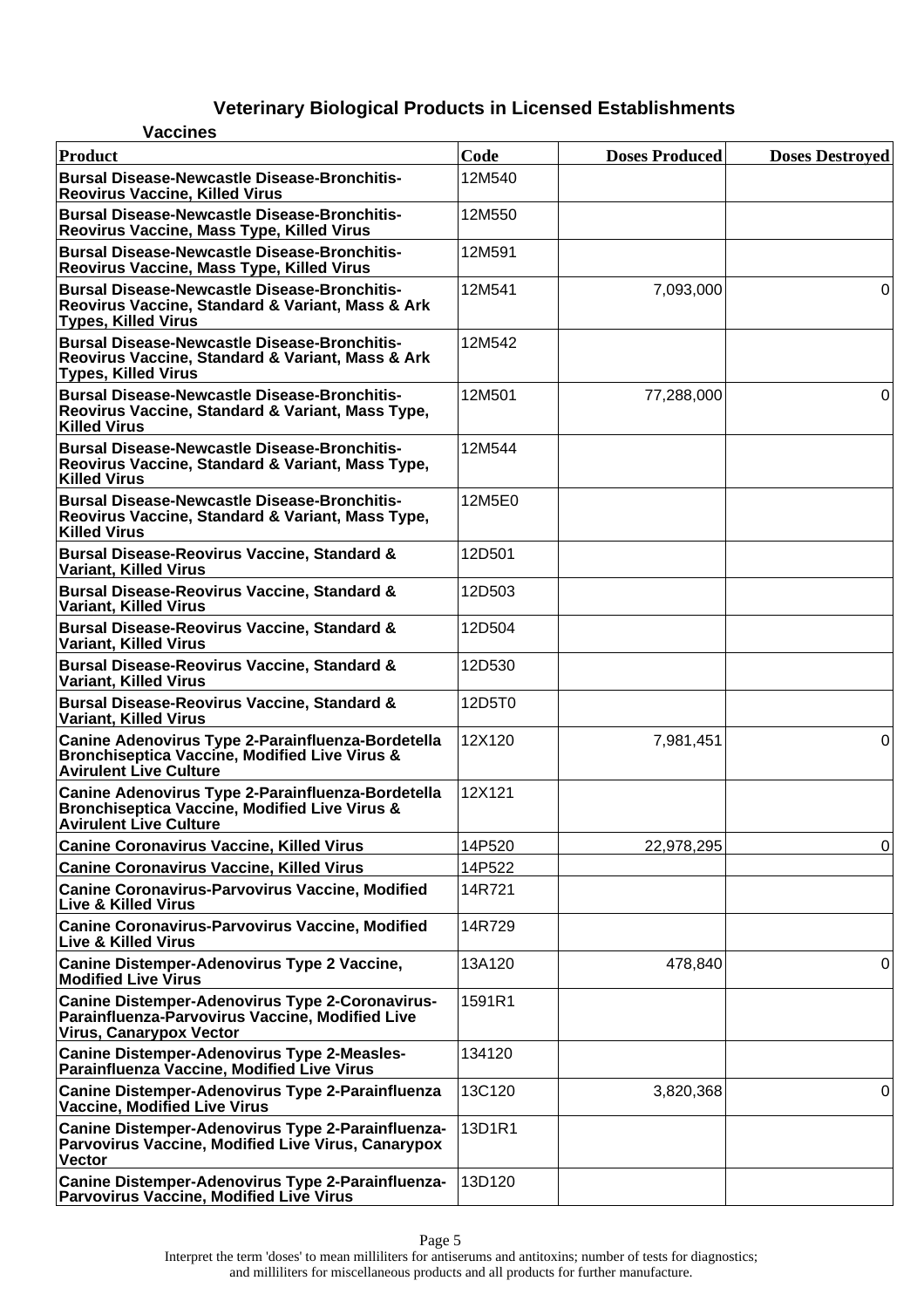# Veterinary Biological Products in Licensed Establishments

**Vaccines**

| Product | Code | Doses Produced | Doses Destroyed |
|---|---|---|---|
| Bursal Disease-Newcastle Disease-Bronchitis-Reovirus Vaccine, Killed Virus | 12M540 | | |
| Bursal Disease-Newcastle Disease-Bronchitis-Reovirus Vaccine, Mass Type, Killed Virus | 12M550 | | |
| Bursal Disease-Newcastle Disease-Bronchitis-Reovirus Vaccine, Mass Type, Killed Virus | 12M591 | | |
| Bursal Disease-Newcastle Disease-Bronchitis-Reovirus Vaccine, Standard & Variant, Mass & Ark Types, Killed Virus | 12M541 | 7,093,000 | 0 |
| Bursal Disease-Newcastle Disease-Bronchitis-Reovirus Vaccine, Standard & Variant, Mass & Ark Types, Killed Virus | 12M542 | | |
| Bursal Disease-Newcastle Disease-Bronchitis-Reovirus Vaccine, Standard & Variant, Mass Type, Killed Virus | 12M501 | 77,288,000 | 0 |
| Bursal Disease-Newcastle Disease-Bronchitis-Reovirus Vaccine, Standard & Variant, Mass Type, Killed Virus | 12M544 | | |
| Bursal Disease-Newcastle Disease-Bronchitis-Reovirus Vaccine, Standard & Variant, Mass Type, Killed Virus | 12M5E0 | | |
| Bursal Disease-Reovirus Vaccine, Standard & Variant, Killed Virus | 12D501 | | |
| Bursal Disease-Reovirus Vaccine, Standard & Variant, Killed Virus | 12D503 | | |
| Bursal Disease-Reovirus Vaccine, Standard & Variant, Killed Virus | 12D504 | | |
| Bursal Disease-Reovirus Vaccine, Standard & Variant, Killed Virus | 12D530 | | |
| Bursal Disease-Reovirus Vaccine, Standard & Variant, Killed Virus | 12D5T0 | | |
| Canine Adenovirus Type 2-Parainfluenza-Bordetella Bronchiseptica Vaccine, Modified Live Virus & Avirulent Live Culture | 12X120 | 7,981,451 | 0 |
| Canine Adenovirus Type 2-Parainfluenza-Bordetella Bronchiseptica Vaccine, Modified Live Virus & Avirulent Live Culture | 12X121 | | |
| Canine Coronavirus Vaccine, Killed Virus | 14P520 | 22,978,295 | 0 |
| Canine Coronavirus Vaccine, Killed Virus | 14P522 | | |
| Canine Coronavirus-Parvovirus Vaccine, Modified Live & Killed Virus | 14R721 | | |
| Canine Coronavirus-Parvovirus Vaccine, Modified Live & Killed Virus | 14R729 | | |
| Canine Distemper-Adenovirus Type 2 Vaccine, Modified Live Virus | 13A120 | 478,840 | 0 |
| Canine Distemper-Adenovirus Type 2-Coronavirus-Parainfluenza-Parvovirus Vaccine, Modified Live Virus, Canarypox Vector | 1591R1 | | |
| Canine Distemper-Adenovirus Type 2-Measles-Parainfluenza Vaccine, Modified Live Virus | 134120 | | |
| Canine Distemper-Adenovirus Type 2-Parainfluenza Vaccine, Modified Live Virus | 13C120 | 3,820,368 | 0 |
| Canine Distemper-Adenovirus Type 2-Parainfluenza-Parvovirus Vaccine, Modified Live Virus, Canarypox Vector | 13D1R1 | | |
| Canine Distemper-Adenovirus Type 2-Parainfluenza-Parvovirus Vaccine, Modified Live Virus | 13D120 | | |

Interpret the term 'doses' to mean milliliters for antiserums and antitoxins; number of tests for diagnostics; and milliliters for miscellaneous products and all products for further manufacture.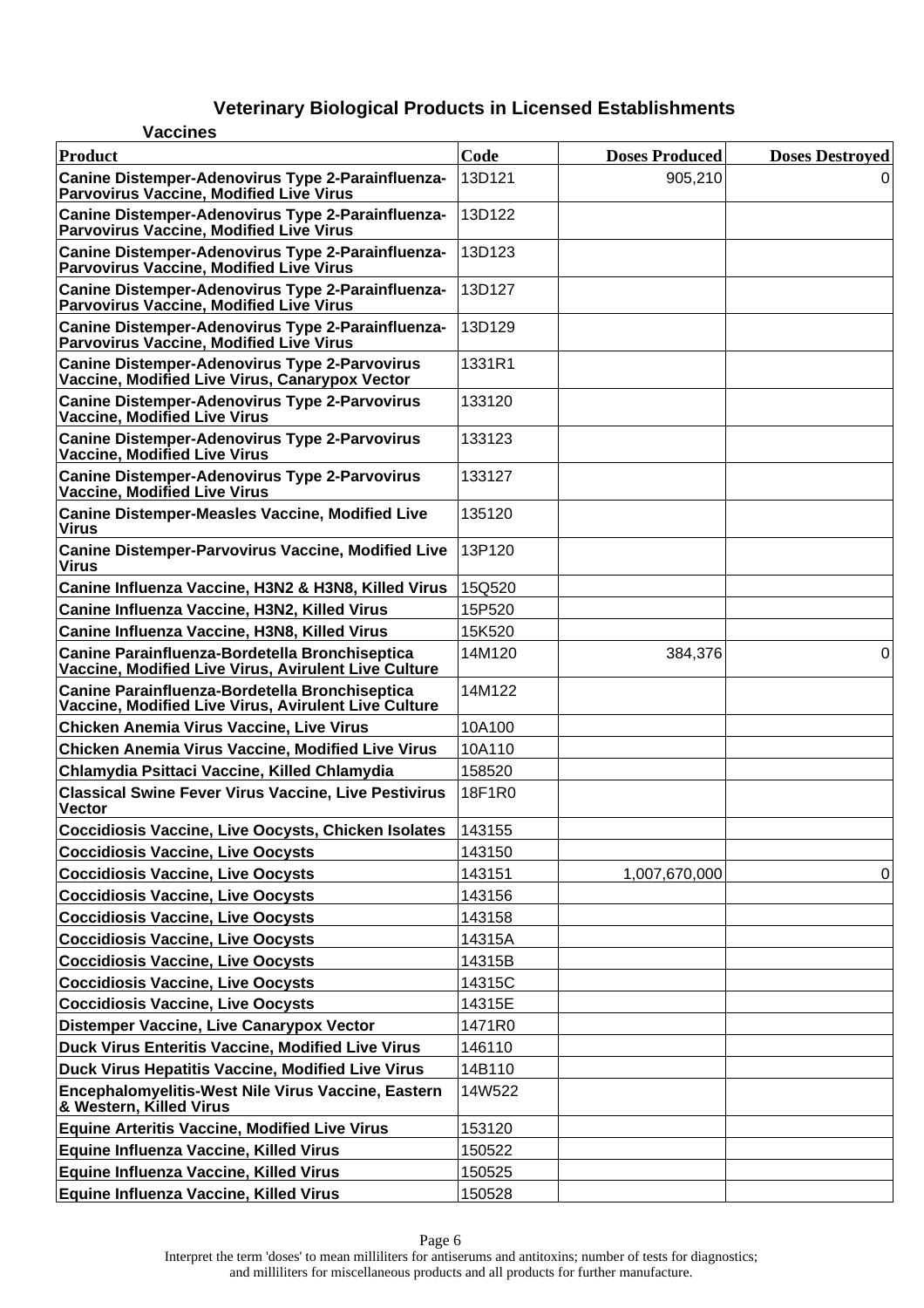# Veterinary Biological Products in Licensed Establishments

## Vaccines

| Product | Code | Doses Produced | Doses Destroyed |
|---|---|---|---|
| Canine Distemper-Adenovirus Type 2-Parainfluenza-Parvovirus Vaccine, Modified Live Virus | 13D121 | 905,210 | 0 |
| Canine Distemper-Adenovirus Type 2-Parainfluenza-Parvovirus Vaccine, Modified Live Virus | 13D122 | | |
| Canine Distemper-Adenovirus Type 2-Parainfluenza-Parvovirus Vaccine, Modified Live Virus | 13D123 | | |
| Canine Distemper-Adenovirus Type 2-Parainfluenza-Parvovirus Vaccine, Modified Live Virus | 13D127 | | |
| Canine Distemper-Adenovirus Type 2-Parainfluenza-Parvovirus Vaccine, Modified Live Virus | 13D129 | | |
| Canine Distemper-Adenovirus Type 2-Parvovirus Vaccine, Modified Live Virus, Canarypox Vector | 1331R1 | | |
| Canine Distemper-Adenovirus Type 2-Parvovirus Vaccine, Modified Live Virus | 133120 | | |
| Canine Distemper-Adenovirus Type 2-Parvovirus Vaccine, Modified Live Virus | 133123 | | |
| Canine Distemper-Adenovirus Type 2-Parvovirus Vaccine, Modified Live Virus | 133127 | | |
| Canine Distemper-Measles Vaccine, Modified Live Virus | 135120 | | |
| Canine Distemper-Parvovirus Vaccine, Modified Live Virus | 13P120 | | |
| Canine Influenza Vaccine, H3N2 & H3N8, Killed Virus | 15Q520 | | |
| Canine Influenza Vaccine, H3N2, Killed Virus | 15P520 | | |
| Canine Influenza Vaccine, H3N8, Killed Virus | 15K520 | | |
| Canine Parainfluenza-Bordetella Bronchiseptica Vaccine, Modified Live Virus, Avirulent Live Culture | 14M120 | 384,376 | 0 |
| Canine Parainfluenza-Bordetella Bronchiseptica Vaccine, Modified Live Virus, Avirulent Live Culture | 14M122 | | |
| Chicken Anemia Virus Vaccine, Live Virus | 10A100 | | |
| Chicken Anemia Virus Vaccine, Modified Live Virus | 10A110 | | |
| Chlamydia Psittaci Vaccine, Killed Chlamydia | 158520 | | |
| Classical Swine Fever Virus Vaccine, Live Pestivirus Vector | 18F1R0 | | |
| Coccidiosis Vaccine, Live Oocysts, Chicken Isolates | 143155 | | |
| Coccidiosis Vaccine, Live Oocysts | 143150 | | |
| Coccidiosis Vaccine, Live Oocysts | 143151 | 1,007,670,000 | 0 |
| Coccidiosis Vaccine, Live Oocysts | 143156 | | |
| Coccidiosis Vaccine, Live Oocysts | 143158 | | |
| Coccidiosis Vaccine, Live Oocysts | 14315A | | |
| Coccidiosis Vaccine, Live Oocysts | 14315B | | |
| Coccidiosis Vaccine, Live Oocysts | 14315C | | |
| Coccidiosis Vaccine, Live Oocysts | 14315E | | |
| Distemper Vaccine, Live Canarypox Vector | 1471R0 | | |
| Duck Virus Enteritis Vaccine, Modified Live Virus | 146110 | | |
| Duck Virus Hepatitis Vaccine, Modified Live Virus | 14B110 | | |
| Encephalomyelitis-West Nile Virus Vaccine, Eastern & Western, Killed Virus | 14W522 | | |
| Equine Arteritis Vaccine, Modified Live Virus | 153120 | | |
| Equine Influenza Vaccine, Killed Virus | 150522 | | |
| Equine Influenza Vaccine, Killed Virus | 150525 | | |
| Equine Influenza Vaccine, Killed Virus | 150528 | | |

Interpret the term 'doses' to mean milliliters for antiserums and antitoxins; number of tests for diagnostics; and milliliters for miscellaneous products and all products for further manufacture.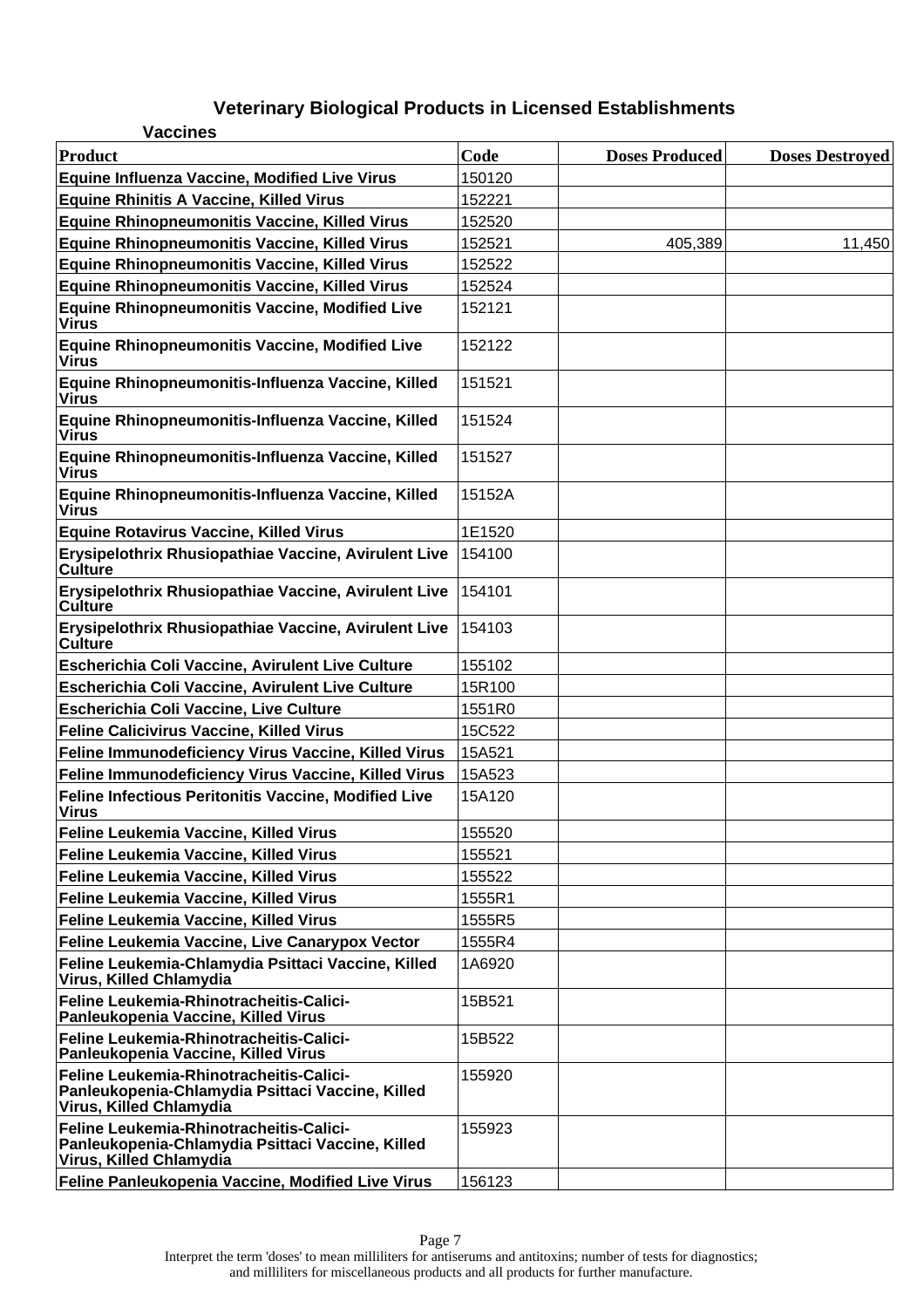## Veterinary Biological Products in Licensed Establishments

### Vaccines

| Product | Code | Doses Produced | Doses Destroyed |
|---|---|---|---|
| Equine Influenza Vaccine, Modified Live Virus | 150120 | | |
| Equine Rhinitis A Vaccine, Killed Virus | 152221 | | |
| Equine Rhinopneumonitis Vaccine, Killed Virus | 152520 | | |
| Equine Rhinopneumonitis Vaccine, Killed Virus | 152521 | 405,389 | 11,450 |
| Equine Rhinopneumonitis Vaccine, Killed Virus | 152522 | | |
| Equine Rhinopneumonitis Vaccine, Killed Virus | 152524 | | |
| Equine Rhinopneumonitis Vaccine, Modified Live Virus | 152121 | | |
| Equine Rhinopneumonitis Vaccine, Modified Live Virus | 152122 | | |
| Equine Rhinopneumonitis-Influenza Vaccine, Killed Virus | 151521 | | |
| Equine Rhinopneumonitis-Influenza Vaccine, Killed Virus | 151524 | | |
| Equine Rhinopneumonitis-Influenza Vaccine, Killed Virus | 151527 | | |
| Equine Rhinopneumonitis-Influenza Vaccine, Killed Virus | 15152A | | |
| Equine Rotavirus Vaccine, Killed Virus | 1E1520 | | |
| Erysipelothrix Rhusiopathiae Vaccine, Avirulent Live Culture | 154100 | | |
| Erysipelothrix Rhusiopathiae Vaccine, Avirulent Live Culture | 154101 | | |
| Erysipelothrix Rhusiopathiae Vaccine, Avirulent Live Culture | 154103 | | |
| Escherichia Coli Vaccine, Avirulent Live Culture | 155102 | | |
| Escherichia Coli Vaccine, Avirulent Live Culture | 15R100 | | |
| Escherichia Coli Vaccine, Live Culture | 1551R0 | | |
| Feline Calicivirus Vaccine, Killed Virus | 15C522 | | |
| Feline Immunodeficiency Virus Vaccine, Killed Virus | 15A521 | | |
| Feline Immunodeficiency Virus Vaccine, Killed Virus | 15A523 | | |
| Feline Infectious Peritonitis Vaccine, Modified Live Virus | 15A120 | | |
| Feline Leukemia Vaccine, Killed Virus | 155520 | | |
| Feline Leukemia Vaccine, Killed Virus | 155521 | | |
| Feline Leukemia Vaccine, Killed Virus | 155522 | | |
| Feline Leukemia Vaccine, Killed Virus | 1555R1 | | |
| Feline Leukemia Vaccine, Killed Virus | 1555R5 | | |
| Feline Leukemia Vaccine, Live Canarypox Vector | 1555R4 | | |
| Feline Leukemia-Chlamydia Psittaci Vaccine, Killed Virus, Killed Chlamydia | 1A6920 | | |
| Feline Leukemia-Rhinotracheitis-Calici-Panleukopenia Vaccine, Killed Virus | 15B521 | | |
| Feline Leukemia-Rhinotracheitis-Calici-Panleukopenia Vaccine, Killed Virus | 15B522 | | |
| Feline Leukemia-Rhinotracheitis-Calici-Panleukopenia-Chlamydia Psittaci Vaccine, Killed Virus, Killed Chlamydia | 155920 | | |
| Feline Leukemia-Rhinotracheitis-Calici-Panleukopenia-Chlamydia Psittaci Vaccine, Killed Virus, Killed Chlamydia | 155923 | | |
| Feline Panleukopenia Vaccine, Modified Live Virus | 156123 | | |

Interpret the term 'doses' to mean milliliters for antiserums and antitoxins; number of tests for diagnostics; and milliliters for miscellaneous products and all products for further manufacture.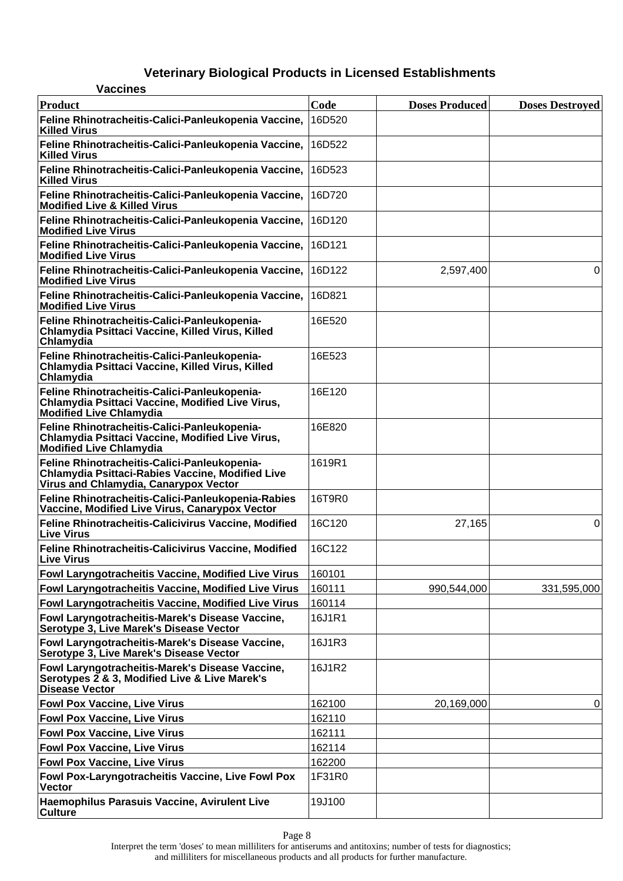# Veterinary Biological Products in Licensed Establishments

## Vaccines

| Product | Code | Doses Produced | Doses Destroyed |
|---|---|---|---|
| Feline Rhinotracheitis-Calici-Panleukopenia Vaccine, Killed Virus | 16D520 | | |
| Feline Rhinotracheitis-Calici-Panleukopenia Vaccine, Killed Virus | 16D522 | | |
| Feline Rhinotracheitis-Calici-Panleukopenia Vaccine, Killed Virus | 16D523 | | |
| Feline Rhinotracheitis-Calici-Panleukopenia Vaccine, Modified Live & Killed Virus | 16D720 | | |
| Feline Rhinotracheitis-Calici-Panleukopenia Vaccine, Modified Live Virus | 16D120 | | |
| Feline Rhinotracheitis-Calici-Panleukopenia Vaccine, Modified Live Virus | 16D121 | | |
| Feline Rhinotracheitis-Calici-Panleukopenia Vaccine, Modified Live Virus | 16D122 | 2,597,400 | 0 |
| Feline Rhinotracheitis-Calici-Panleukopenia Vaccine, Modified Live Virus | 16D821 | | |
| Feline Rhinotracheitis-Calici-Panleukopenia-Chlamydia Psittaci Vaccine, Killed Virus, Killed Chlamydia | 16E520 | | |
| Feline Rhinotracheitis-Calici-Panleukopenia-Chlamydia Psittaci Vaccine, Killed Virus, Killed Chlamydia | 16E523 | | |
| Feline Rhinotracheitis-Calici-Panleukopenia-Chlamydia Psittaci Vaccine, Modified Live Virus, Modified Live Chlamydia | 16E120 | | |
| Feline Rhinotracheitis-Calici-Panleukopenia-Chlamydia Psittaci Vaccine, Modified Live Virus, Modified Live Chlamydia | 16E820 | | |
| Feline Rhinotracheitis-Calici-Panleukopenia-Chlamydia Psittaci-Rabies Vaccine, Modified Live Virus and Chlamydia, Canarypox Vector | 1619R1 | | |
| Feline Rhinotracheitis-Calici-Panleukopenia-Rabies Vaccine, Modified Live Virus, Canarypox Vector | 16T9R0 | | |
| Feline Rhinotracheitis-Calicivirus Vaccine, Modified Live Virus | 16C120 | 27,165 | 0 |
| Feline Rhinotracheitis-Calicivirus Vaccine, Modified Live Virus | 16C122 | | |
| Fowl Laryngotracheitis Vaccine, Modified Live Virus | 160101 | | |
| Fowl Laryngotracheitis Vaccine, Modified Live Virus | 160111 | 990,544,000 | 331,595,000 |
| Fowl Laryngotracheitis Vaccine, Modified Live Virus | 160114 | | |
| Fowl Laryngotracheitis-Marek's Disease Vaccine, Serotype 3, Live Marek's Disease Vector | 16J1R1 | | |
| Fowl Laryngotracheitis-Marek's Disease Vaccine, Serotype 3, Live Marek's Disease Vector | 16J1R3 | | |
| Fowl Laryngotracheitis-Marek's Disease Vaccine, Serotypes 2 & 3, Modified Live & Live Marek's Disease Vector | 16J1R2 | | |
| Fowl Pox Vaccine, Live Virus | 162100 | 20,169,000 | 0 |
| Fowl Pox Vaccine, Live Virus | 162110 | | |
| Fowl Pox Vaccine, Live Virus | 162111 | | |
| Fowl Pox Vaccine, Live Virus | 162114 | | |
| Fowl Pox Vaccine, Live Virus | 162200 | | |
| Fowl Pox-Laryngotracheitis Vaccine, Live Fowl Pox Vector | 1F31R0 | | |
| Haemophilus Parasuis Vaccine, Avirulent Live Culture | 19J100 | | |

Interpret the term 'doses' to mean milliliters for antiserums and antitoxins; number of tests for diagnostics; and milliliters for miscellaneous products and all products for further manufacture.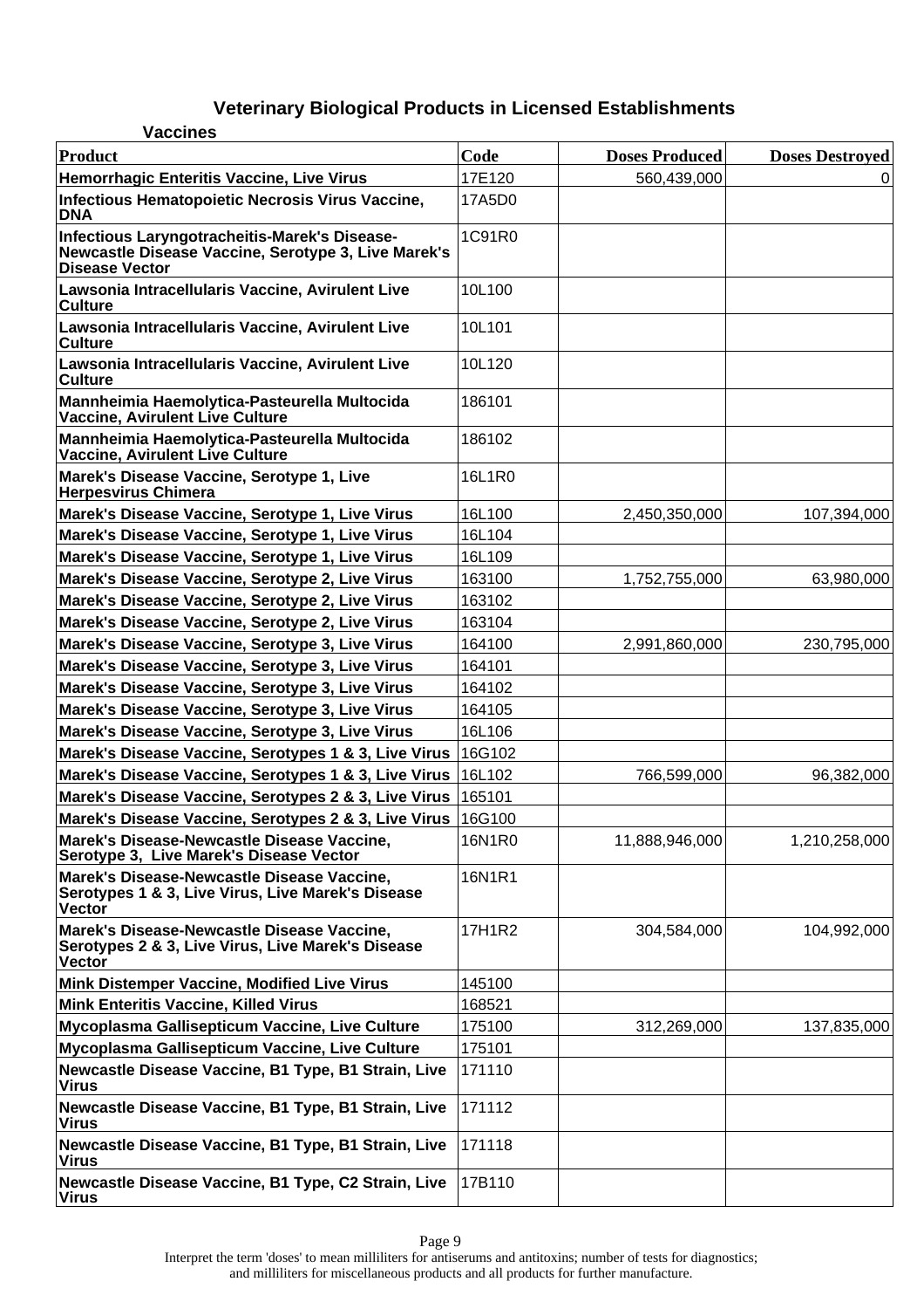# Veterinary Biological Products in Licensed Establishments

## Vaccines

| Product | Code | Doses Produced | Doses Destroyed |
|---|---|---|---|
| Hemorrhagic Enteritis Vaccine, Live Virus | 17E120 | 560,439,000 | 0 |
| Infectious Hematopoietic Necrosis Virus Vaccine, DNA | 17A5D0 | | |
| Infectious Laryngotracheitis-Marek's Disease-Newcastle Disease Vaccine, Serotype 3, Live Marek's Disease Vector | 1C91R0 | | |
| Lawsonia Intracellularis Vaccine, Avirulent Live Culture | 10L100 | | |
| Lawsonia Intracellularis Vaccine, Avirulent Live Culture | 10L101 | | |
| Lawsonia Intracellularis Vaccine, Avirulent Live Culture | 10L120 | | |
| Mannheimia Haemolytica-Pasteurella Multocida Vaccine, Avirulent Live Culture | 186101 | | |
| Mannheimia Haemolytica-Pasteurella Multocida Vaccine, Avirulent Live Culture | 186102 | | |
| Marek's Disease Vaccine, Serotype 1, Live Herpesvirus Chimera | 16L1R0 | | |
| Marek's Disease Vaccine, Serotype 1, Live Virus | 16L100 | 2,450,350,000 | 107,394,000 |
| Marek's Disease Vaccine, Serotype 1, Live Virus | 16L104 | | |
| Marek's Disease Vaccine, Serotype 1, Live Virus | 16L109 | | |
| Marek's Disease Vaccine, Serotype 2, Live Virus | 163100 | 1,752,755,000 | 63,980,000 |
| Marek's Disease Vaccine, Serotype 2, Live Virus | 163102 | | |
| Marek's Disease Vaccine, Serotype 2, Live Virus | 163104 | | |
| Marek's Disease Vaccine, Serotype 3, Live Virus | 164100 | 2,991,860,000 | 230,795,000 |
| Marek's Disease Vaccine, Serotype 3, Live Virus | 164101 | | |
| Marek's Disease Vaccine, Serotype 3, Live Virus | 164102 | | |
| Marek's Disease Vaccine, Serotype 3, Live Virus | 164105 | | |
| Marek's Disease Vaccine, Serotype 3, Live Virus | 16L106 | | |
| Marek's Disease Vaccine, Serotypes 1 & 3, Live Virus | 16G102 | | |
| Marek's Disease Vaccine, Serotypes 1 & 3, Live Virus | 16L102 | 766,599,000 | 96,382,000 |
| Marek's Disease Vaccine, Serotypes 2 & 3, Live Virus | 165101 | | |
| Marek's Disease Vaccine, Serotypes 2 & 3, Live Virus | 16G100 | | |
| Marek's Disease-Newcastle Disease Vaccine, Serotype 3, Live Marek's Disease Vector | 16N1R0 | 11,888,946,000 | 1,210,258,000 |
| Marek's Disease-Newcastle Disease Vaccine, Serotypes 1 & 3, Live Virus, Live Marek's Disease Vector | 16N1R1 | | |
| Marek's Disease-Newcastle Disease Vaccine, Serotypes 2 & 3, Live Virus, Live Marek's Disease Vector | 17H1R2 | 304,584,000 | 104,992,000 |
| Mink Distemper Vaccine, Modified Live Virus | 145100 | | |
| Mink Enteritis Vaccine, Killed Virus | 168521 | | |
| Mycoplasma Gallisepticum Vaccine, Live Culture | 175100 | 312,269,000 | 137,835,000 |
| Mycoplasma Gallisepticum Vaccine, Live Culture | 175101 | | |
| Newcastle Disease Vaccine, B1 Type, B1 Strain, Live Virus | 171110 | | |
| Newcastle Disease Vaccine, B1 Type, B1 Strain, Live Virus | 171112 | | |
| Newcastle Disease Vaccine, B1 Type, B1 Strain, Live Virus | 171118 | | |
| Newcastle Disease Vaccine, B1 Type, C2 Strain, Live Virus | 17B110 | | |

Interpret the term 'doses' to mean milliliters for antiserums and antitoxins; number of tests for diagnostics; and milliliters for miscellaneous products and all products for further manufacture.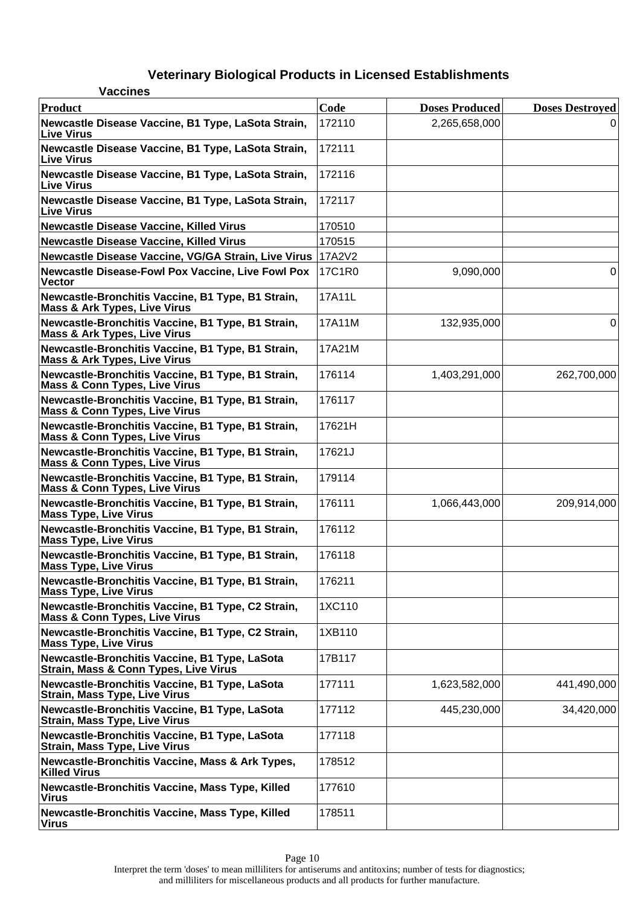# Veterinary Biological Products in Licensed Establishments

## Vaccines

| Product | Code | Doses Produced | Doses Destroyed |
|---|---|---|---|
| Newcastle Disease Vaccine, B1 Type, LaSota Strain, Live Virus | 172110 | 2,265,658,000 | 0 |
| Newcastle Disease Vaccine, B1 Type, LaSota Strain, Live Virus | 172111 | | |
| Newcastle Disease Vaccine, B1 Type, LaSota Strain, Live Virus | 172116 | | |
| Newcastle Disease Vaccine, B1 Type, LaSota Strain, Live Virus | 172117 | | |
| Newcastle Disease Vaccine, Killed Virus | 170510 | | |
| Newcastle Disease Vaccine, Killed Virus | 170515 | | |
| Newcastle Disease Vaccine, VG/GA Strain, Live Virus | 17A2V2 | | |
| Newcastle Disease-Fowl Pox Vaccine, Live Fowl Pox Vector | 17C1R0 | 9,090,000 | 0 |
| Newcastle-Bronchitis Vaccine, B1 Type, B1 Strain, Mass & Ark Types, Live Virus | 17A11L | | |
| Newcastle-Bronchitis Vaccine, B1 Type, B1 Strain, Mass & Ark Types, Live Virus | 17A11M | 132,935,000 | 0 |
| Newcastle-Bronchitis Vaccine, B1 Type, B1 Strain, Mass & Ark Types, Live Virus | 17A21M | | |
| Newcastle-Bronchitis Vaccine, B1 Type, B1 Strain, Mass & Conn Types, Live Virus | 176114 | 1,403,291,000 | 262,700,000 |
| Newcastle-Bronchitis Vaccine, B1 Type, B1 Strain, Mass & Conn Types, Live Virus | 176117 | | |
| Newcastle-Bronchitis Vaccine, B1 Type, B1 Strain, Mass & Conn Types, Live Virus | 17621H | | |
| Newcastle-Bronchitis Vaccine, B1 Type, B1 Strain, Mass & Conn Types, Live Virus | 17621J | | |
| Newcastle-Bronchitis Vaccine, B1 Type, B1 Strain, Mass & Conn Types, Live Virus | 179114 | | |
| Newcastle-Bronchitis Vaccine, B1 Type, B1 Strain, Mass Type, Live Virus | 176111 | 1,066,443,000 | 209,914,000 |
| Newcastle-Bronchitis Vaccine, B1 Type, B1 Strain, Mass Type, Live Virus | 176112 | | |
| Newcastle-Bronchitis Vaccine, B1 Type, B1 Strain, Mass Type, Live Virus | 176118 | | |
| Newcastle-Bronchitis Vaccine, B1 Type, B1 Strain, Mass Type, Live Virus | 176211 | | |
| Newcastle-Bronchitis Vaccine, B1 Type, C2 Strain, Mass & Conn Types, Live Virus | 1XC110 | | |
| Newcastle-Bronchitis Vaccine, B1 Type, C2 Strain, Mass Type, Live Virus | 1XB110 | | |
| Newcastle-Bronchitis Vaccine, B1 Type, LaSota Strain, Mass & Conn Types, Live Virus | 17B117 | | |
| Newcastle-Bronchitis Vaccine, B1 Type, LaSota Strain, Mass Type, Live Virus | 177111 | 1,623,582,000 | 441,490,000 |
| Newcastle-Bronchitis Vaccine, B1 Type, LaSota Strain, Mass Type, Live Virus | 177112 | 445,230,000 | 34,420,000 |
| Newcastle-Bronchitis Vaccine, B1 Type, LaSota Strain, Mass Type, Live Virus | 177118 | | |
| Newcastle-Bronchitis Vaccine, Mass & Ark Types, Killed Virus | 178512 | | |
| Newcastle-Bronchitis Vaccine, Mass Type, Killed Virus | 177610 | | |
| Newcastle-Bronchitis Vaccine, Mass Type, Killed Virus | 178511 | | |

Interpret the term 'doses' to mean milliliters for antiserums and antitoxins; number of tests for diagnostics; and milliliters for miscellaneous products and all products for further manufacture.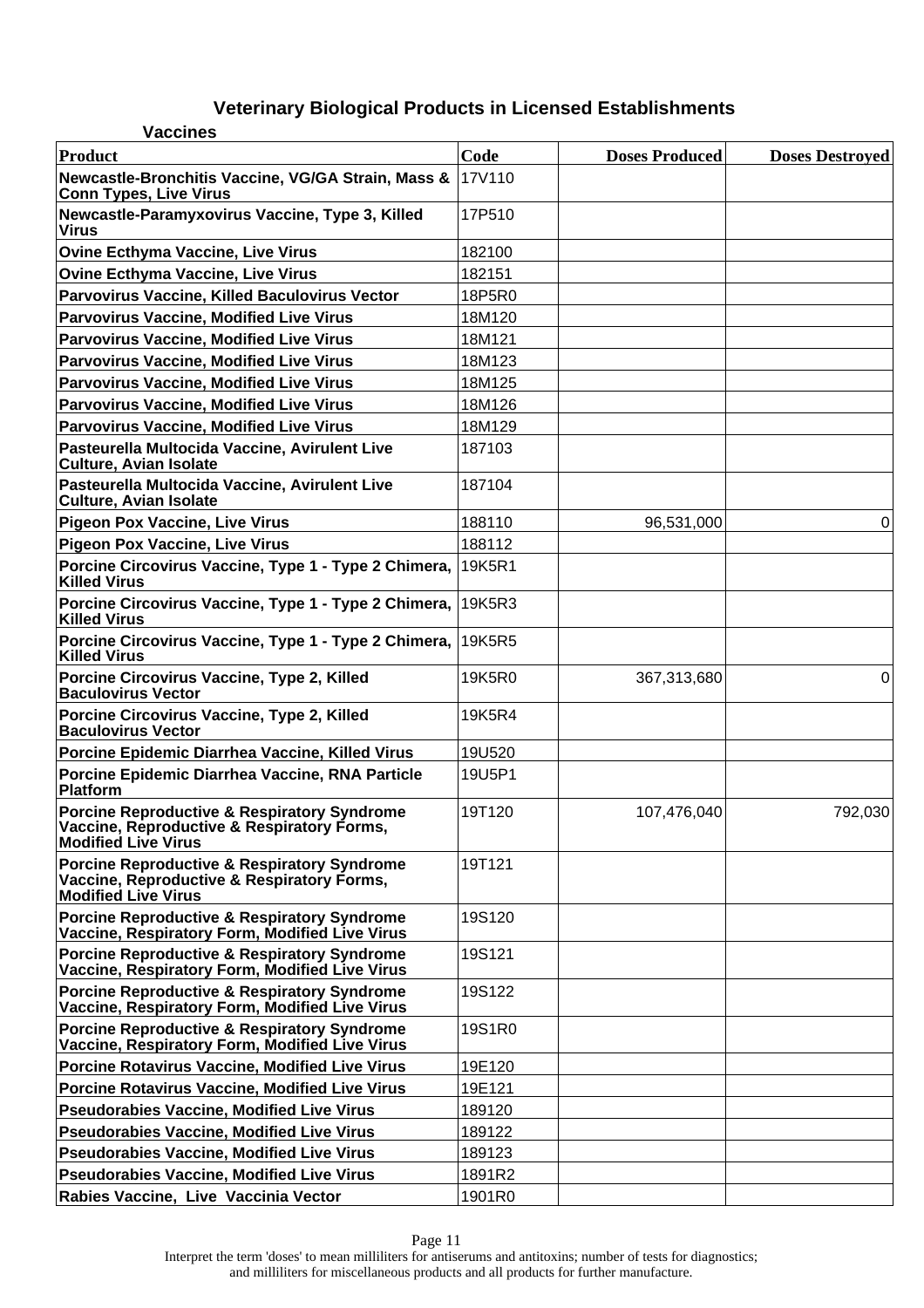# Veterinary Biological Products in Licensed Establishments

### Vaccines

| Product | Code | Doses Produced | Doses Destroyed |
|---|---|---|---|
| Newcastle-Bronchitis Vaccine, VG/GA Strain, Mass & Conn Types, Live Virus | 17V110 | | |
| Newcastle-Paramyxovirus Vaccine, Type 3, Killed Virus | 17P510 | | |
| Ovine Ecthyma Vaccine, Live Virus | 182100 | | |
| Ovine Ecthyma Vaccine, Live Virus | 182151 | | |
| Parvovirus Vaccine, Killed Baculovirus Vector | 18P5R0 | | |
| Parvovirus Vaccine, Modified Live Virus | 18M120 | | |
| Parvovirus Vaccine, Modified Live Virus | 18M121 | | |
| Parvovirus Vaccine, Modified Live Virus | 18M123 | | |
| Parvovirus Vaccine, Modified Live Virus | 18M125 | | |
| Parvovirus Vaccine, Modified Live Virus | 18M126 | | |
| Parvovirus Vaccine, Modified Live Virus | 18M129 | | |
| Pasteurella Multocida Vaccine, Avirulent Live Culture, Avian Isolate | 187103 | | |
| Pasteurella Multocida Vaccine, Avirulent Live Culture, Avian Isolate | 187104 | | |
| Pigeon Pox Vaccine, Live Virus | 188110 | 96,531,000 | 0 |
| Pigeon Pox Vaccine, Live Virus | 188112 | | |
| Porcine Circovirus Vaccine, Type 1 - Type 2 Chimera, Killed Virus | 19K5R1 | | |
| Porcine Circovirus Vaccine, Type 1 - Type 2 Chimera, Killed Virus | 19K5R3 | | |
| Porcine Circovirus Vaccine, Type 1 - Type 2 Chimera, Killed Virus | 19K5R5 | | |
| Porcine Circovirus Vaccine, Type 2, Killed Baculovirus Vector | 19K5R0 | 367,313,680 | 0 |
| Porcine Circovirus Vaccine, Type 2, Killed Baculovirus Vector | 19K5R4 | | |
| Porcine Epidemic Diarrhea Vaccine, Killed Virus | 19U520 | | |
| Porcine Epidemic Diarrhea Vaccine, RNA Particle Platform | 19U5P1 | | |
| Porcine Reproductive & Respiratory Syndrome Vaccine, Reproductive & Respiratory Forms, Modified Live Virus | 19T120 | 107,476,040 | 792,030 |
| Porcine Reproductive & Respiratory Syndrome Vaccine, Reproductive & Respiratory Forms, Modified Live Virus | 19T121 | | |
| Porcine Reproductive & Respiratory Syndrome Vaccine, Respiratory Form, Modified Live Virus | 19S120 | | |
| Porcine Reproductive & Respiratory Syndrome Vaccine, Respiratory Form, Modified Live Virus | 19S121 | | |
| Porcine Reproductive & Respiratory Syndrome Vaccine, Respiratory Form, Modified Live Virus | 19S122 | | |
| Porcine Reproductive & Respiratory Syndrome Vaccine, Respiratory Form, Modified Live Virus | 19S1R0 | | |
| Porcine Rotavirus Vaccine, Modified Live Virus | 19E120 | | |
| Porcine Rotavirus Vaccine, Modified Live Virus | 19E121 | | |
| Pseudorabies Vaccine, Modified Live Virus | 189120 | | |
| Pseudorabies Vaccine, Modified Live Virus | 189122 | | |
| Pseudorabies Vaccine, Modified Live Virus | 189123 | | |
| Pseudorabies Vaccine, Modified Live Virus | 1891R2 | | |
| Rabies Vaccine, Live Vaccinia Vector | 1901R0 | | |

Interpret the term 'doses' to mean milliliters for antiserums and antitoxins; number of tests for diagnostics; and milliliters for miscellaneous products and all products for further manufacture.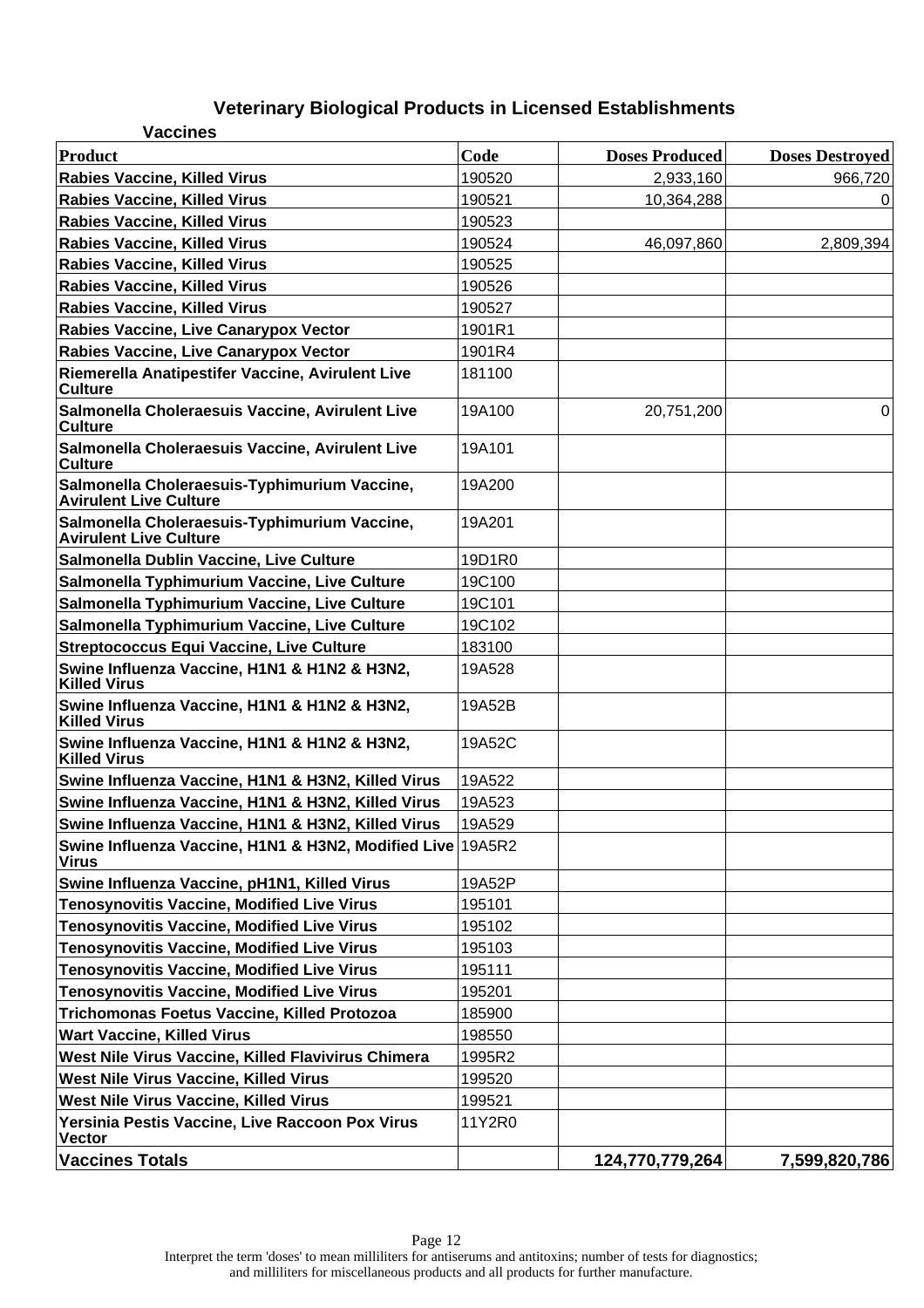# Veterinary Biological Products in Licensed Establishments

## Vaccines

| Product | Code | Doses Produced | Doses Destroyed |
|---|---|---|---|
| Rabies Vaccine, Killed Virus | 190520 | 2,933,160 | 966,720 |
| Rabies Vaccine, Killed Virus | 190521 | 10,364,288 | 0 |
| Rabies Vaccine, Killed Virus | 190523 | | |
| Rabies Vaccine, Killed Virus | 190524 | 46,097,860 | 2,809,394 |
| Rabies Vaccine, Killed Virus | 190525 | | |
| Rabies Vaccine, Killed Virus | 190526 | | |
| Rabies Vaccine, Killed Virus | 190527 | | |
| Rabies Vaccine, Live Canarypox Vector | 1901R1 | | |
| Rabies Vaccine, Live Canarypox Vector | 1901R4 | | |
| Riemerella Anatipestifer Vaccine, Avirulent Live Culture | 181100 | | |
| Salmonella Choleraesuis Vaccine, Avirulent Live Culture | 19A100 | 20,751,200 | 0 |
| Salmonella Choleraesuis Vaccine, Avirulent Live Culture | 19A101 | | |
| Salmonella Choleraesuis-Typhimurium Vaccine, Avirulent Live Culture | 19A200 | | |
| Salmonella Choleraesuis-Typhimurium Vaccine, Avirulent Live Culture | 19A201 | | |
| Salmonella Dublin Vaccine, Live Culture | 19D1R0 | | |
| Salmonella Typhimurium Vaccine, Live Culture | 19C100 | | |
| Salmonella Typhimurium Vaccine, Live Culture | 19C101 | | |
| Salmonella Typhimurium Vaccine, Live Culture | 19C102 | | |
| Streptococcus Equi Vaccine, Live Culture | 183100 | | |
| Swine Influenza Vaccine, H1N1 & H1N2 & H3N2, Killed Virus | 19A528 | | |
| Swine Influenza Vaccine, H1N1 & H1N2 & H3N2, Killed Virus | 19A52B | | |
| Swine Influenza Vaccine, H1N1 & H1N2 & H3N2, Killed Virus | 19A52C | | |
| Swine Influenza Vaccine, H1N1 & H3N2, Killed Virus | 19A522 | | |
| Swine Influenza Vaccine, H1N1 & H3N2, Killed Virus | 19A523 | | |
| Swine Influenza Vaccine, H1N1 & H3N2, Killed Virus | 19A529 | | |
| Swine Influenza Vaccine, H1N1 & H3N2, Modified Live Virus | 19A5R2 | | |
| Swine Influenza Vaccine, pH1N1, Killed Virus | 19A52P | | |
| Tenosynovitis Vaccine, Modified Live Virus | 195101 | | |
| Tenosynovitis Vaccine, Modified Live Virus | 195102 | | |
| Tenosynovitis Vaccine, Modified Live Virus | 195103 | | |
| Tenosynovitis Vaccine, Modified Live Virus | 195111 | | |
| Tenosynovitis Vaccine, Modified Live Virus | 195201 | | |
| Trichomonas Foetus Vaccine, Killed Protozoa | 185900 | | |
| Wart Vaccine, Killed Virus | 198550 | | |
| West Nile Virus Vaccine, Killed Flavivirus Chimera | 1995R2 | | |
| West Nile Virus Vaccine, Killed Virus | 199520 | | |
| West Nile Virus Vaccine, Killed Virus | 199521 | | |
| Yersinia Pestis Vaccine, Live Raccoon Pox Virus Vector | 11Y2R0 | | |
| **Vaccines Totals** | | **124,770,779,264** | **7,599,820,786** |

Interpret the term 'doses' to mean milliliters for antiserums and antitoxins; number of tests for diagnostics; and milliliters for miscellaneous products and all products for further manufacture.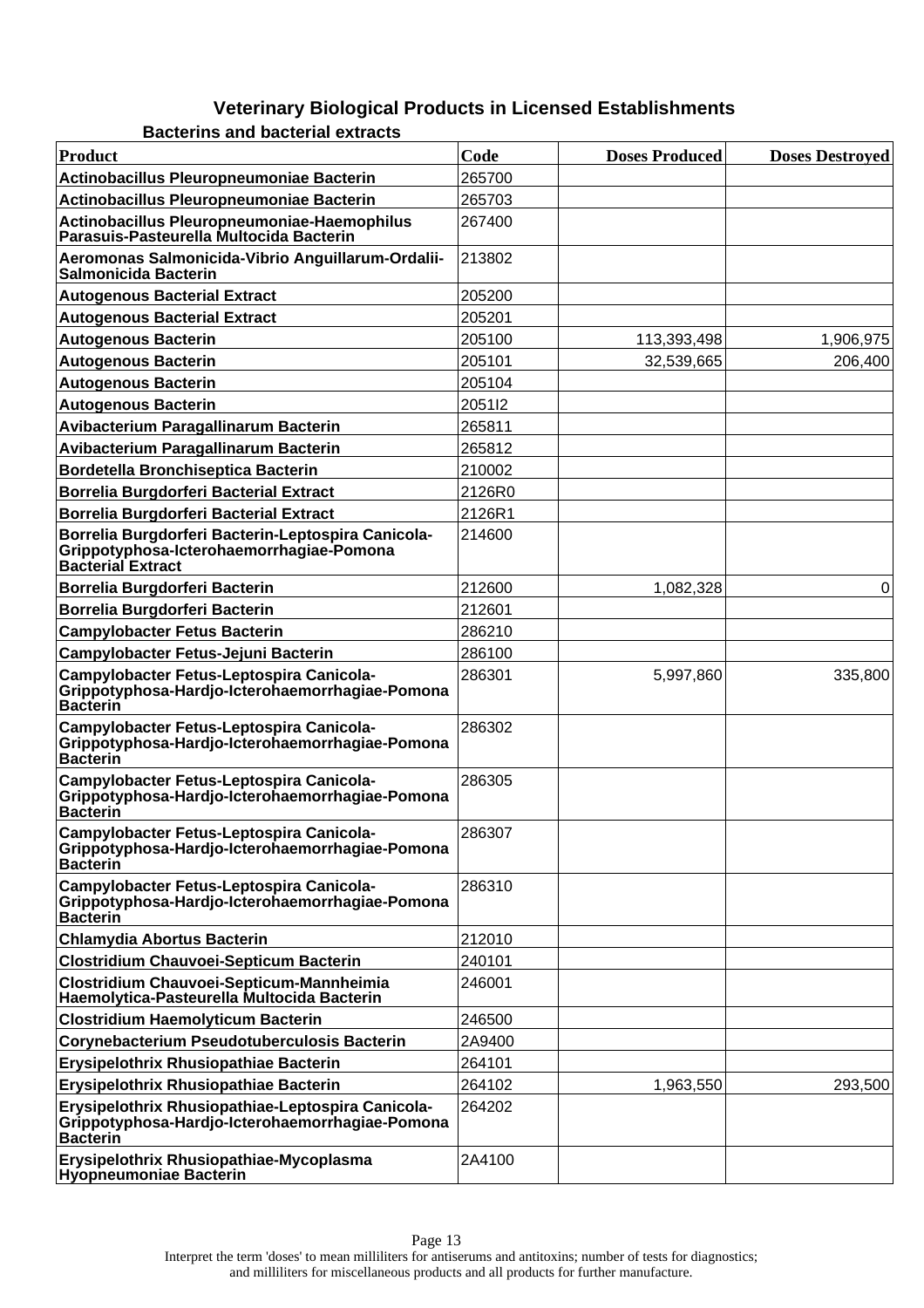## Veterinary Biological Products in Licensed Establishments

### Bacterins and bacterial extracts

| Product | Code | Doses Produced | Doses Destroyed |
|---|---|---|---|
| Actinobacillus Pleuropneumoniae Bacterin | 265700 | | |
| Actinobacillus Pleuropneumoniae Bacterin | 265703 | | |
| Actinobacillus Pleuropneumoniae-Haemophilus Parasuis-Pasteurella Multocida Bacterin | 267400 | | |
| Aeromonas Salmonicida-Vibrio Anguillarum-Ordalii-Salmonicida Bacterin | 213802 | | |
| Autogenous Bacterial Extract | 205200 | | |
| Autogenous Bacterial Extract | 205201 | | |
| Autogenous Bacterin | 205100 | 113,393,498 | 1,906,975 |
| Autogenous Bacterin | 205101 | 32,539,665 | 206,400 |
| Autogenous Bacterin | 205104 | | |
| Autogenous Bacterin | 2051I2 | | |
| Avibacterium Paragallinarum Bacterin | 265811 | | |
| Avibacterium Paragallinarum Bacterin | 265812 | | |
| Bordetella Bronchiseptica Bacterin | 210002 | | |
| Borrelia Burgdorferi Bacterial Extract | 2126R0 | | |
| Borrelia Burgdorferi Bacterial Extract | 2126R1 | | |
| Borrelia Burgdorferi Bacterin-Leptospira Canicola-Grippotyphosa-Icterohaemorrhagiae-Pomona Bacterial Extract | 214600 | | |
| Borrelia Burgdorferi Bacterin | 212600 | 1,082,328 | 0 |
| Borrelia Burgdorferi Bacterin | 212601 | | |
| Campylobacter Fetus Bacterin | 286210 | | |
| Campylobacter Fetus-Jejuni Bacterin | 286100 | | |
| Campylobacter Fetus-Leptospira Canicola-Grippotyphosa-Hardjo-Icterohaemorrhagiae-Pomona Bacterin | 286301 | 5,997,860 | 335,800 |
| Campylobacter Fetus-Leptospira Canicola-Grippotyphosa-Hardjo-Icterohaemorrhagiae-Pomona Bacterin | 286302 | | |
| Campylobacter Fetus-Leptospira Canicola-Grippotyphosa-Hardjo-Icterohaemorrhagiae-Pomona Bacterin | 286305 | | |
| Campylobacter Fetus-Leptospira Canicola-Grippotyphosa-Hardjo-Icterohaemorrhagiae-Pomona Bacterin | 286307 | | |
| Campylobacter Fetus-Leptospira Canicola-Grippotyphosa-Hardjo-Icterohaemorrhagiae-Pomona Bacterin | 286310 | | |
| Chlamydia Abortus Bacterin | 212010 | | |
| Clostridium Chauvoei-Septicum Bacterin | 240101 | | |
| Clostridium Chauvoei-Septicum-Mannheimia Haemolytica-Pasteurella Multocida Bacterin | 246001 | | |
| Clostridium Haemolyticum Bacterin | 246500 | | |
| Corynebacterium Pseudotuberculosis Bacterin | 2A9400 | | |
| Erysipelothrix Rhusiopathiae Bacterin | 264101 | | |
| Erysipelothrix Rhusiopathiae Bacterin | 264102 | 1,963,550 | 293,500 |
| Erysipelothrix Rhusiopathiae-Leptospira Canicola-Grippotyphosa-Hardjo-Icterohaemorrhagiae-Pomona Bacterin | 264202 | | |
| Erysipelothrix Rhusiopathiae-Mycoplasma Hyopneumoniae Bacterin | 2A4100 | | |

Interpret the term 'doses' to mean milliliters for antiserums and antitoxins; number of tests for diagnostics; and milliliters for miscellaneous products and all products for further manufacture.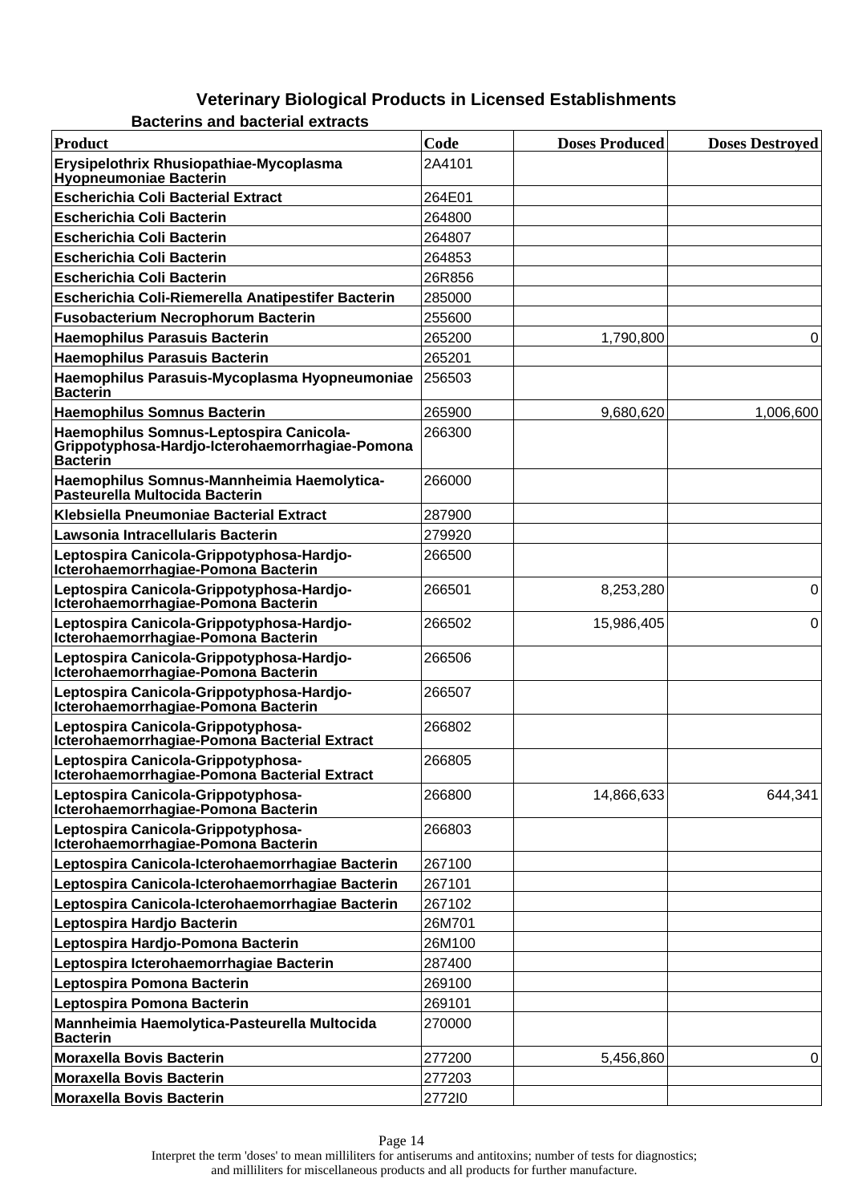# Veterinary Biological Products in Licensed Establishments

## Bacterins and bacterial extracts

| Product | Code | Doses Produced | Doses Destroyed |
|---|---|---|---|
| Erysipelothrix Rhusiopathiae-Mycoplasma Hyopneumoniae Bacterin | 2A4101 | | |
| Escherichia Coli Bacterial Extract | 264E01 | | |
| Escherichia Coli Bacterin | 264800 | | |
| Escherichia Coli Bacterin | 264807 | | |
| Escherichia Coli Bacterin | 264853 | | |
| Escherichia Coli Bacterin | 26R856 | | |
| Escherichia Coli-Riemerella Anatipestifer Bacterin | 285000 | | |
| Fusobacterium Necrophorum Bacterin | 255600 | | |
| Haemophilus Parasuis Bacterin | 265200 | 1,790,800 | 0 |
| Haemophilus Parasuis Bacterin | 265201 | | |
| Haemophilus Parasuis-Mycoplasma Hyopneumoniae Bacterin | 256503 | | |
| Haemophilus Somnus Bacterin | 265900 | 9,680,620 | 1,006,600 |
| Haemophilus Somnus-Leptospira Canicola-Grippotyphosa-Hardjo-Icterohaemorrhagiae-Pomona Bacterin | 266300 | | |
| Haemophilus Somnus-Mannheimia Haemolytica-Pasteurella Multocida Bacterin | 266000 | | |
| Klebsiella Pneumoniae Bacterial Extract | 287900 | | |
| Lawsonia Intracellularis Bacterin | 279920 | | |
| Leptospira Canicola-Grippotyphosa-Hardjo-Icterohaemorrhagiae-Pomona Bacterin | 266500 | | |
| Leptospira Canicola-Grippotyphosa-Hardjo-Icterohaemorrhagiae-Pomona Bacterin | 266501 | 8,253,280 | 0 |
| Leptospira Canicola-Grippotyphosa-Hardjo-Icterohaemorrhagiae-Pomona Bacterin | 266502 | 15,986,405 | 0 |
| Leptospira Canicola-Grippotyphosa-Hardjo-Icterohaemorrhagiae-Pomona Bacterin | 266506 | | |
| Leptospira Canicola-Grippotyphosa-Hardjo-Icterohaemorrhagiae-Pomona Bacterin | 266507 | | |
| Leptospira Canicola-Grippotyphosa-Icterohaemorrhagiae-Pomona Bacterial Extract | 266802 | | |
| Leptospira Canicola-Grippotyphosa-Icterohaemorrhagiae-Pomona Bacterial Extract | 266805 | | |
| Leptospira Canicola-Grippotyphosa-Icterohaemorrhagiae-Pomona Bacterin | 266800 | 14,866,633 | 644,341 |
| Leptospira Canicola-Grippotyphosa-Icterohaemorrhagiae-Pomona Bacterin | 266803 | | |
| Leptospira Canicola-Icterohaemorrhagiae Bacterin | 267100 | | |
| Leptospira Canicola-Icterohaemorrhagiae Bacterin | 267101 | | |
| Leptospira Canicola-Icterohaemorrhagiae Bacterin | 267102 | | |
| Leptospira Hardjo Bacterin | 26M701 | | |
| Leptospira Hardjo-Pomona Bacterin | 26M100 | | |
| Leptospira Icterohaemorrhagiae Bacterin | 287400 | | |
| Leptospira Pomona Bacterin | 269100 | | |
| Leptospira Pomona Bacterin | 269101 | | |
| Mannheimia Haemolytica-Pasteurella Multocida Bacterin | 270000 | | |
| Moraxella Bovis Bacterin | 277200 | 5,456,860 | 0 |
| Moraxella Bovis Bacterin | 277203 | | |
| Moraxella Bovis Bacterin | 2772I0 | | |

Interpret the term 'doses' to mean milliliters for antiserums and antitoxins; number of tests for diagnostics; and milliliters for miscellaneous products and all products for further manufacture.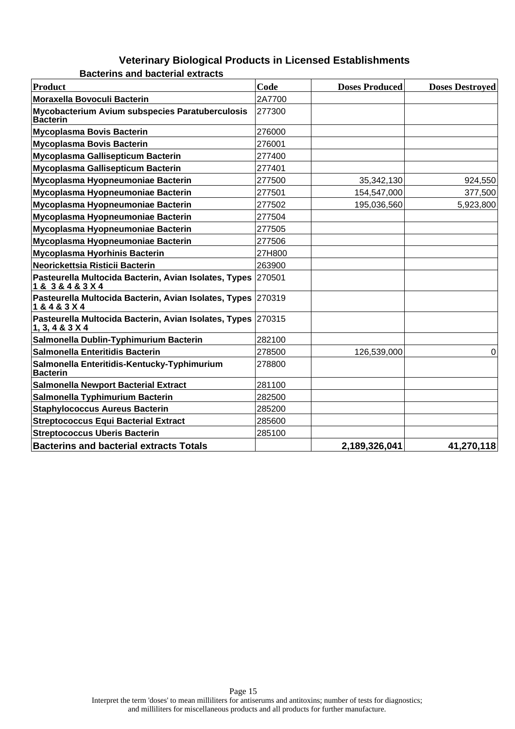## Veterinary Biological Products in Licensed Establishments

### Bacterins and bacterial extracts

| Product | Code | Doses Produced | Doses Destroyed |
|---|---|---|---|
| Moraxella Bovoculi Bacterin | 2A7700 | | |
| Mycobacterium Avium subspecies Paratuberculosis Bacterin | 277300 | | |
| Mycoplasma Bovis Bacterin | 276000 | | |
| Mycoplasma Bovis Bacterin | 276001 | | |
| Mycoplasma Gallisepticum Bacterin | 277400 | | |
| Mycoplasma Gallisepticum Bacterin | 277401 | | |
| Mycoplasma Hyopneumoniae Bacterin | 277500 | 35,342,130 | 924,550 |
| Mycoplasma Hyopneumoniae Bacterin | 277501 | 154,547,000 | 377,500 |
| Mycoplasma Hyopneumoniae Bacterin | 277502 | 195,036,560 | 5,923,800 |
| Mycoplasma Hyopneumoniae Bacterin | 277504 | | |
| Mycoplasma Hyopneumoniae Bacterin | 277505 | | |
| Mycoplasma Hyopneumoniae Bacterin | 277506 | | |
| Mycoplasma Hyorhinis Bacterin | 27H800 | | |
| Neorickettsia Risticii Bacterin | 263900 | | |
| Pasteurella Multocida Bacterin, Avian Isolates, Types 1 & 3 & 4 & 3 X 4 | 270501 | | |
| Pasteurella Multocida Bacterin, Avian Isolates, Types 1 & 4 & 3 X 4 | 270319 | | |
| Pasteurella Multocida Bacterin, Avian Isolates, Types 1, 3, 4 & 3 X 4 | 270315 | | |
| Salmonella Dublin-Typhimurium Bacterin | 282100 | | |
| Salmonella Enteritidis Bacterin | 278500 | 126,539,000 | 0 |
| Salmonella Enteritidis-Kentucky-Typhimurium Bacterin | 278800 | | |
| Salmonella Newport Bacterial Extract | 281100 | | |
| Salmonella Typhimurium Bacterin | 282500 | | |
| Staphylococcus Aureus Bacterin | 285200 | | |
| Streptococcus Equi Bacterial Extract | 285600 | | |
| Streptococcus Uberis Bacterin | 285100 | | |
| **Bacterins and bacterial extracts Totals** | | **2,189,326,041** | **41,270,118** |

Interpret the term 'doses' to mean milliliters for antiserums and antitoxins; number of tests for diagnostics; and milliliters for miscellaneous products and all products for further manufacture.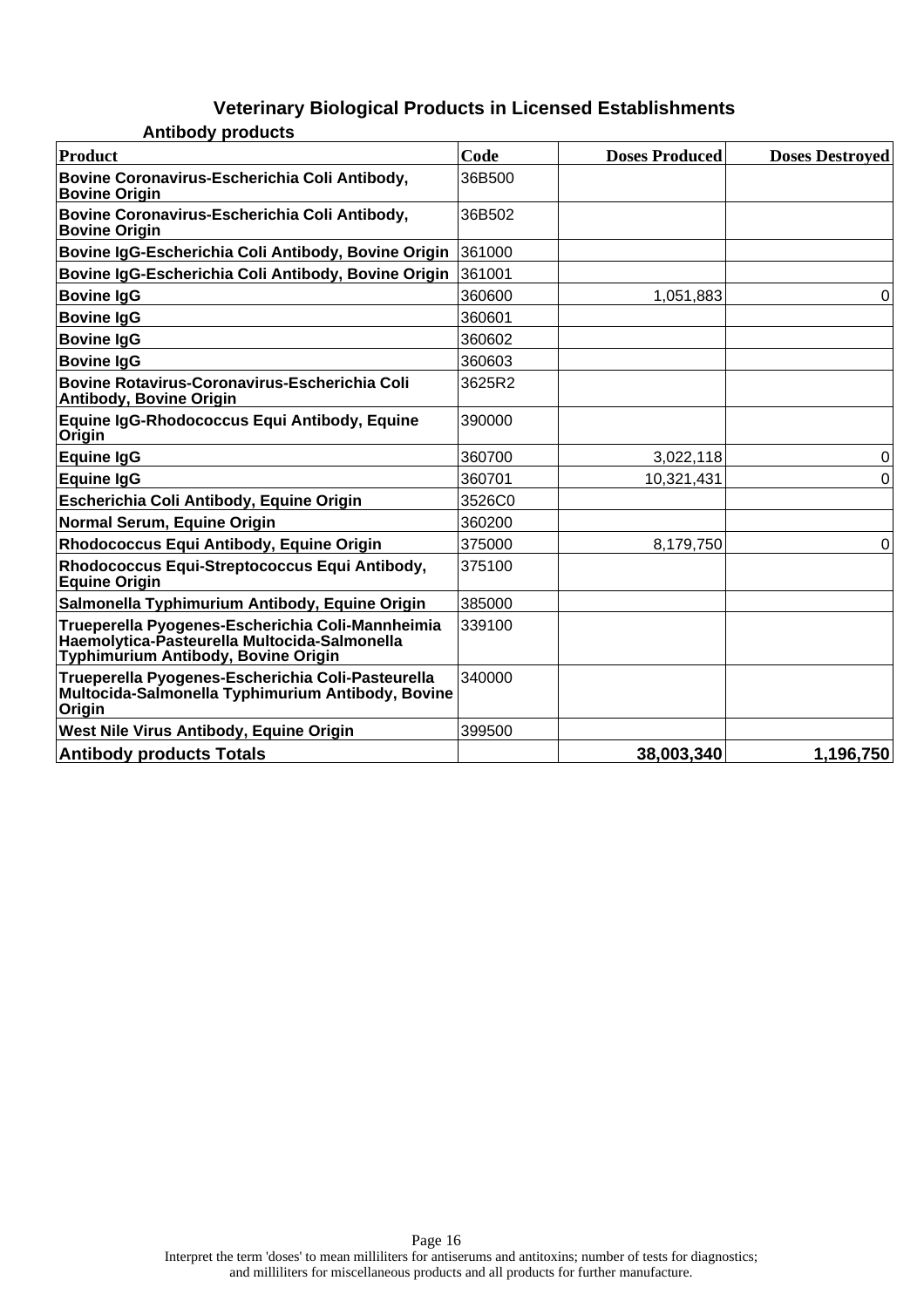# Veterinary Biological Products in Licensed Establishments

## Antibody products

| Product | Code | Doses Produced | Doses Destroyed |
|---|---|---|---|
| Bovine Coronavirus-Escherichia Coli Antibody, Bovine Origin | 36B500 | | |
| Bovine Coronavirus-Escherichia Coli Antibody, Bovine Origin | 36B502 | | |
| Bovine IgG-Escherichia Coli Antibody, Bovine Origin | 361000 | | |
| Bovine IgG-Escherichia Coli Antibody, Bovine Origin | 361001 | | |
| Bovine IgG | 360600 | 1,051,883 | 0 |
| Bovine IgG | 360601 | | |
| Bovine IgG | 360602 | | |
| Bovine IgG | 360603 | | |
| Bovine Rotavirus-Coronavirus-Escherichia Coli Antibody, Bovine Origin | 3625R2 | | |
| Equine IgG-Rhodococcus Equi Antibody, Equine Origin | 390000 | | |
| Equine IgG | 360700 | 3,022,118 | 0 |
| Equine IgG | 360701 | 10,321,431 | 0 |
| Escherichia Coli Antibody, Equine Origin | 3526C0 | | |
| Normal Serum, Equine Origin | 360200 | | |
| Rhodococcus Equi Antibody, Equine Origin | 375000 | 8,179,750 | 0 |
| Rhodococcus Equi-Streptococcus Equi Antibody, Equine Origin | 375100 | | |
| Salmonella Typhimurium Antibody, Equine Origin | 385000 | | |
| Trueperella Pyogenes-Escherichia Coli-Mannheimia Haemolytica-Pasteurella Multocida-Salmonella Typhimurium Antibody, Bovine Origin | 339100 | | |
| Trueperella Pyogenes-Escherichia Coli-Pasteurella Multocida-Salmonella Typhimurium Antibody, Bovine Origin | 340000 | | |
| West Nile Virus Antibody, Equine Origin | 399500 | | |
| **Antibody products Totals** | | **38,003,340** | **1,196,750** |

Interpret the term 'doses' to mean milliliters for antiserums and antitoxins; number of tests for diagnostics; and milliliters for miscellaneous products and all products for further manufacture.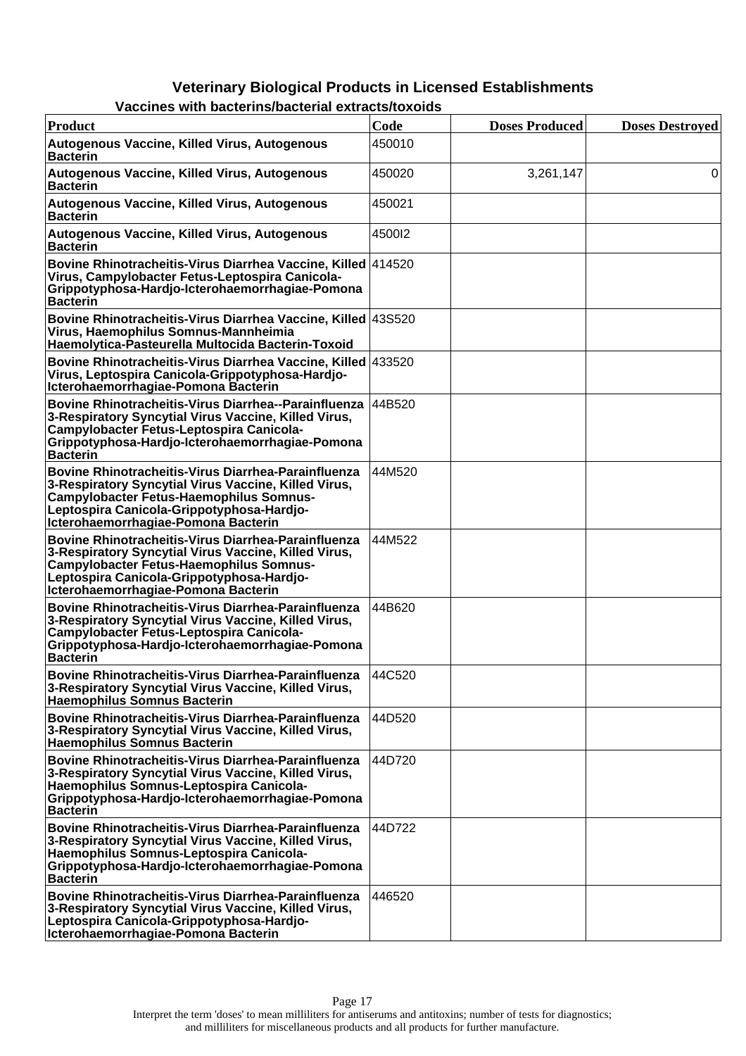# Veterinary Biological Products in Licensed Establishments

## Vaccines with bacterins/bacterial extracts/toxoids

| Product | Code | Doses Produced | Doses Destroyed |
|---|---|---|---|
| Autogenous Vaccine, Killed Virus, Autogenous Bacterin | 450010 | | |
| Autogenous Vaccine, Killed Virus, Autogenous Bacterin | 450020 | 3,261,147 | 0 |
| Autogenous Vaccine, Killed Virus, Autogenous Bacterin | 450021 | | |
| Autogenous Vaccine, Killed Virus, Autogenous Bacterin | 4500I2 | | |
| Bovine Rhinotracheitis-Virus Diarrhea Vaccine, Killed Virus, Campylobacter Fetus-Leptospira Canicola-Grippotyphosa-Hardjo-Icterohaemorrhagiae-Pomona Bacterin | 414520 | | |
| Bovine Rhinotracheitis-Virus Diarrhea Vaccine, Killed Virus, Haemophilus Somnus-Mannheimia Haemolytica-Pasteurella Multocida Bacterin-Toxoid | 43S520 | | |
| Bovine Rhinotracheitis-Virus Diarrhea Vaccine, Killed Virus, Leptospira Canicola-Grippotyphosa-Hardjo-Icterohaemorrhagiae-Pomona Bacterin | 433520 | | |
| Bovine Rhinotracheitis-Virus Diarrhea--Parainfluenza 3-Respiratory Syncytial Virus Vaccine, Killed Virus, Campylobacter Fetus-Leptospira Canicola-Grippotyphosa-Hardjo-Icterohaemorrhagiae-Pomona Bacterin | 44B520 | | |
| Bovine Rhinotracheitis-Virus Diarrhea-Parainfluenza 3-Respiratory Syncytial Virus Vaccine, Killed Virus, Campylobacter Fetus-Haemophilus Somnus-Leptospira Canicola-Grippotyphosa-Hardjo-Icterohaemorrhagiae-Pomona Bacterin | 44M520 | | |
| Bovine Rhinotracheitis-Virus Diarrhea-Parainfluenza 3-Respiratory Syncytial Virus Vaccine, Killed Virus, Campylobacter Fetus-Haemophilus Somnus-Leptospira Canicola-Grippotyphosa-Hardjo-Icterohaemorrhagiae-Pomona Bacterin | 44M522 | | |
| Bovine Rhinotracheitis-Virus Diarrhea-Parainfluenza 3-Respiratory Syncytial Virus Vaccine, Killed Virus, Campylobacter Fetus-Leptospira Canicola-Grippotyphosa-Hardjo-Icterohaemorrhagiae-Pomona Bacterin | 44B620 | | |
| Bovine Rhinotracheitis-Virus Diarrhea-Parainfluenza 3-Respiratory Syncytial Virus Vaccine, Killed Virus, Haemophilus Somnus Bacterin | 44C520 | | |
| Bovine Rhinotracheitis-Virus Diarrhea-Parainfluenza 3-Respiratory Syncytial Virus Vaccine, Killed Virus, Haemophilus Somnus Bacterin | 44D520 | | |
| Bovine Rhinotracheitis-Virus Diarrhea-Parainfluenza 3-Respiratory Syncytial Virus Vaccine, Killed Virus, Haemophilus Somnus-Leptospira Canicola-Grippotyphosa-Hardjo-Icterohaemorrhagiae-Pomona Bacterin | 44D720 | | |
| Bovine Rhinotracheitis-Virus Diarrhea-Parainfluenza 3-Respiratory Syncytial Virus Vaccine, Killed Virus, Haemophilus Somnus-Leptospira Canicola-Grippotyphosa-Hardjo-Icterohaemorrhagiae-Pomona Bacterin | 44D722 | | |
| Bovine Rhinotracheitis-Virus Diarrhea-Parainfluenza 3-Respiratory Syncytial Virus Vaccine, Killed Virus, Leptospira Canicola-Grippotyphosa-Hardjo-Icterohaemorrhagiae-Pomona Bacterin | 446520 | | |

Interpret the term 'doses' to mean milliliters for antiserums and antitoxins; number of tests for diagnostics; and milliliters for miscellaneous products and all products for further manufacture.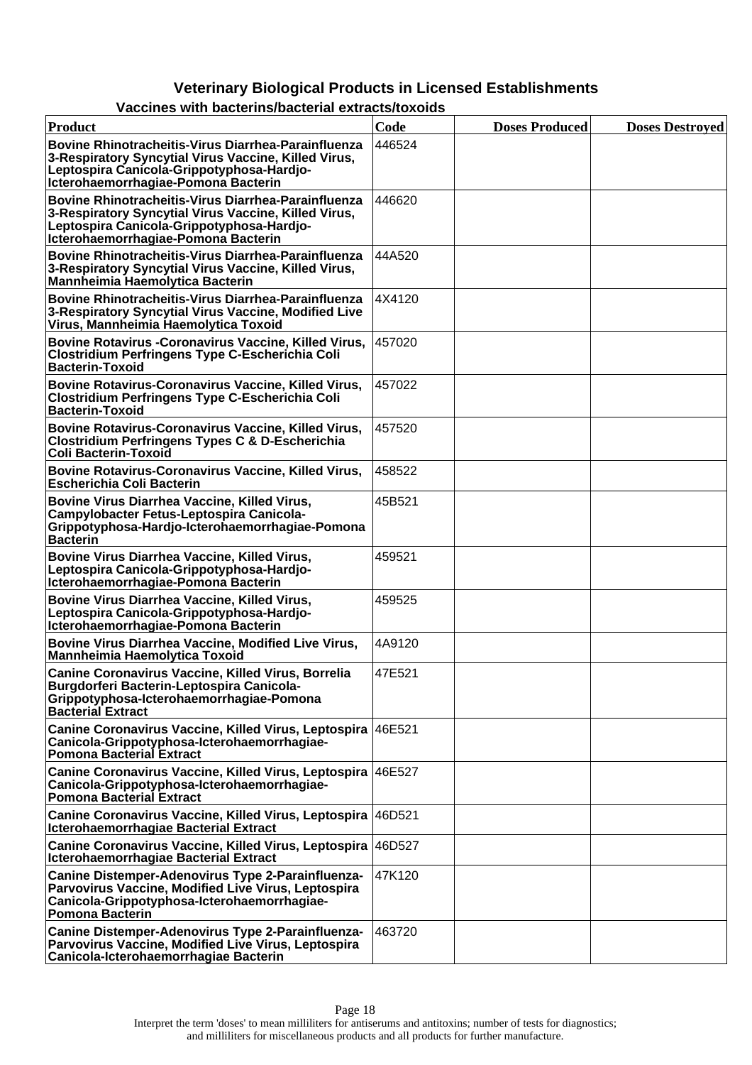## Veterinary Biological Products in Licensed Establishments

### Vaccines with bacterins/bacterial extracts/toxoids

| Product | Code | Doses Produced | Doses Destroyed |
|---|---|---|---|
| Bovine Rhinotracheitis-Virus Diarrhea-Parainfluenza 3-Respiratory Syncytial Virus Vaccine, Killed Virus, Leptospira Canicola-Grippotyphosa-Hardjo-Icterohaemorrhagiae-Pomona Bacterin | 446524 | | |
| Bovine Rhinotracheitis-Virus Diarrhea-Parainfluenza 3-Respiratory Syncytial Virus Vaccine, Killed Virus, Leptospira Canicola-Grippotyphosa-Hardjo-Icterohaemorrhagiae-Pomona Bacterin | 446620 | | |
| Bovine Rhinotracheitis-Virus Diarrhea-Parainfluenza 3-Respiratory Syncytial Virus Vaccine, Killed Virus, Mannheimia Haemolytica Bacterin | 44A520 | | |
| Bovine Rhinotracheitis-Virus Diarrhea-Parainfluenza 3-Respiratory Syncytial Virus Vaccine, Modified Live Virus, Mannheimia Haemolytica Toxoid | 4X4120 | | |
| Bovine Rotavirus -Coronavirus Vaccine, Killed Virus, Clostridium Perfringens Type C-Escherichia Coli Bacterin-Toxoid | 457020 | | |
| Bovine Rotavirus-Coronavirus Vaccine, Killed Virus, Clostridium Perfringens Type C-Escherichia Coli Bacterin-Toxoid | 457022 | | |
| Bovine Rotavirus-Coronavirus Vaccine, Killed Virus, Clostridium Perfringens Types C & D-Escherichia Coli Bacterin-Toxoid | 457520 | | |
| Bovine Rotavirus-Coronavirus Vaccine, Killed Virus, Escherichia Coli Bacterin | 458522 | | |
| Bovine Virus Diarrhea Vaccine, Killed Virus, Campylobacter Fetus-Leptospira Canicola-Grippotyphosa-Hardjo-Icterohaemorrhagiae-Pomona Bacterin | 45B521 | | |
| Bovine Virus Diarrhea Vaccine, Killed Virus, Leptospira Canicola-Grippotyphosa-Hardjo-Icterohaemorrhagiae-Pomona Bacterin | 459521 | | |
| Bovine Virus Diarrhea Vaccine, Killed Virus, Leptospira Canicola-Grippotyphosa-Hardjo-Icterohaemorrhagiae-Pomona Bacterin | 459525 | | |
| Bovine Virus Diarrhea Vaccine, Modified Live Virus, Mannheimia Haemolytica Toxoid | 4A9120 | | |
| Canine Coronavirus Vaccine, Killed Virus, Borrelia Burgdorferi Bacterin-Leptospira Canicola-Grippotyphosa-Icterohaemorrhagiae-Pomona Bacterial Extract | 47E521 | | |
| Canine Coronavirus Vaccine, Killed Virus, Leptospira Canicola-Grippotyphosa-Icterohaemorrhagiae-Pomona Bacterial Extract | 46E521 | | |
| Canine Coronavirus Vaccine, Killed Virus, Leptospira Canicola-Grippotyphosa-Icterohaemorrhagiae-Pomona Bacterial Extract | 46E527 | | |
| Canine Coronavirus Vaccine, Killed Virus, Leptospira Icterohaemorrhagiae Bacterial Extract | 46D521 | | |
| Canine Coronavirus Vaccine, Killed Virus, Leptospira Icterohaemorrhagiae Bacterial Extract | 46D527 | | |
| Canine Distemper-Adenovirus Type 2-Parainfluenza-Parvovirus Vaccine, Modified Live Virus, Leptospira Canicola-Grippotyphosa-Icterohaemorrhagiae-Pomona Bacterin | 47K120 | | |
| Canine Distemper-Adenovirus Type 2-Parainfluenza-Parvovirus Vaccine, Modified Live Virus, Leptospira Canicola-Icterohaemorrhagiae Bacterin | 463720 | | |

Interpret the term 'doses' to mean milliliters for antiserums and antitoxins; number of tests for diagnostics; and milliliters for miscellaneous products and all products for further manufacture.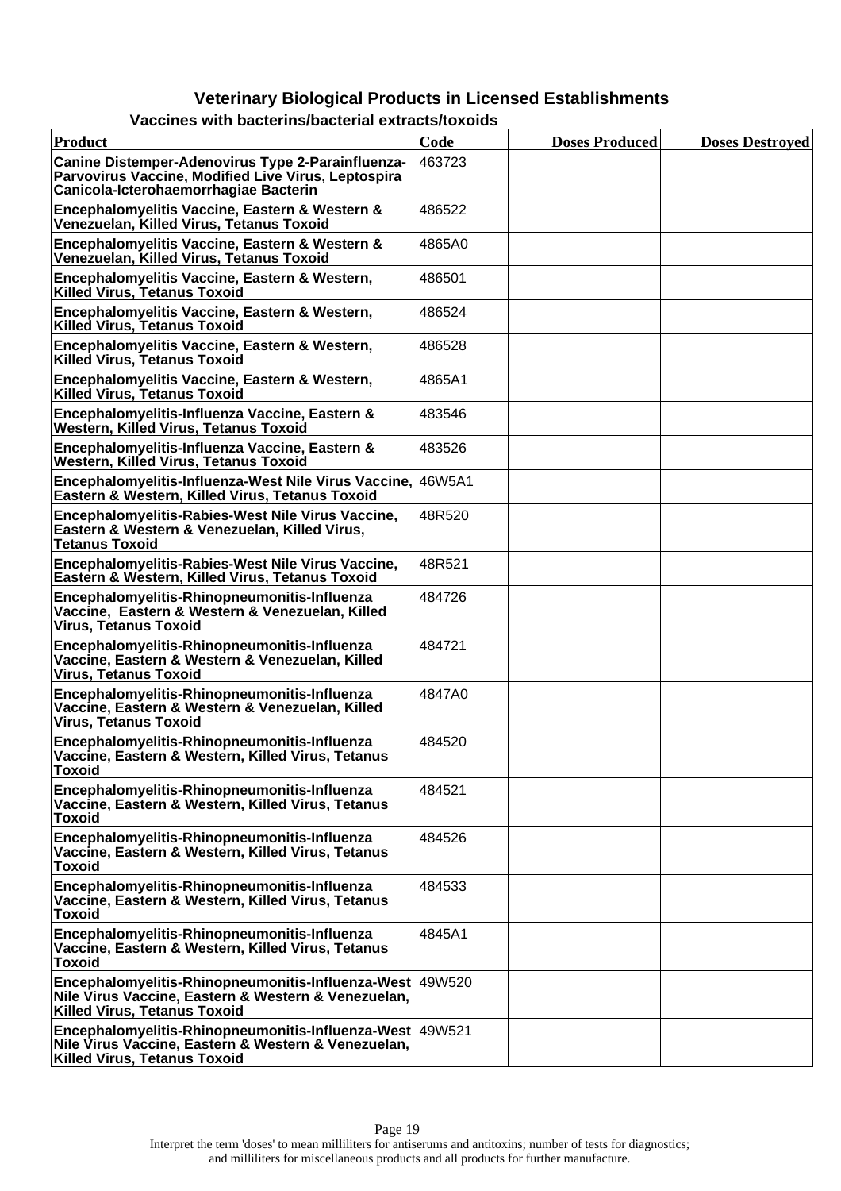# Veterinary Biological Products in Licensed Establishments

## Vaccines with bacterins/bacterial extracts/toxoids

| Product | Code | Doses Produced | Doses Destroyed |
|---|---|---|---|
| Canine Distemper-Adenovirus Type 2-Parainfluenza-Parvovirus Vaccine, Modified Live Virus, Leptospira Canicola-Icterohaemorrhagiae Bacterin | 463723 | | |
| Encephalomyelitis Vaccine, Eastern & Western & Venezuelan, Killed Virus, Tetanus Toxoid | 486522 | | |
| Encephalomyelitis Vaccine, Eastern & Western & Venezuelan, Killed Virus, Tetanus Toxoid | 4865A0 | | |
| Encephalomyelitis Vaccine, Eastern & Western, Killed Virus, Tetanus Toxoid | 486501 | | |
| Encephalomyelitis Vaccine, Eastern & Western, Killed Virus, Tetanus Toxoid | 486524 | | |
| Encephalomyelitis Vaccine, Eastern & Western, Killed Virus, Tetanus Toxoid | 486528 | | |
| Encephalomyelitis Vaccine, Eastern & Western, Killed Virus, Tetanus Toxoid | 4865A1 | | |
| Encephalomyelitis-Influenza Vaccine, Eastern & Western, Killed Virus, Tetanus Toxoid | 483546 | | |
| Encephalomyelitis-Influenza Vaccine, Eastern & Western, Killed Virus, Tetanus Toxoid | 483526 | | |
| Encephalomyelitis-Influenza-West Nile Virus Vaccine, Eastern & Western, Killed Virus, Tetanus Toxoid | 46W5A1 | | |
| Encephalomyelitis-Rabies-West Nile Virus Vaccine, Eastern & Western & Venezuelan, Killed Virus, Tetanus Toxoid | 48R520 | | |
| Encephalomyelitis-Rabies-West Nile Virus Vaccine, Eastern & Western, Killed Virus, Tetanus Toxoid | 48R521 | | |
| Encephalomyelitis-Rhinopneumonitis-Influenza Vaccine, Eastern & Western & Venezuelan, Killed Virus, Tetanus Toxoid | 484726 | | |
| Encephalomyelitis-Rhinopneumonitis-Influenza Vaccine, Eastern & Western & Venezuelan, Killed Virus, Tetanus Toxoid | 484721 | | |
| Encephalomyelitis-Rhinopneumonitis-Influenza Vaccine, Eastern & Western & Venezuelan, Killed Virus, Tetanus Toxoid | 4847A0 | | |
| Encephalomyelitis-Rhinopneumonitis-Influenza Vaccine, Eastern & Western, Killed Virus, Tetanus Toxoid | 484520 | | |
| Encephalomyelitis-Rhinopneumonitis-Influenza Vaccine, Eastern & Western, Killed Virus, Tetanus Toxoid | 484521 | | |
| Encephalomyelitis-Rhinopneumonitis-Influenza Vaccine, Eastern & Western, Killed Virus, Tetanus Toxoid | 484526 | | |
| Encephalomyelitis-Rhinopneumonitis-Influenza Vaccine, Eastern & Western, Killed Virus, Tetanus Toxoid | 484533 | | |
| Encephalomyelitis-Rhinopneumonitis-Influenza Vaccine, Eastern & Western, Killed Virus, Tetanus Toxoid | 4845A1 | | |
| Encephalomyelitis-Rhinopneumonitis-Influenza-West Nile Virus Vaccine, Eastern & Western & Venezuelan, Killed Virus, Tetanus Toxoid | 49W520 | | |
| Encephalomyelitis-Rhinopneumonitis-Influenza-West Nile Virus Vaccine, Eastern & Western & Venezuelan, Killed Virus, Tetanus Toxoid | 49W521 | | |

Interpret the term 'doses' to mean milliliters for antiserums and antitoxins; number of tests for diagnostics; and milliliters for miscellaneous products and all products for further manufacture.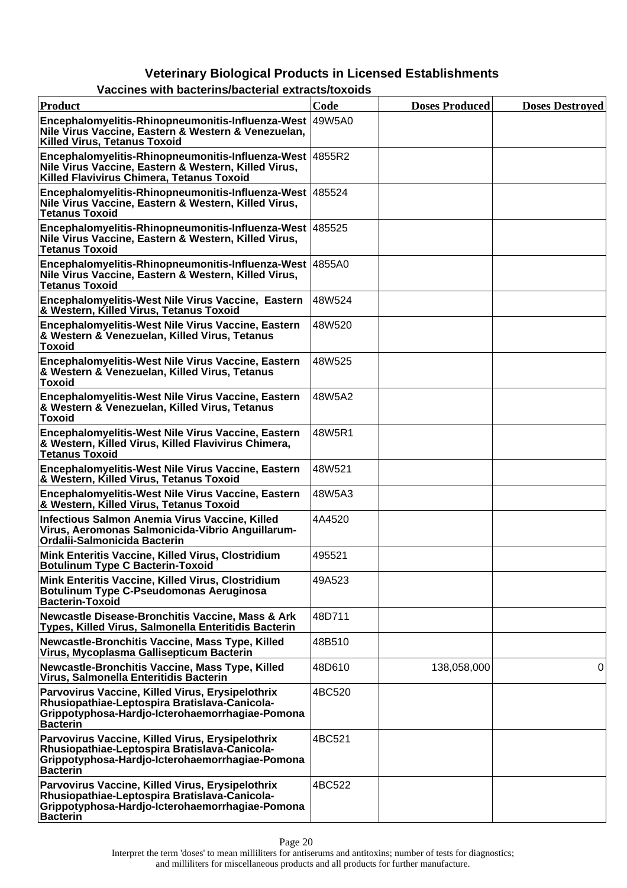## Veterinary Biological Products in Licensed Establishments

### Vaccines with bacterins/bacterial extracts/toxoids

| Product | Code | Doses Produced | Doses Destroyed |
|---|---|---|---|
| Encephalomyelitis-Rhinopneumonitis-Influenza-West Nile Virus Vaccine, Eastern & Western & Venezuelan, Killed Virus, Tetanus Toxoid | 49W5A0 | | |
| Encephalomyelitis-Rhinopneumonitis-Influenza-West Nile Virus Vaccine, Eastern & Western, Killed Virus, Killed Flavivirus Chimera, Tetanus Toxoid | 4855R2 | | |
| Encephalomyelitis-Rhinopneumonitis-Influenza-West Nile Virus Vaccine, Eastern & Western, Killed Virus, Tetanus Toxoid | 485524 | | |
| Encephalomyelitis-Rhinopneumonitis-Influenza-West Nile Virus Vaccine, Eastern & Western, Killed Virus, Tetanus Toxoid | 485525 | | |
| Encephalomyelitis-Rhinopneumonitis-Influenza-West Nile Virus Vaccine, Eastern & Western, Killed Virus, Tetanus Toxoid | 4855A0 | | |
| Encephalomyelitis-West Nile Virus Vaccine, Eastern & Western, Killed Virus, Tetanus Toxoid | 48W524 | | |
| Encephalomyelitis-West Nile Virus Vaccine, Eastern & Western & Venezuelan, Killed Virus, Tetanus Toxoid | 48W520 | | |
| Encephalomyelitis-West Nile Virus Vaccine, Eastern & Western & Venezuelan, Killed Virus, Tetanus Toxoid | 48W525 | | |
| Encephalomyelitis-West Nile Virus Vaccine, Eastern & Western & Venezuelan, Killed Virus, Tetanus Toxoid | 48W5A2 | | |
| Encephalomyelitis-West Nile Virus Vaccine, Eastern & Western, Killed Virus, Killed Flavivirus Chimera, Tetanus Toxoid | 48W5R1 | | |
| Encephalomyelitis-West Nile Virus Vaccine, Eastern & Western, Killed Virus, Tetanus Toxoid | 48W521 | | |
| Encephalomyelitis-West Nile Virus Vaccine, Eastern & Western, Killed Virus, Tetanus Toxoid | 48W5A3 | | |
| Infectious Salmon Anemia Virus Vaccine, Killed Virus, Aeromonas Salmonicida-Vibrio Anguillarum-Ordalii-Salmonicida Bacterin | 4A4520 | | |
| Mink Enteritis Vaccine, Killed Virus, Clostridium Botulinum Type C Bacterin-Toxoid | 495521 | | |
| Mink Enteritis Vaccine, Killed Virus, Clostridium Botulinum Type C-Pseudomonas Aeruginosa Bacterin-Toxoid | 49A523 | | |
| Newcastle Disease-Bronchitis Vaccine, Mass & Ark Types, Killed Virus, Salmonella Enteritidis Bacterin | 48D711 | | |
| Newcastle-Bronchitis Vaccine, Mass Type, Killed Virus, Mycoplasma Gallisepticum Bacterin | 48B510 | | |
| Newcastle-Bronchitis Vaccine, Mass Type, Killed Virus, Salmonella Enteritidis Bacterin | 48D610 | 138,058,000 | 0 |
| Parvovirus Vaccine, Killed Virus, Erysipelothrix Rhusiopathiae-Leptospira Bratislava-Canicola-Grippotyphosa-Hardjo-Icterohaemorrhagiae-Pomona Bacterin | 4BC520 | | |
| Parvovirus Vaccine, Killed Virus, Erysipelothrix Rhusiopathiae-Leptospira Bratislava-Canicola-Grippotyphosa-Hardjo-Icterohaemorrhagiae-Pomona Bacterin | 4BC521 | | |
| Parvovirus Vaccine, Killed Virus, Erysipelothrix Rhusiopathiae-Leptospira Bratislava-Canicola-Grippotyphosa-Hardjo-Icterohaemorrhagiae-Pomona Bacterin | 4BC522 | | |

Interpret the term 'doses' to mean milliliters for antiserums and antitoxins; number of tests for diagnostics; and milliliters for miscellaneous products and all products for further manufacture.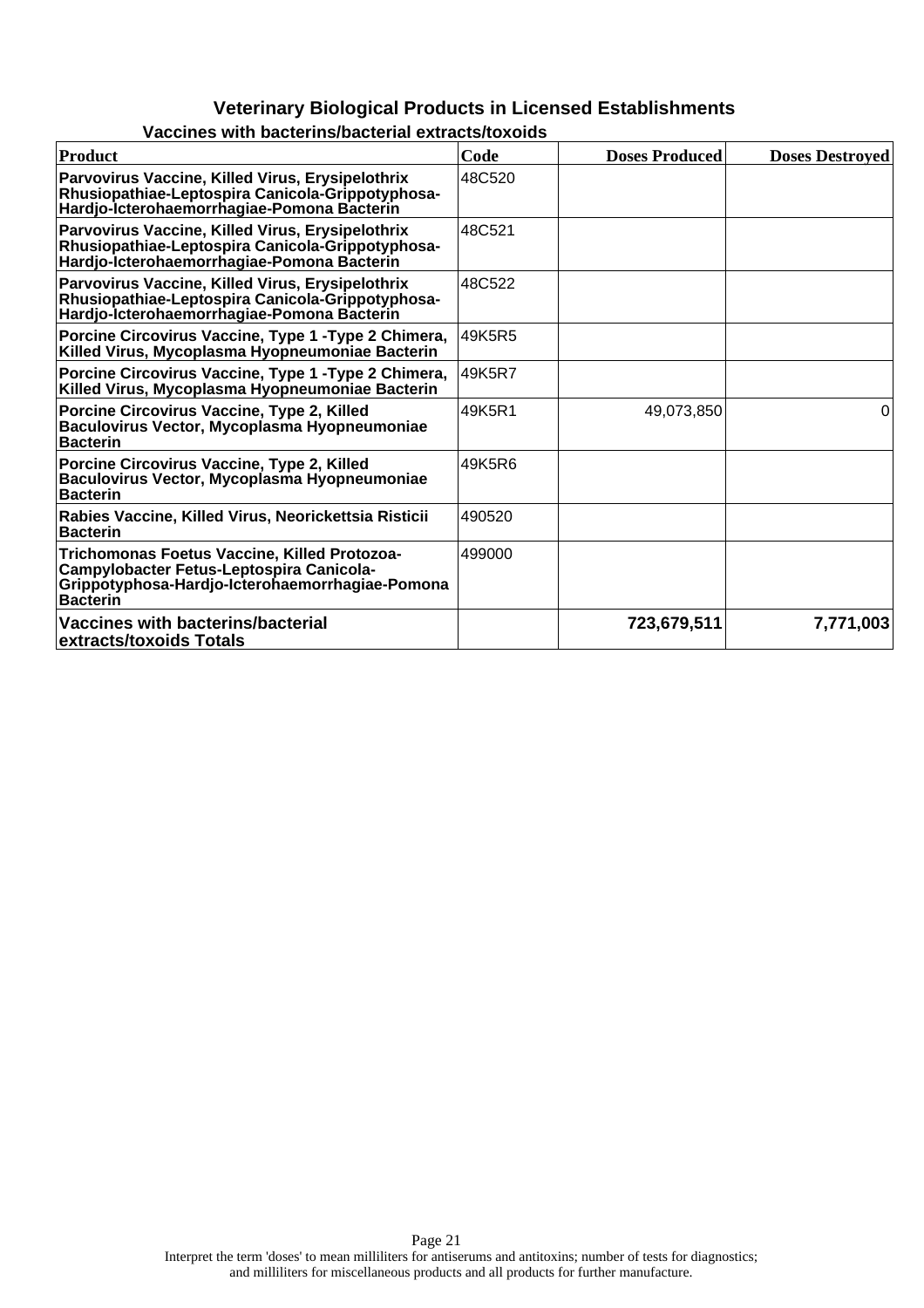# Veterinary Biological Products in Licensed Establishments

## Vaccines with bacterins/bacterial extracts/toxoids

| Product | Code | Doses Produced | Doses Destroyed |
|---|---|---|---|
| Parvovirus Vaccine, Killed Virus, Erysipelothrix Rhusiopathiae-Leptospira Canicola-Grippotyphosa-Hardjo-Icterohaemorrhagiae-Pomona Bacterin | 48C520 | | |
| Parvovirus Vaccine, Killed Virus, Erysipelothrix Rhusiopathiae-Leptospira Canicola-Grippotyphosa-Hardjo-Icterohaemorrhagiae-Pomona Bacterin | 48C521 | | |
| Parvovirus Vaccine, Killed Virus, Erysipelothrix Rhusiopathiae-Leptospira Canicola-Grippotyphosa-Hardjo-Icterohaemorrhagiae-Pomona Bacterin | 48C522 | | |
| Porcine Circovirus Vaccine, Type 1 -Type 2 Chimera, Killed Virus, Mycoplasma Hyopneumoniae Bacterin | 49K5R5 | | |
| Porcine Circovirus Vaccine, Type 1 -Type 2 Chimera, Killed Virus, Mycoplasma Hyopneumoniae Bacterin | 49K5R7 | | |
| Porcine Circovirus Vaccine, Type 2, Killed Baculovirus Vector, Mycoplasma Hyopneumoniae Bacterin | 49K5R1 | 49,073,850 | 0 |
| Porcine Circovirus Vaccine, Type 2, Killed Baculovirus Vector, Mycoplasma Hyopneumoniae Bacterin | 49K5R6 | | |
| Rabies Vaccine, Killed Virus, Neorickettsia Risticii Bacterin | 490520 | | |
| Trichomonas Foetus Vaccine, Killed Protozoa-Campylobacter Fetus-Leptospira Canicola-Grippotyphosa-Hardjo-Icterohaemorrhagiae-Pomona Bacterin | 499000 | | |
| **Vaccines with bacterins/bacterial extracts/toxoids Totals** | | **723,679,511** | **7,771,003** |

Interpret the term 'doses' to mean milliliters for antiserums and antitoxins; number of tests for diagnostics; and milliliters for miscellaneous products and all products for further manufacture.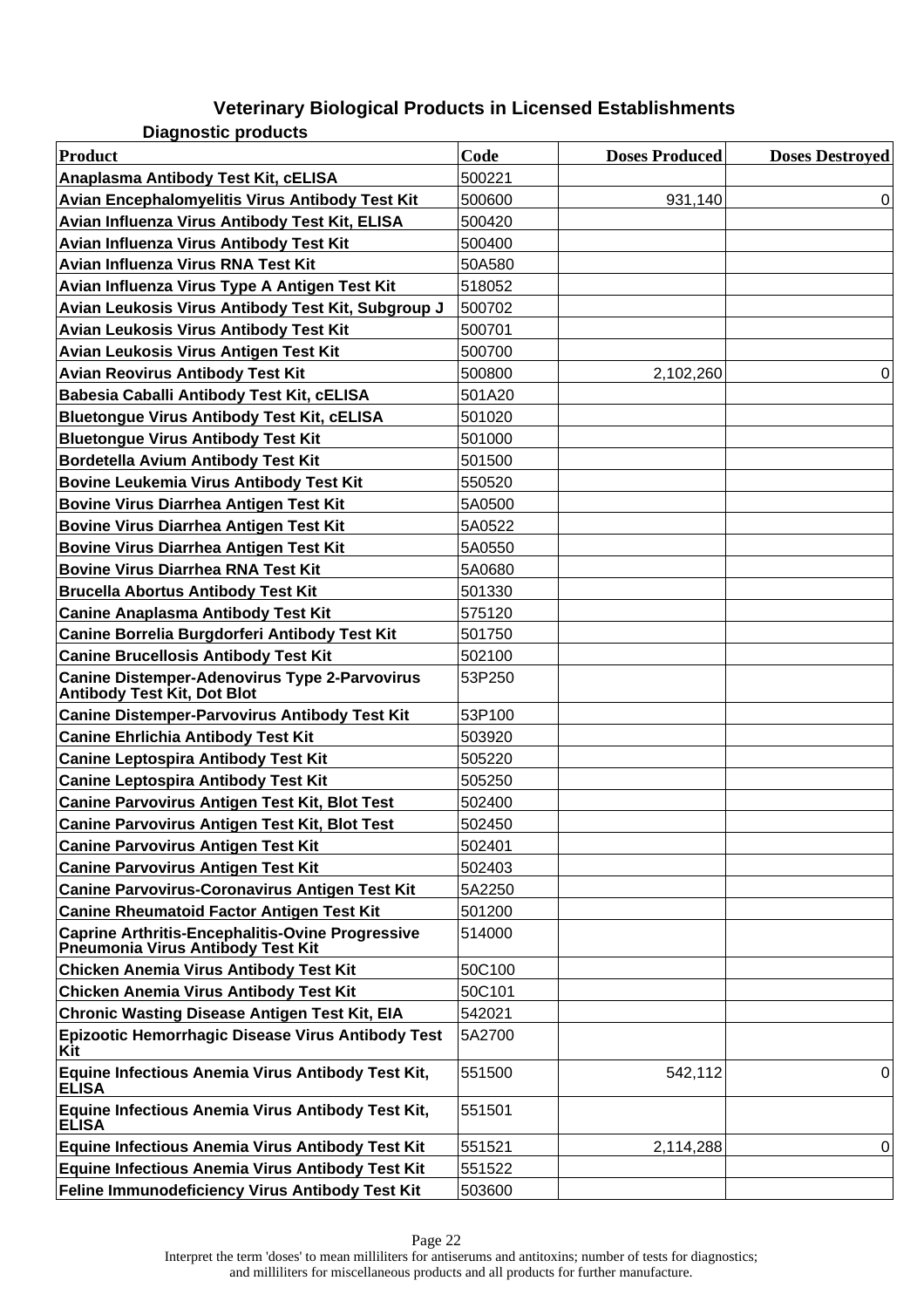# Veterinary Biological Products in Licensed Establishments

### Diagnostic products

| Product | Code | Doses Produced | Doses Destroyed |
|---|---|---|---|
| Anaplasma Antibody Test Kit, cELISA | 500221 | | |
| Avian Encephalomyelitis Virus Antibody Test Kit | 500600 | 931,140 | 0 |
| Avian Influenza Virus Antibody Test Kit, ELISA | 500420 | | |
| Avian Influenza Virus Antibody Test Kit | 500400 | | |
| Avian Influenza Virus RNA Test Kit | 50A580 | | |
| Avian Influenza Virus Type A Antigen Test Kit | 518052 | | |
| Avian Leukosis Virus Antibody Test Kit, Subgroup J | 500702 | | |
| Avian Leukosis Virus Antibody Test Kit | 500701 | | |
| Avian Leukosis Virus Antigen Test Kit | 500700 | | |
| Avian Reovirus Antibody Test Kit | 500800 | 2,102,260 | 0 |
| Babesia Caballi Antibody Test Kit, cELISA | 501A20 | | |
| Bluetongue Virus Antibody Test Kit, cELISA | 501020 | | |
| Bluetongue Virus Antibody Test Kit | 501000 | | |
| Bordetella Avium Antibody Test Kit | 501500 | | |
| Bovine Leukemia Virus Antibody Test Kit | 550520 | | |
| Bovine Virus Diarrhea Antigen Test Kit | 5A0500 | | |
| Bovine Virus Diarrhea Antigen Test Kit | 5A0522 | | |
| Bovine Virus Diarrhea Antigen Test Kit | 5A0550 | | |
| Bovine Virus Diarrhea RNA Test Kit | 5A0680 | | |
| Brucella Abortus Antibody Test Kit | 501330 | | |
| Canine Anaplasma Antibody Test Kit | 575120 | | |
| Canine Borrelia Burgdorferi Antibody Test Kit | 501750 | | |
| Canine Brucellosis Antibody Test Kit | 502100 | | |
| Canine Distemper-Adenovirus Type 2-Parvovirus Antibody Test Kit, Dot Blot | 53P250 | | |
| Canine Distemper-Parvovirus Antibody Test Kit | 53P100 | | |
| Canine Ehrlichia Antibody Test Kit | 503920 | | |
| Canine Leptospira Antibody Test Kit | 505220 | | |
| Canine Leptospira Antibody Test Kit | 505250 | | |
| Canine Parvovirus Antigen Test Kit, Blot Test | 502400 | | |
| Canine Parvovirus Antigen Test Kit, Blot Test | 502450 | | |
| Canine Parvovirus Antigen Test Kit | 502401 | | |
| Canine Parvovirus Antigen Test Kit | 502403 | | |
| Canine Parvovirus-Coronavirus Antigen Test Kit | 5A2250 | | |
| Canine Rheumatoid Factor Antigen Test Kit | 501200 | | |
| Caprine Arthritis-Encephalitis-Ovine Progressive Pneumonia Virus Antibody Test Kit | 514000 | | |
| Chicken Anemia Virus Antibody Test Kit | 50C100 | | |
| Chicken Anemia Virus Antibody Test Kit | 50C101 | | |
| Chronic Wasting Disease Antigen Test Kit, EIA | 542021 | | |
| Epizootic Hemorrhagic Disease Virus Antibody Test Kit | 5A2700 | | |
| Equine Infectious Anemia Virus Antibody Test Kit, ELISA | 551500 | 542,112 | 0 |
| Equine Infectious Anemia Virus Antibody Test Kit, ELISA | 551501 | | |
| Equine Infectious Anemia Virus Antibody Test Kit | 551521 | 2,114,288 | 0 |
| Equine Infectious Anemia Virus Antibody Test Kit | 551522 | | |
| Feline Immunodeficiency Virus Antibody Test Kit | 503600 | | |

Interpret the term 'doses' to mean milliliters for antiserums and antitoxins; number of tests for diagnostics; and milliliters for miscellaneous products and all products for further manufacture.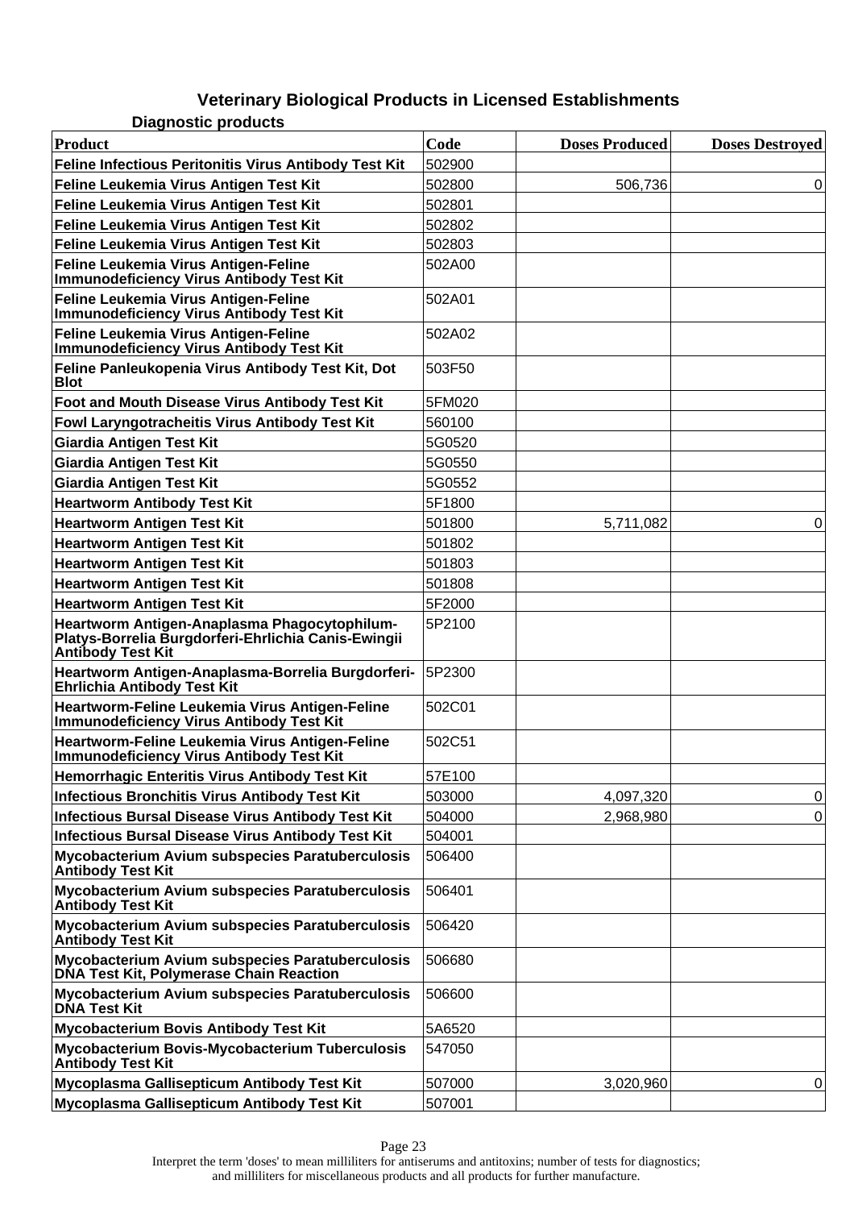# Veterinary Biological Products in Licensed Establishments

## Diagnostic products

| Product | Code | Doses Produced | Doses Destroyed |
|---|---|---|---|
| Feline Infectious Peritonitis Virus Antibody Test Kit | 502900 | | |
| Feline Leukemia Virus Antigen Test Kit | 502800 | 506,736 | 0 |
| Feline Leukemia Virus Antigen Test Kit | 502801 | | |
| Feline Leukemia Virus Antigen Test Kit | 502802 | | |
| Feline Leukemia Virus Antigen Test Kit | 502803 | | |
| Feline Leukemia Virus Antigen-Feline Immunodeficiency Virus Antibody Test Kit | 502A00 | | |
| Feline Leukemia Virus Antigen-Feline Immunodeficiency Virus Antibody Test Kit | 502A01 | | |
| Feline Leukemia Virus Antigen-Feline Immunodeficiency Virus Antibody Test Kit | 502A02 | | |
| Feline Panleukopenia Virus Antibody Test Kit, Dot Blot | 503F50 | | |
| Foot and Mouth Disease Virus Antibody Test Kit | 5FM020 | | |
| Fowl Laryngotracheitis Virus Antibody Test Kit | 560100 | | |
| Giardia Antigen Test Kit | 5G0520 | | |
| Giardia Antigen Test Kit | 5G0550 | | |
| Giardia Antigen Test Kit | 5G0552 | | |
| Heartworm Antibody Test Kit | 5F1800 | | |
| Heartworm Antigen Test Kit | 501800 | 5,711,082 | 0 |
| Heartworm Antigen Test Kit | 501802 | | |
| Heartworm Antigen Test Kit | 501803 | | |
| Heartworm Antigen Test Kit | 501808 | | |
| Heartworm Antigen Test Kit | 5F2000 | | |
| Heartworm Antigen-Anaplasma Phagocytophilum-Platys-Borrelia Burgdorferi-Ehrlichia Canis-Ewingii Antibody Test Kit | 5P2100 | | |
| Heartworm Antigen-Anaplasma-Borrelia Burgdorferi-Ehrlichia Antibody Test Kit | 5P2300 | | |
| Heartworm-Feline Leukemia Virus Antigen-Feline Immunodeficiency Virus Antibody Test Kit | 502C01 | | |
| Heartworm-Feline Leukemia Virus Antigen-Feline Immunodeficiency Virus Antibody Test Kit | 502C51 | | |
| Hemorrhagic Enteritis Virus Antibody Test Kit | 57E100 | | |
| Infectious Bronchitis Virus Antibody Test Kit | 503000 | 4,097,320 | 0 |
| Infectious Bursal Disease Virus Antibody Test Kit | 504000 | 2,968,980 | 0 |
| Infectious Bursal Disease Virus Antibody Test Kit | 504001 | | |
| Mycobacterium Avium subspecies Paratuberculosis Antibody Test Kit | 506400 | | |
| Mycobacterium Avium subspecies Paratuberculosis Antibody Test Kit | 506401 | | |
| Mycobacterium Avium subspecies Paratuberculosis Antibody Test Kit | 506420 | | |
| Mycobacterium Avium subspecies Paratuberculosis DNA Test Kit, Polymerase Chain Reaction | 506680 | | |
| Mycobacterium Avium subspecies Paratuberculosis DNA Test Kit | 506600 | | |
| Mycobacterium Bovis Antibody Test Kit | 5A6520 | | |
| Mycobacterium Bovis-Mycobacterium Tuberculosis Antibody Test Kit | 547050 | | |
| Mycoplasma Gallisepticum Antibody Test Kit | 507000 | 3,020,960 | 0 |
| Mycoplasma Gallisepticum Antibody Test Kit | 507001 | | |

Interpret the term 'doses' to mean milliliters for antiserums and antitoxins; number of tests for diagnostics; and milliliters for miscellaneous products and all products for further manufacture.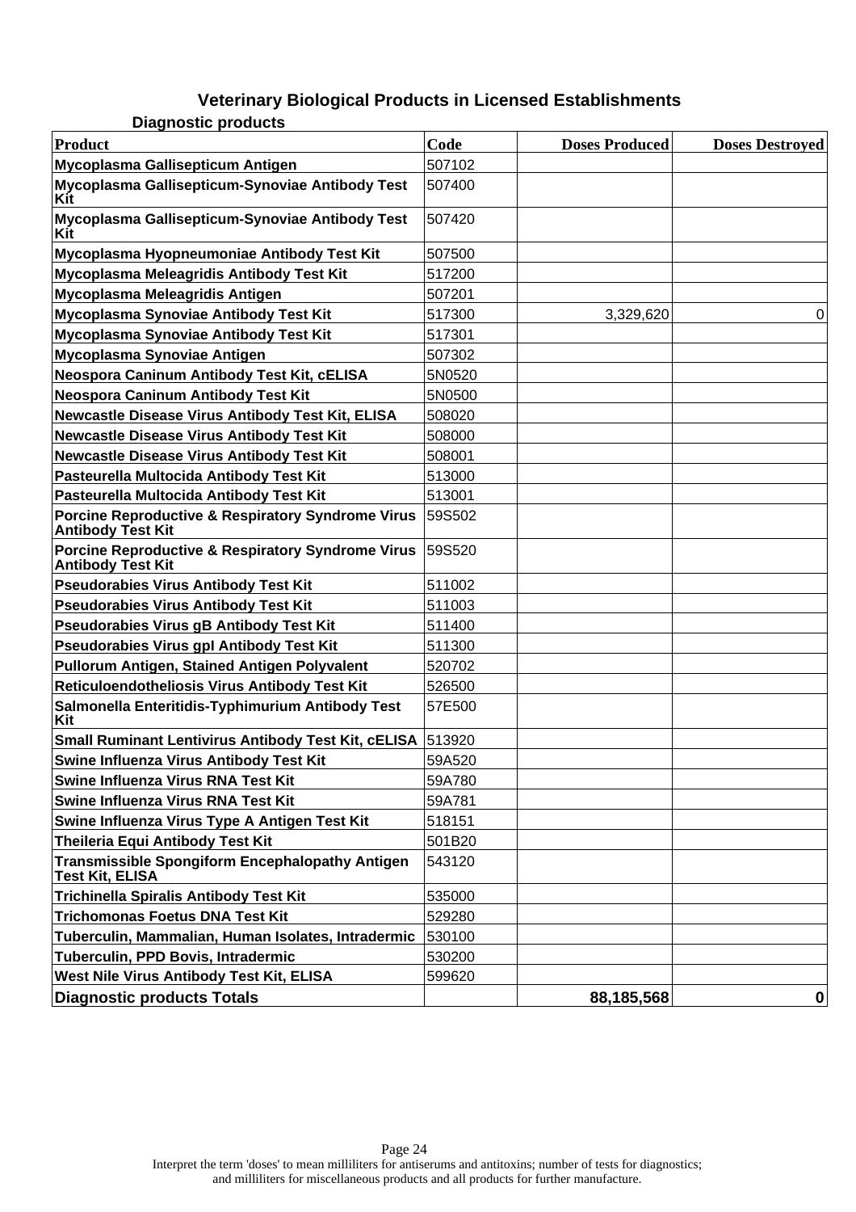# Veterinary Biological Products in Licensed Establishments

## Diagnostic products

| Product | Code | Doses Produced | Doses Destroyed |
|---|---|---|---|
| **Mycoplasma Gallisepticum Antigen** | 507102 | | |
| **Mycoplasma Gallisepticum-Synoviae Antibody Test Kit** | 507400 | | |
| **Mycoplasma Gallisepticum-Synoviae Antibody Test Kit** | 507420 | | |
| **Mycoplasma Hyopneumoniae Antibody Test Kit** | 507500 | | |
| **Mycoplasma Meleagridis Antibody Test Kit** | 517200 | | |
| **Mycoplasma Meleagridis Antigen** | 507201 | | |
| **Mycoplasma Synoviae Antibody Test Kit** | 517300 | 3,329,620 | 0 |
| **Mycoplasma Synoviae Antibody Test Kit** | 517301 | | |
| **Mycoplasma Synoviae Antigen** | 507302 | | |
| **Neospora Caninum Antibody Test Kit, cELISA** | 5N0520 | | |
| **Neospora Caninum Antibody Test Kit** | 5N0500 | | |
| **Newcastle Disease Virus Antibody Test Kit, ELISA** | 508020 | | |
| **Newcastle Disease Virus Antibody Test Kit** | 508000 | | |
| **Newcastle Disease Virus Antibody Test Kit** | 508001 | | |
| **Pasteurella Multocida Antibody Test Kit** | 513000 | | |
| **Pasteurella Multocida Antibody Test Kit** | 513001 | | |
| **Porcine Reproductive & Respiratory Syndrome Virus Antibody Test Kit** | 59S502 | | |
| **Porcine Reproductive & Respiratory Syndrome Virus Antibody Test Kit** | 59S520 | | |
| **Pseudorabies Virus Antibody Test Kit** | 511002 | | |
| **Pseudorabies Virus Antibody Test Kit** | 511003 | | |
| **Pseudorabies Virus gB Antibody Test Kit** | 511400 | | |
| **Pseudorabies Virus gpI Antibody Test Kit** | 511300 | | |
| **Pullorum Antigen, Stained Antigen Polyvalent** | 520702 | | |
| **Reticuloendotheliosis Virus Antibody Test Kit** | 526500 | | |
| **Salmonella Enteritidis-Typhimurium Antibody Test Kit** | 57E500 | | |
| **Small Ruminant Lentivirus Antibody Test Kit, cELISA** | 513920 | | |
| **Swine Influenza Virus Antibody Test Kit** | 59A520 | | |
| **Swine Influenza Virus RNA Test Kit** | 59A780 | | |
| **Swine Influenza Virus RNA Test Kit** | 59A781 | | |
| **Swine Influenza Virus Type A Antigen Test Kit** | 518151 | | |
| **Theileria Equi Antibody Test Kit** | 501B20 | | |
| **Transmissible Spongiform Encephalopathy Antigen Test Kit, ELISA** | 543120 | | |
| **Trichinella Spiralis Antibody Test Kit** | 535000 | | |
| **Trichomonas Foetus DNA Test Kit** | 529280 | | |
| **Tuberculin, Mammalian, Human Isolates, Intradermic** | 530100 | | |
| **Tuberculin, PPD Bovis, Intradermic** | 530200 | | |
| **West Nile Virus Antibody Test Kit, ELISA** | 599620 | | |
| **Diagnostic products Totals** | | **88,185,568** | **0** |

Interpret the term 'doses' to mean milliliters for antiserums and antitoxins; number of tests for diagnostics; and milliliters for miscellaneous products and all products for further manufacture.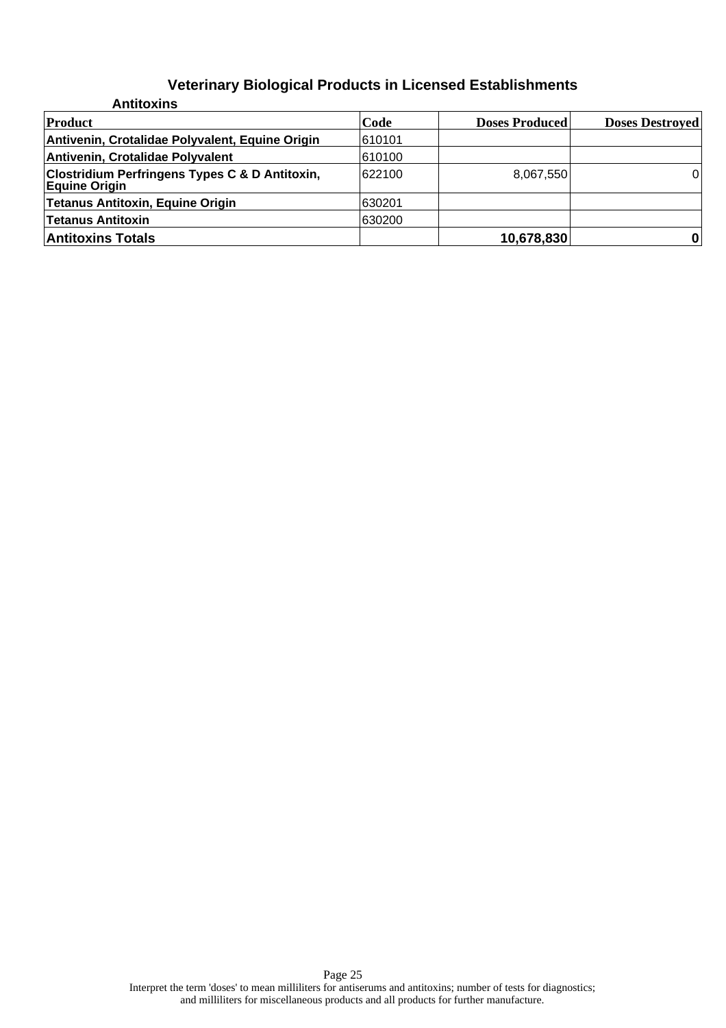# Veterinary Biological Products in Licensed Establishments

## Antitoxins

| Product | Code | Doses Produced | Doses Destroyed |
|---|---|---|---|
| Antivenin, Crotalidae Polyvalent, Equine Origin | 610101 | | |
| Antivenin, Crotalidae Polyvalent | 610100 | | |
| Clostridium Perfringens Types C & D Antitoxin, Equine Origin | 622100 | 8,067,550 | 0 |
| Tetanus Antitoxin, Equine Origin | 630201 | | |
| Tetanus Antitoxin | 630200 | | |
| **Antitoxins Totals** | | **10,678,830** | **0** |

Interpret the term 'doses' to mean milliliters for antiserums and antitoxins; number of tests for diagnostics; and milliliters for miscellaneous products and all products for further manufacture.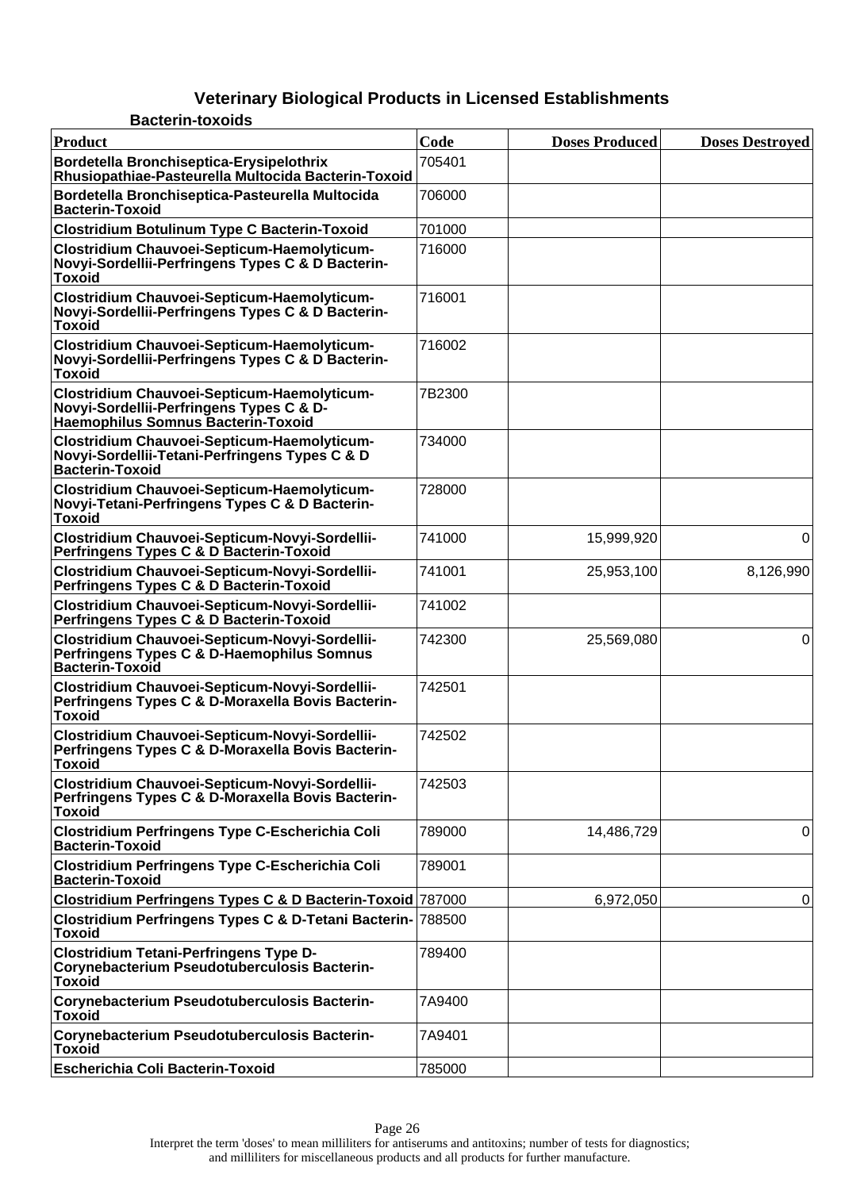# Veterinary Biological Products in Licensed Establishments

### Bacterin-toxoids

| Product | Code | Doses Produced | Doses Destroyed |
|---|---|---|---|
| Bordetella Bronchiseptica-Erysipelothrix Rhusiopathiae-Pasteurella Multocida Bacterin-Toxoid | 705401 | | |
| Bordetella Bronchiseptica-Pasteurella Multocida Bacterin-Toxoid | 706000 | | |
| Clostridium Botulinum Type C Bacterin-Toxoid | 701000 | | |
| Clostridium Chauvoei-Septicum-Haemolyticum-Novyi-Sordellii-Perfringens Types C & D Bacterin-Toxoid | 716000 | | |
| Clostridium Chauvoei-Septicum-Haemolyticum-Novyi-Sordellii-Perfringens Types C & D Bacterin-Toxoid | 716001 | | |
| Clostridium Chauvoei-Septicum-Haemolyticum-Novyi-Sordellii-Perfringens Types C & D Bacterin-Toxoid | 716002 | | |
| Clostridium Chauvoei-Septicum-Haemolyticum-Novyi-Sordellii-Perfringens Types C & D-Haemophilus Somnus Bacterin-Toxoid | 7B2300 | | |
| Clostridium Chauvoei-Septicum-Haemolyticum-Novyi-Sordellii-Tetani-Perfringens Types C & D Bacterin-Toxoid | 734000 | | |
| Clostridium Chauvoei-Septicum-Haemolyticum-Novyi-Tetani-Perfringens Types C & D Bacterin-Toxoid | 728000 | | |
| Clostridium Chauvoei-Septicum-Novyi-Sordellii-Perfringens Types C & D Bacterin-Toxoid | 741000 | 15,999,920 | 0 |
| Clostridium Chauvoei-Septicum-Novyi-Sordellii-Perfringens Types C & D Bacterin-Toxoid | 741001 | 25,953,100 | 8,126,990 |
| Clostridium Chauvoei-Septicum-Novyi-Sordellii-Perfringens Types C & D Bacterin-Toxoid | 741002 | | |
| Clostridium Chauvoei-Septicum-Novyi-Sordellii-Perfringens Types C & D-Haemophilus Somnus Bacterin-Toxoid | 742300 | 25,569,080 | 0 |
| Clostridium Chauvoei-Septicum-Novyi-Sordellii-Perfringens Types C & D-Moraxella Bovis Bacterin-Toxoid | 742501 | | |
| Clostridium Chauvoei-Septicum-Novyi-Sordellii-Perfringens Types C & D-Moraxella Bovis Bacterin-Toxoid | 742502 | | |
| Clostridium Chauvoei-Septicum-Novyi-Sordellii-Perfringens Types C & D-Moraxella Bovis Bacterin-Toxoid | 742503 | | |
| Clostridium Perfringens Type C-Escherichia Coli Bacterin-Toxoid | 789000 | 14,486,729 | 0 |
| Clostridium Perfringens Type C-Escherichia Coli Bacterin-Toxoid | 789001 | | |
| Clostridium Perfringens Types C & D Bacterin-Toxoid | 787000 | 6,972,050 | 0 |
| Clostridium Perfringens Types C & D-Tetani Bacterin-Toxoid | 788500 | | |
| Clostridium Tetani-Perfringens Type D-Corynebacterium Pseudotuberculosis Bacterin-Toxoid | 789400 | | |
| Corynebacterium Pseudotuberculosis Bacterin-Toxoid | 7A9400 | | |
| Corynebacterium Pseudotuberculosis Bacterin-Toxoid | 7A9401 | | |
| Escherichia Coli Bacterin-Toxoid | 785000 | | |

Interpret the term 'doses' to mean milliliters for antiserums and antitoxins; number of tests for diagnostics; and milliliters for miscellaneous products and all products for further manufacture.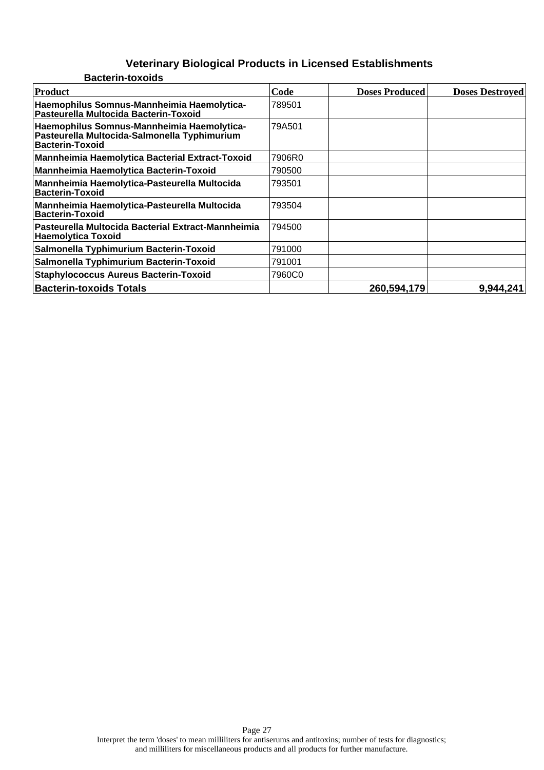# Veterinary Biological Products in Licensed Establishments

## Bacterin-toxoids

| Product | Code | Doses Produced | Doses Destroyed |
|---|---|---|---|
| **Haemophilus Somnus-Mannheimia Haemolytica-Pasteurella Multocida Bacterin-Toxoid** | 789501 | | |
| **Haemophilus Somnus-Mannheimia Haemolytica-Pasteurella Multocida-Salmonella Typhimurium Bacterin-Toxoid** | 79A501 | | |
| **Mannheimia Haemolytica Bacterial Extract-Toxoid** | 7906R0 | | |
| **Mannheimia Haemolytica Bacterin-Toxoid** | 790500 | | |
| **Mannheimia Haemolytica-Pasteurella Multocida Bacterin-Toxoid** | 793501 | | |
| **Mannheimia Haemolytica-Pasteurella Multocida Bacterin-Toxoid** | 793504 | | |
| **Pasteurella Multocida Bacterial Extract-Mannheimia Haemolytica Toxoid** | 794500 | | |
| **Salmonella Typhimurium Bacterin-Toxoid** | 791000 | | |
| **Salmonella Typhimurium Bacterin-Toxoid** | 791001 | | |
| **Staphylococcus Aureus Bacterin-Toxoid** | 7960C0 | | |
| **Bacterin-toxoids Totals** | | **260,594,179** | **9,944,241** |

Interpret the term 'doses' to mean milliliters for antiserums and antitoxins; number of tests for diagnostics; and milliliters for miscellaneous products and all products for further manufacture.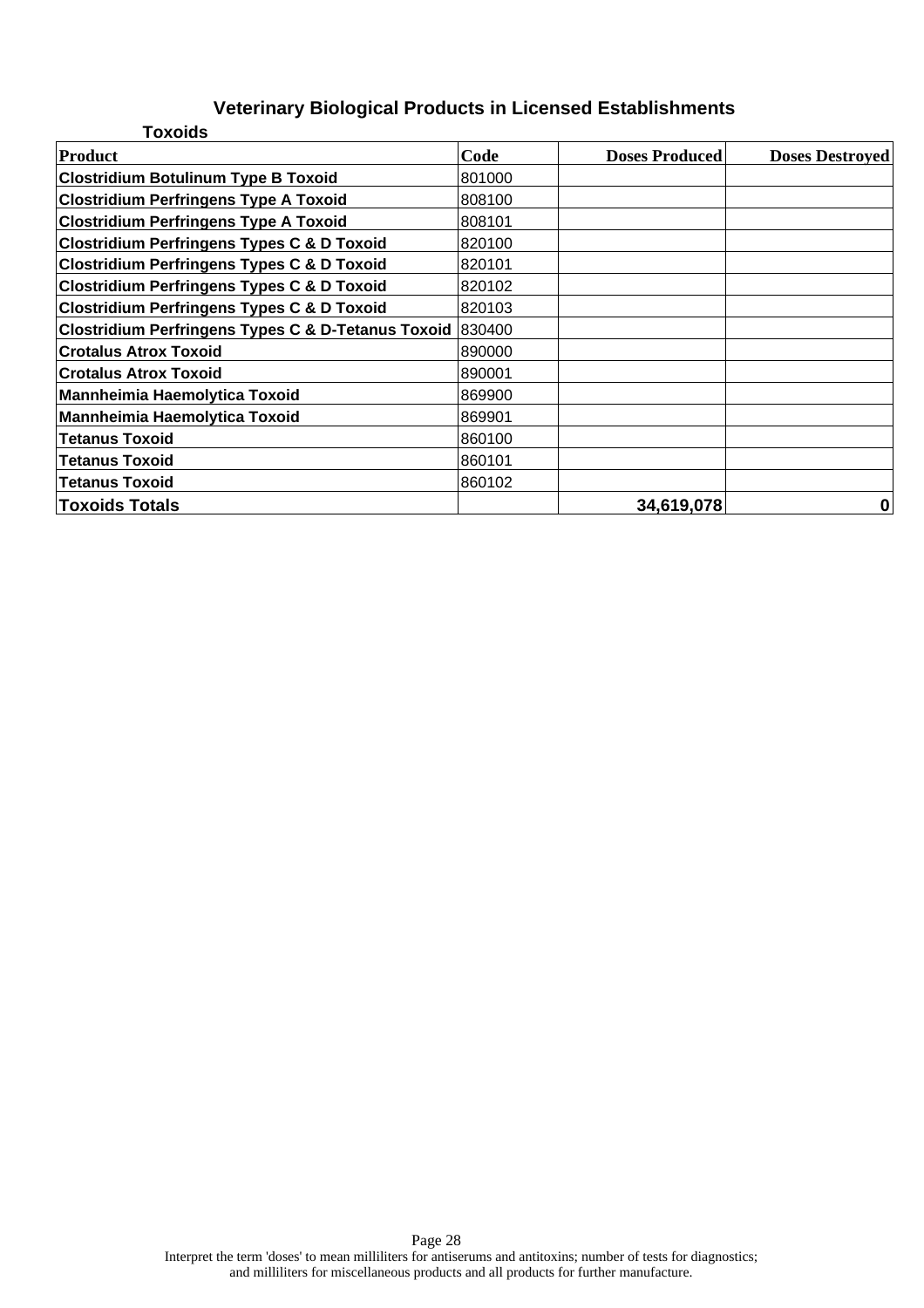# Veterinary Biological Products in Licensed Establishments

## Toxoids

| Product | Code | Doses Produced | Doses Destroyed |
|---|---|---|---|
| **Clostridium Botulinum Type B Toxoid** | 801000 | | |
| **Clostridium Perfringens Type A Toxoid** | 808100 | | |
| **Clostridium Perfringens Type A Toxoid** | 808101 | | |
| **Clostridium Perfringens Types C & D Toxoid** | 820100 | | |
| **Clostridium Perfringens Types C & D Toxoid** | 820101 | | |
| **Clostridium Perfringens Types C & D Toxoid** | 820102 | | |
| **Clostridium Perfringens Types C & D Toxoid** | 820103 | | |
| **Clostridium Perfringens Types C & D-Tetanus Toxoid** | 830400 | | |
| **Crotalus Atrox Toxoid** | 890000 | | |
| **Crotalus Atrox Toxoid** | 890001 | | |
| **Mannheimia Haemolytica Toxoid** | 869900 | | |
| **Mannheimia Haemolytica Toxoid** | 869901 | | |
| **Tetanus Toxoid** | 860100 | | |
| **Tetanus Toxoid** | 860101 | | |
| **Tetanus Toxoid** | 860102 | | |
| **Toxoids Totals** | | **34,619,078** | **0** |

Interpret the term 'doses' to mean milliliters for antiserums and antitoxins; number of tests for diagnostics; and milliliters for miscellaneous products and all products for further manufacture.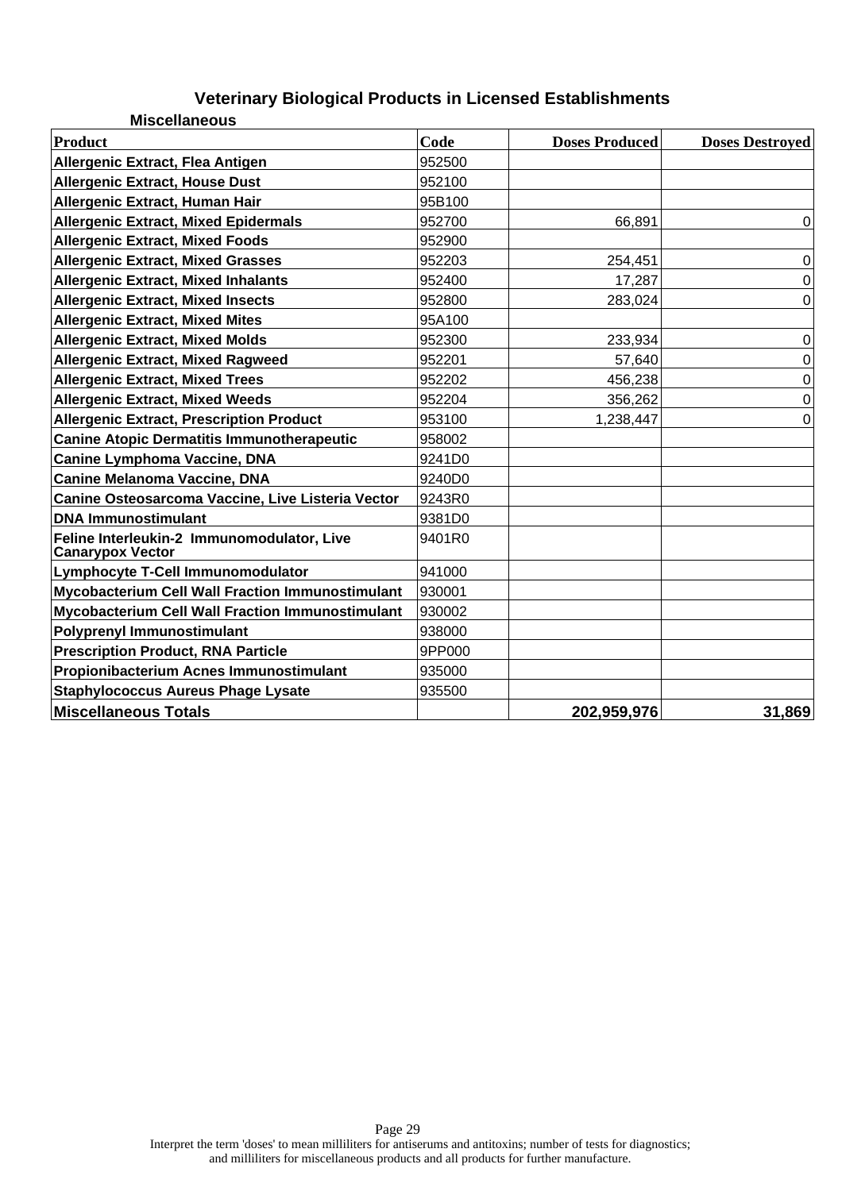# Veterinary Biological Products in Licensed Establishments

## Miscellaneous

| Product | Code | Doses Produced | Doses Destroyed |
|---|---|---|---|
| **Allergenic Extract, Flea Antigen** | 952500 | | |
| **Allergenic Extract, House Dust** | 952100 | | |
| **Allergenic Extract, Human Hair** | 95B100 | | |
| **Allergenic Extract, Mixed Epidermals** | 952700 | 66,891 | 0 |
| **Allergenic Extract, Mixed Foods** | 952900 | | |
| **Allergenic Extract, Mixed Grasses** | 952203 | 254,451 | 0 |
| **Allergenic Extract, Mixed Inhalants** | 952400 | 17,287 | 0 |
| **Allergenic Extract, Mixed Insects** | 952800 | 283,024 | 0 |
| **Allergenic Extract, Mixed Mites** | 95A100 | | |
| **Allergenic Extract, Mixed Molds** | 952300 | 233,934 | 0 |
| **Allergenic Extract, Mixed Ragweed** | 952201 | 57,640 | 0 |
| **Allergenic Extract, Mixed Trees** | 952202 | 456,238 | 0 |
| **Allergenic Extract, Mixed Weeds** | 952204 | 356,262 | 0 |
| **Allergenic Extract, Prescription Product** | 953100 | 1,238,447 | 0 |
| **Canine Atopic Dermatitis Immunotherapeutic** | 958002 | | |
| **Canine Lymphoma Vaccine, DNA** | 9241D0 | | |
| **Canine Melanoma Vaccine, DNA** | 9240D0 | | |
| **Canine Osteosarcoma Vaccine, Live Listeria Vector** | 9243R0 | | |
| **DNA Immunostimulant** | 9381D0 | | |
| **Feline Interleukin-2 Immunomodulator, Live Canarypox Vector** | 9401R0 | | |
| **Lymphocyte T-Cell Immunomodulator** | 941000 | | |
| **Mycobacterium Cell Wall Fraction Immunostimulant** | 930001 | | |
| **Mycobacterium Cell Wall Fraction Immunostimulant** | 930002 | | |
| **Polyprenyl Immunostimulant** | 938000 | | |
| **Prescription Product, RNA Particle** | 9PP000 | | |
| **Propionibacterium Acnes Immunostimulant** | 935000 | | |
| **Staphylococcus Aureus Phage Lysate** | 935500 | | |
| **Miscellaneous Totals** | | **202,959,976** | **31,869** |

Interpret the term 'doses' to mean milliliters for antiserums and antitoxins; number of tests for diagnostics; and milliliters for miscellaneous products and all products for further manufacture.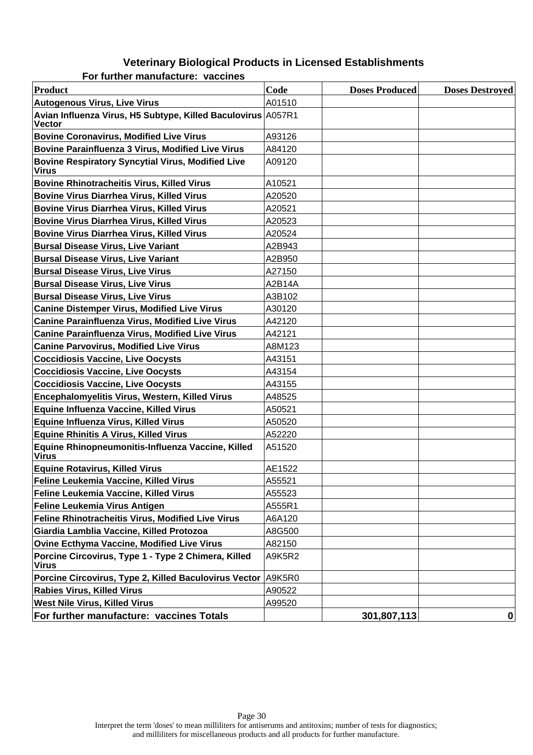# Veterinary Biological Products in Licensed Establishments

## For further manufacture:  vaccines

| Product | Code | Doses Produced | Doses Destroyed |
|---|---|---|---|
| **Autogenous Virus, Live Virus** | A01510 | | |
| **Avian Influenza Virus, H5 Subtype, Killed Baculovirus Vector** | A057R1 | | |
| **Bovine Coronavirus, Modified Live Virus** | A93126 | | |
| **Bovine Parainfluenza 3 Virus, Modified Live Virus** | A84120 | | |
| **Bovine Respiratory Syncytial Virus, Modified Live Virus** | A09120 | | |
| **Bovine Rhinotracheitis Virus, Killed Virus** | A10521 | | |
| **Bovine Virus Diarrhea Virus, Killed Virus** | A20520 | | |
| **Bovine Virus Diarrhea Virus, Killed Virus** | A20521 | | |
| **Bovine Virus Diarrhea Virus, Killed Virus** | A20523 | | |
| **Bovine Virus Diarrhea Virus, Killed Virus** | A20524 | | |
| **Bursal Disease Virus, Live Variant** | A2B943 | | |
| **Bursal Disease Virus, Live Variant** | A2B950 | | |
| **Bursal Disease Virus, Live Virus** | A27150 | | |
| **Bursal Disease Virus, Live Virus** | A2B14A | | |
| **Bursal Disease Virus, Live Virus** | A3B102 | | |
| **Canine Distemper Virus, Modified Live Virus** | A30120 | | |
| **Canine Parainfluenza Virus, Modified Live Virus** | A42120 | | |
| **Canine Parainfluenza Virus, Modified Live Virus** | A42121 | | |
| **Canine Parvovirus, Modified Live Virus** | A8M123 | | |
| **Coccidiosis Vaccine, Live Oocysts** | A43151 | | |
| **Coccidiosis Vaccine, Live Oocysts** | A43154 | | |
| **Coccidiosis Vaccine, Live Oocysts** | A43155 | | |
| **Encephalomyelitis Virus, Western, Killed Virus** | A48525 | | |
| **Equine Influenza Vaccine, Killed Virus** | A50521 | | |
| **Equine Influenza Virus, Killed Virus** | A50520 | | |
| **Equine Rhinitis A Virus, Killed Virus** | A52220 | | |
| **Equine Rhinopneumonitis-Influenza Vaccine, Killed Virus** | A51520 | | |
| **Equine Rotavirus, Killed Virus** | AE1522 | | |
| **Feline Leukemia Vaccine, Killed Virus** | A55521 | | |
| **Feline Leukemia Vaccine, Killed Virus** | A55523 | | |
| **Feline Leukemia Virus Antigen** | A555R1 | | |
| **Feline Rhinotracheitis Virus, Modified Live Virus** | A6A120 | | |
| **Giardia Lamblia Vaccine, Killed Protozoa** | A8G500 | | |
| **Ovine Ecthyma Vaccine, Modified Live Virus** | A82150 | | |
| **Porcine Circovirus, Type 1 - Type 2 Chimera, Killed Virus** | A9K5R2 | | |
| **Porcine Circovirus, Type 2, Killed Baculovirus Vector** | A9K5R0 | | |
| **Rabies Virus, Killed Virus** | A90522 | | |
| **West Nile Virus, Killed Virus** | A99520 | | |
| **For further manufacture:  vaccines Totals** | | **301,807,113** | **0** |

Interpret the term 'doses' to mean milliliters for antiserums and antitoxins; number of tests for diagnostics; and milliliters for miscellaneous products and all products for further manufacture.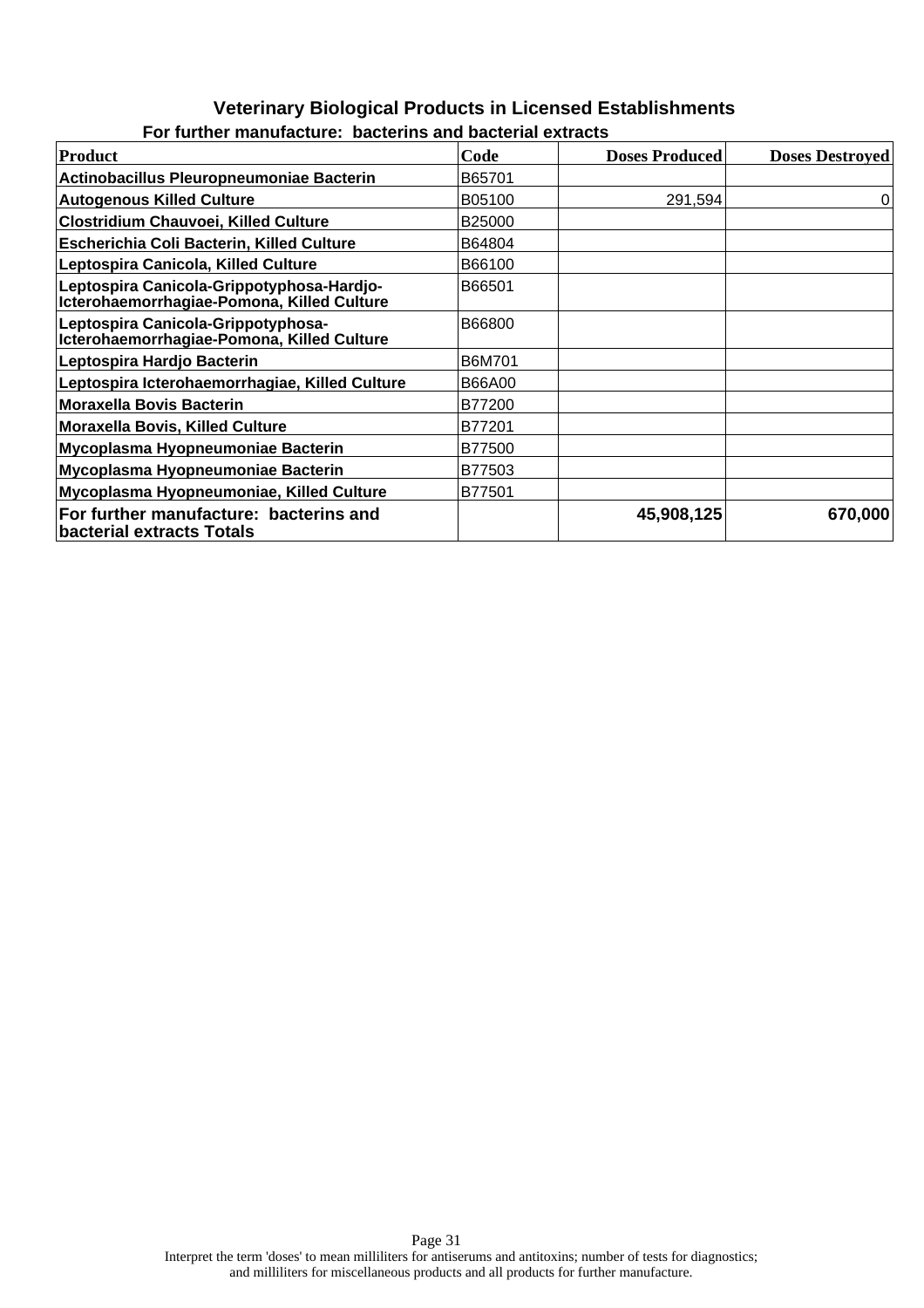# Veterinary Biological Products in Licensed Establishments

## For further manufacture: bacterins and bacterial extracts

| Product | Code | Doses Produced | Doses Destroyed |
|---|---|---|---|
| **Actinobacillus Pleuropneumoniae Bacterin** | B65701 | | |
| **Autogenous Killed Culture** | B05100 | 291,594 | 0 |
| **Clostridium Chauvoei, Killed Culture** | B25000 | | |
| **Escherichia Coli Bacterin, Killed Culture** | B64804 | | |
| **Leptospira Canicola, Killed Culture** | B66100 | | |
| **Leptospira Canicola-Grippotyphosa-Hardjo-Icterohaemorrhagiae-Pomona, Killed Culture** | B66501 | | |
| **Leptospira Canicola-Grippotyphosa-Icterohaemorrhagiae-Pomona, Killed Culture** | B66800 | | |
| **Leptospira Hardjo Bacterin** | B6M701 | | |
| **Leptospira Icterohaemorrhagiae, Killed Culture** | B66A00 | | |
| **Moraxella Bovis Bacterin** | B77200 | | |
| **Moraxella Bovis, Killed Culture** | B77201 | | |
| **Mycoplasma Hyopneumoniae Bacterin** | B77500 | | |
| **Mycoplasma Hyopneumoniae Bacterin** | B77503 | | |
| **Mycoplasma Hyopneumoniae, Killed Culture** | B77501 | | |
| **For further manufacture: bacterins and bacterial extracts Totals** | | **45,908,125** | **670,000** |

Interpret the term 'doses' to mean milliliters for antiserums and antitoxins; number of tests for diagnostics; and milliliters for miscellaneous products and all products for further manufacture.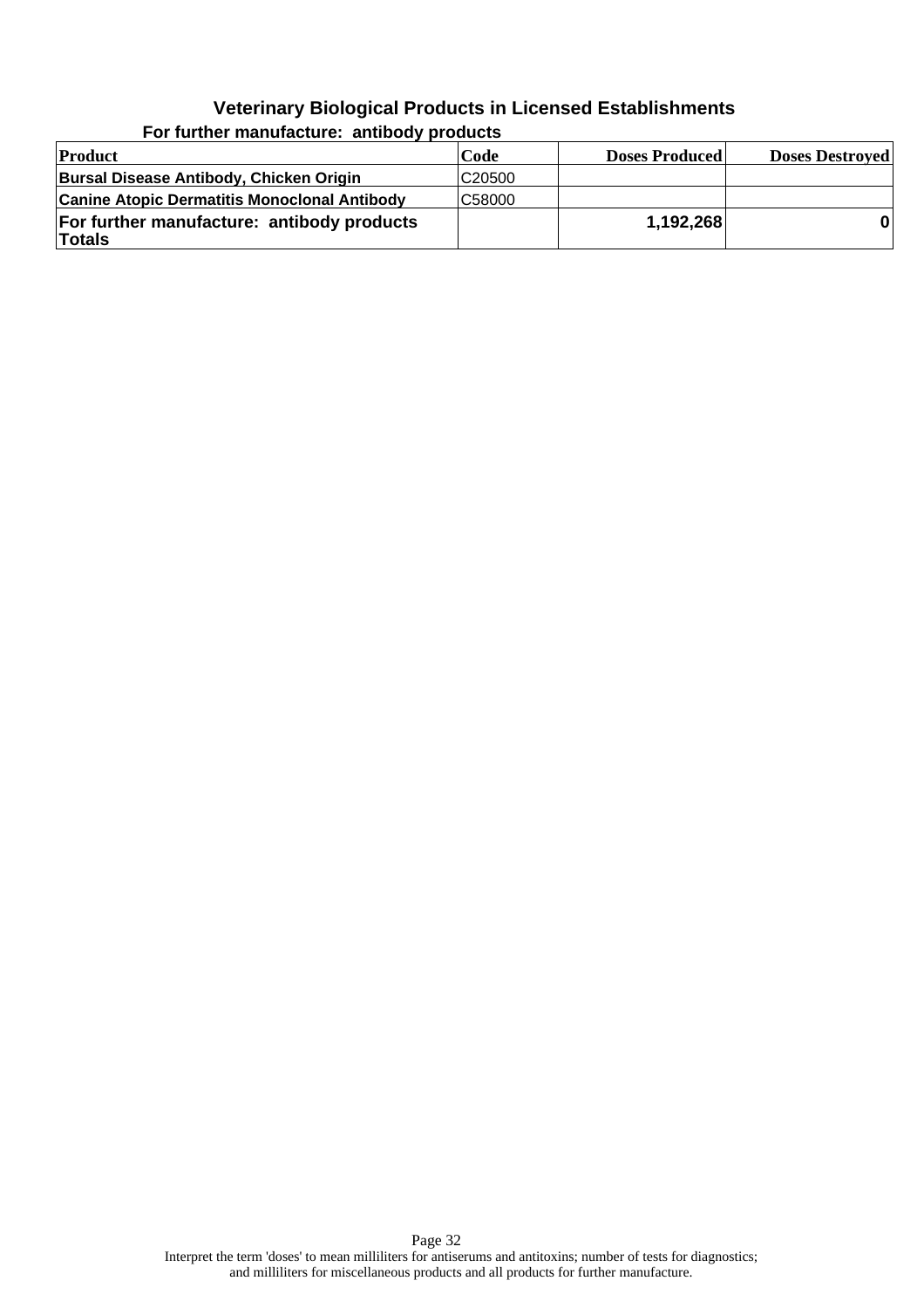## Veterinary Biological Products in Licensed Establishments

### For further manufacture: antibody products

| Product | Code | Doses Produced | Doses Destroyed |
|---|---|---|---|
| **Bursal Disease Antibody, Chicken Origin** | C20500 | | |
| **Canine Atopic Dermatitis Monoclonal Antibody** | C58000 | | |
| **For further manufacture: antibody products Totals** | | **1,192,268** | **0** |

Interpret the term 'doses' to mean milliliters for antiserums and antitoxins; number of tests for diagnostics; and milliliters for miscellaneous products and all products for further manufacture.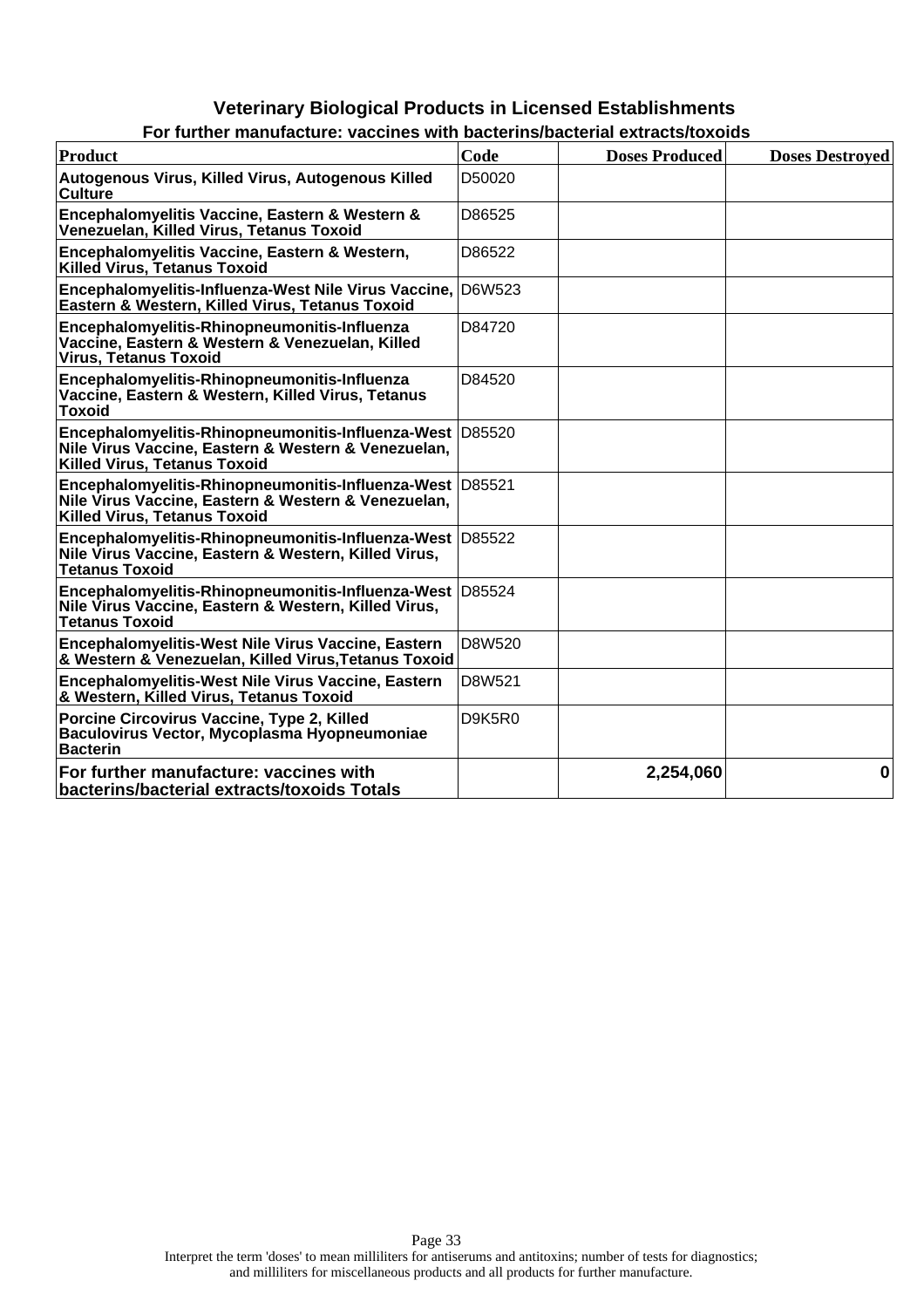## Veterinary Biological Products in Licensed Establishments

### For further manufacture: vaccines with bacterins/bacterial extracts/toxoids

| Product | Code | Doses Produced | Doses Destroyed |
| --- | --- | --- | --- |
| Autogenous Virus, Killed Virus, Autogenous Killed Culture | D50020 | | |
| Encephalomyelitis Vaccine, Eastern & Western & Venezuelan, Killed Virus, Tetanus Toxoid | D86525 | | |
| Encephalomyelitis Vaccine, Eastern & Western, Killed Virus, Tetanus Toxoid | D86522 | | |
| Encephalomyelitis-Influenza-West Nile Virus Vaccine, Eastern & Western, Killed Virus, Tetanus Toxoid | D6W523 | | |
| Encephalomyelitis-Rhinopneumonitis-Influenza Vaccine, Eastern & Western & Venezuelan, Killed Virus, Tetanus Toxoid | D84720 | | |
| Encephalomyelitis-Rhinopneumonitis-Influenza Vaccine, Eastern & Western, Killed Virus, Tetanus Toxoid | D84520 | | |
| Encephalomyelitis-Rhinopneumonitis-Influenza-West Nile Virus Vaccine, Eastern & Western & Venezuelan, Killed Virus, Tetanus Toxoid | D85520 | | |
| Encephalomyelitis-Rhinopneumonitis-Influenza-West Nile Virus Vaccine, Eastern & Western & Venezuelan, Killed Virus, Tetanus Toxoid | D85521 | | |
| Encephalomyelitis-Rhinopneumonitis-Influenza-West Nile Virus Vaccine, Eastern & Western, Killed Virus, Tetanus Toxoid | D85522 | | |
| Encephalomyelitis-Rhinopneumonitis-Influenza-West Nile Virus Vaccine, Eastern & Western, Killed Virus, Tetanus Toxoid | D85524 | | |
| Encephalomyelitis-West Nile Virus Vaccine, Eastern & Western & Venezuelan, Killed Virus,Tetanus Toxoid | D8W520 | | |
| Encephalomyelitis-West Nile Virus Vaccine, Eastern & Western, Killed Virus, Tetanus Toxoid | D8W521 | | |
| Porcine Circovirus Vaccine, Type 2, Killed Baculovirus Vector, Mycoplasma Hyopneumoniae Bacterin | D9K5R0 | | |
| **For further manufacture: vaccines with bacterins/bacterial extracts/toxoids Totals** | | **2,254,060** | **0** |

Interpret the term 'doses' to mean milliliters for antiserums and antitoxins; number of tests for diagnostics; and milliliters for miscellaneous products and all products for further manufacture.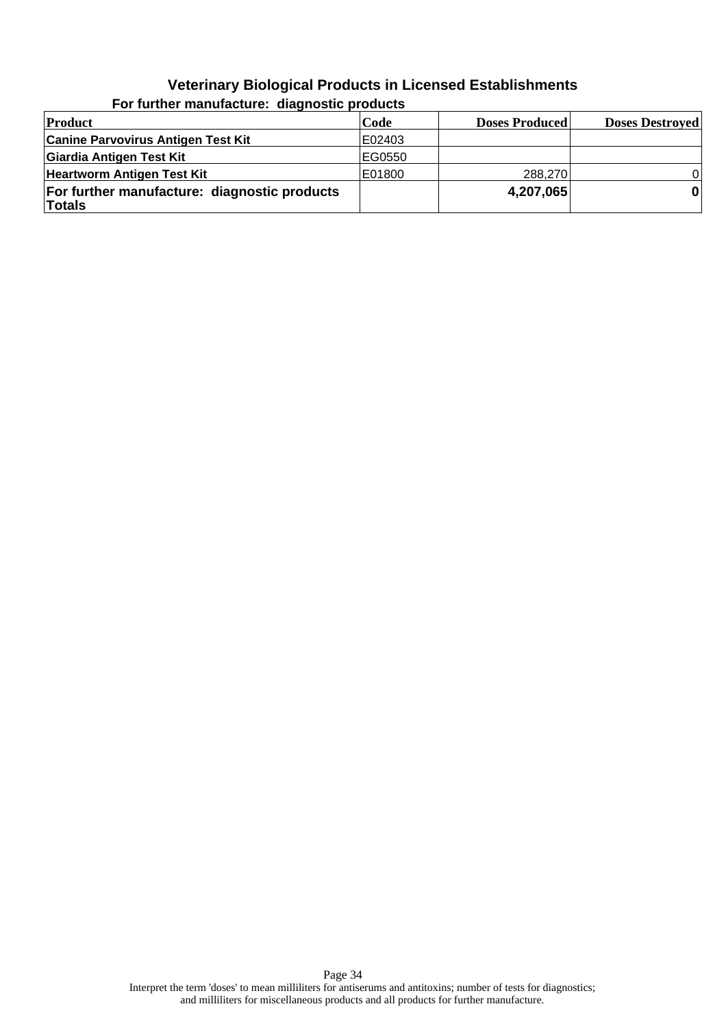# Veterinary Biological Products in Licensed Establishments

## For further manufacture: diagnostic products

| Product | Code | Doses Produced | Doses Destroyed |
|---|---|---|---|
| **Canine Parvovirus Antigen Test Kit** | E02403 | | |
| **Giardia Antigen Test Kit** | EG0550 | | |
| **Heartworm Antigen Test Kit** | E01800 | 288,270 | 0 |
| **For further manufacture: diagnostic products Totals** | | **4,207,065** | **0** |

Interpret the term 'doses' to mean milliliters for antiserums and antitoxins; number of tests for diagnostics; and milliliters for miscellaneous products and all products for further manufacture.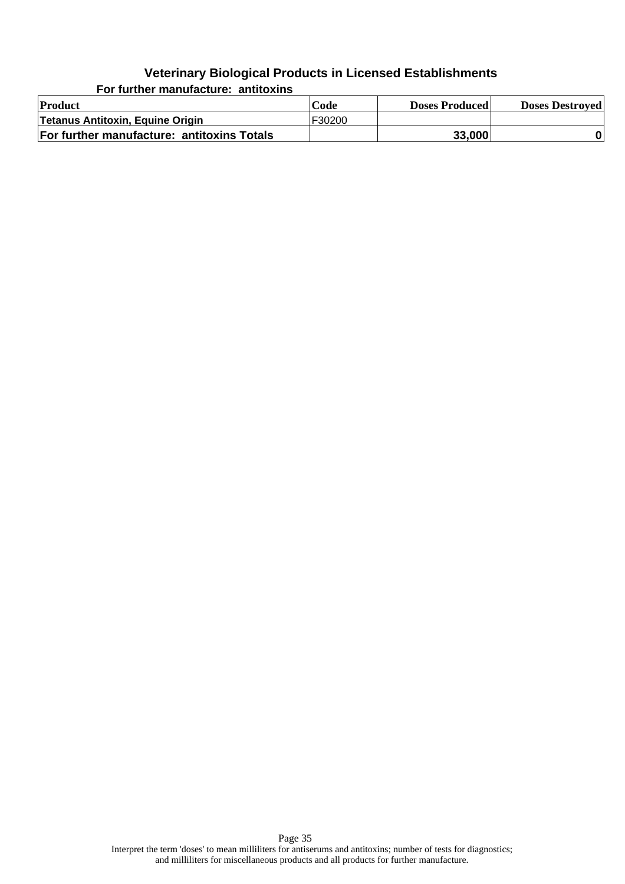## Veterinary Biological Products in Licensed Establishments

### For further manufacture: antitoxins

| Product | Code | Doses Produced | Doses Destroyed |
|---|---|---|---|
| Tetanus Antitoxin, Equine Origin | F30200 | | |
| **For further manufacture: antitoxins Totals** | | **33,000** | **0** |

Interpret the term 'doses' to mean milliliters for antiserums and antitoxins; number of tests for diagnostics; and milliliters for miscellaneous products and all products for further manufacture.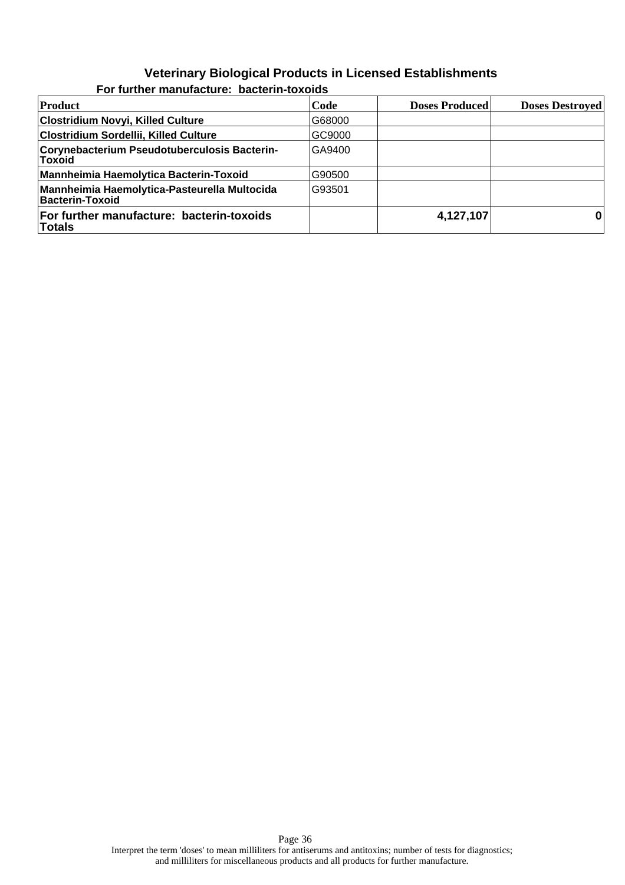# Veterinary Biological Products in Licensed Establishments

### For further manufacture: bacterin-toxoids

| Product | Code | Doses Produced | Doses Destroyed |
|---|---|---|---|
| **Clostridium Novyi, Killed Culture** | G68000 | | |
| **Clostridium Sordellii, Killed Culture** | GC9000 | | |
| **Corynebacterium Pseudotuberculosis Bacterin-Toxoid** | GA9400 | | |
| **Mannheimia Haemolytica Bacterin-Toxoid** | G90500 | | |
| **Mannheimia Haemolytica-Pasteurella Multocida Bacterin-Toxoid** | G93501 | | |
| **For further manufacture: bacterin-toxoids Totals** | | **4,127,107** | **0** |

Interpret the term 'doses' to mean milliliters for antiserums and antitoxins; number of tests for diagnostics; and milliliters for miscellaneous products and all products for further manufacture.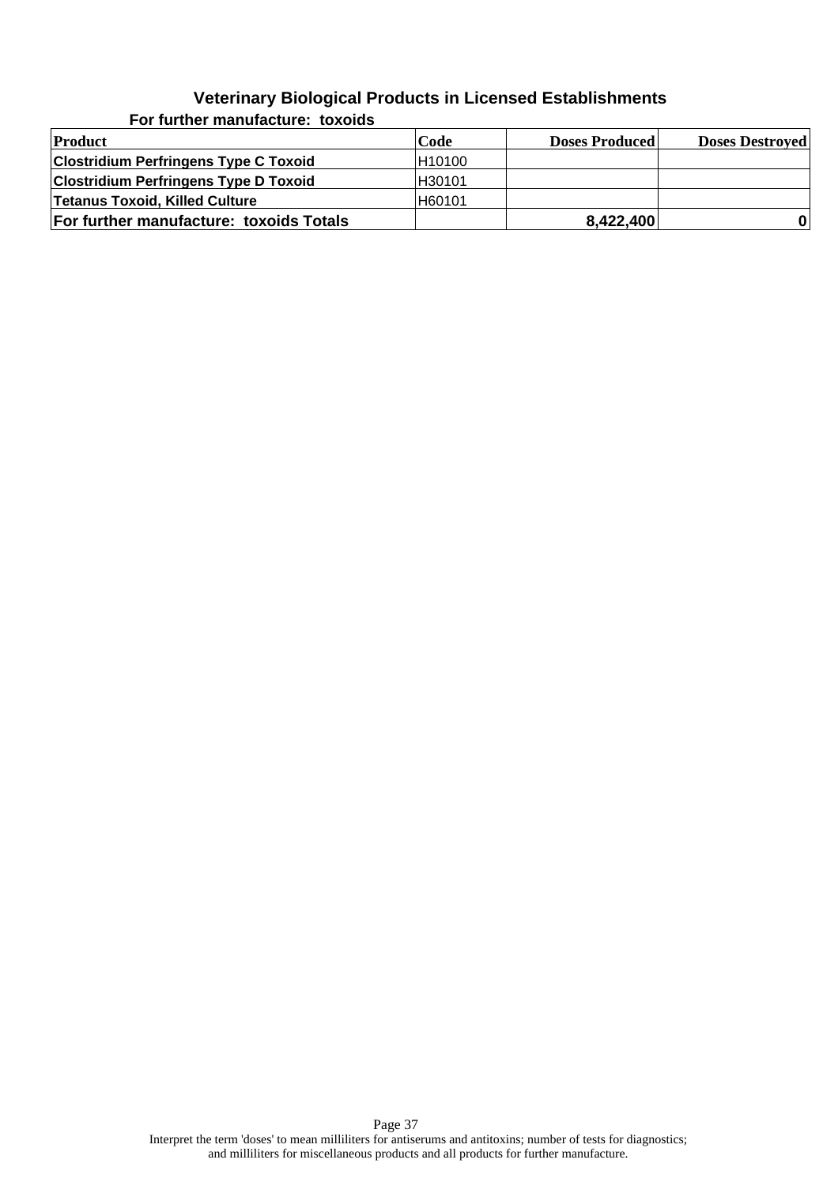# Veterinary Biological Products in Licensed Establishments

## For further manufacture: toxoids

| Product | Code | Doses Produced | Doses Destroyed |
|---|---|---|---|
| **Clostridium Perfringens Type C Toxoid** | H10100 | | |
| **Clostridium Perfringens Type D Toxoid** | H30101 | | |
| **Tetanus Toxoid, Killed Culture** | H60101 | | |
| **For further manufacture: toxoids Totals** | | **8,422,400** | **0** |

Interpret the term 'doses' to mean milliliters for antiserums and antitoxins; number of tests for diagnostics; and milliliters for miscellaneous products and all products for further manufacture.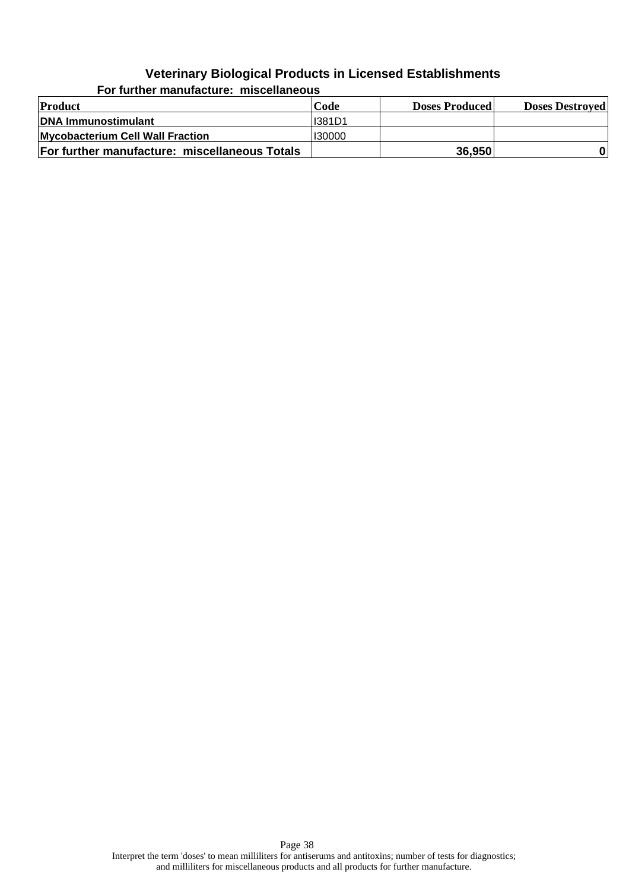## Veterinary Biological Products in Licensed Establishments

### For further manufacture: miscellaneous

| Product | Code | Doses Produced | Doses Destroyed |
|---|---|---|---|
| **DNA Immunostimulant** | I381D1 | | |
| **Mycobacterium Cell Wall Fraction** | I30000 | | |
| **For further manufacture: miscellaneous Totals** | | **36,950** | **0** |

Interpret the term 'doses' to mean milliliters for antiserums and antitoxins; number of tests for diagnostics; and milliliters for miscellaneous products and all products for further manufacture.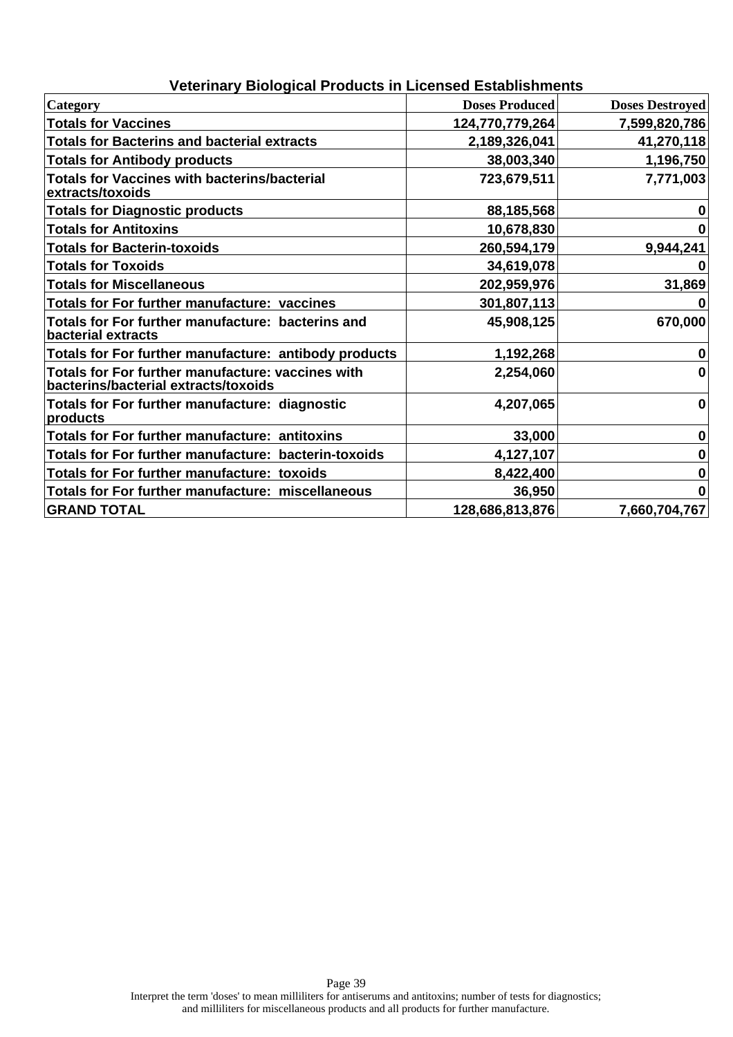## Veterinary Biological Products in Licensed Establishments

| Category | Doses Produced | Doses Destroyed |
|---|---|---|
| **Totals for Vaccines** | **124,770,779,264** | **7,599,820,786** |
| **Totals for Bacterins and bacterial extracts** | **2,189,326,041** | **41,270,118** |
| **Totals for Antibody products** | **38,003,340** | **1,196,750** |
| **Totals for Vaccines with bacterins/bacterial extracts/toxoids** | **723,679,511** | **7,771,003** |
| **Totals for Diagnostic products** | **88,185,568** | **0** |
| **Totals for Antitoxins** | **10,678,830** | **0** |
| **Totals for Bacterin-toxoids** | **260,594,179** | **9,944,241** |
| **Totals for Toxoids** | **34,619,078** | **0** |
| **Totals for Miscellaneous** | **202,959,976** | **31,869** |
| **Totals for For further manufacture: vaccines** | **301,807,113** | **0** |
| **Totals for For further manufacture: bacterins and bacterial extracts** | **45,908,125** | **670,000** |
| **Totals for For further manufacture: antibody products** | **1,192,268** | **0** |
| **Totals for For further manufacture: vaccines with bacterins/bacterial extracts/toxoids** | **2,254,060** | **0** |
| **Totals for For further manufacture: diagnostic products** | **4,207,065** | **0** |
| **Totals for For further manufacture: antitoxins** | **33,000** | **0** |
| **Totals for For further manufacture: bacterin-toxoids** | **4,127,107** | **0** |
| **Totals for For further manufacture: toxoids** | **8,422,400** | **0** |
| **Totals for For further manufacture: miscellaneous** | **36,950** | **0** |
| **GRAND TOTAL** | **128,686,813,876** | **7,660,704,767** |

Interpret the term 'doses' to mean milliliters for antiserums and antitoxins; number of tests for diagnostics; and milliliters for miscellaneous products and all products for further manufacture.